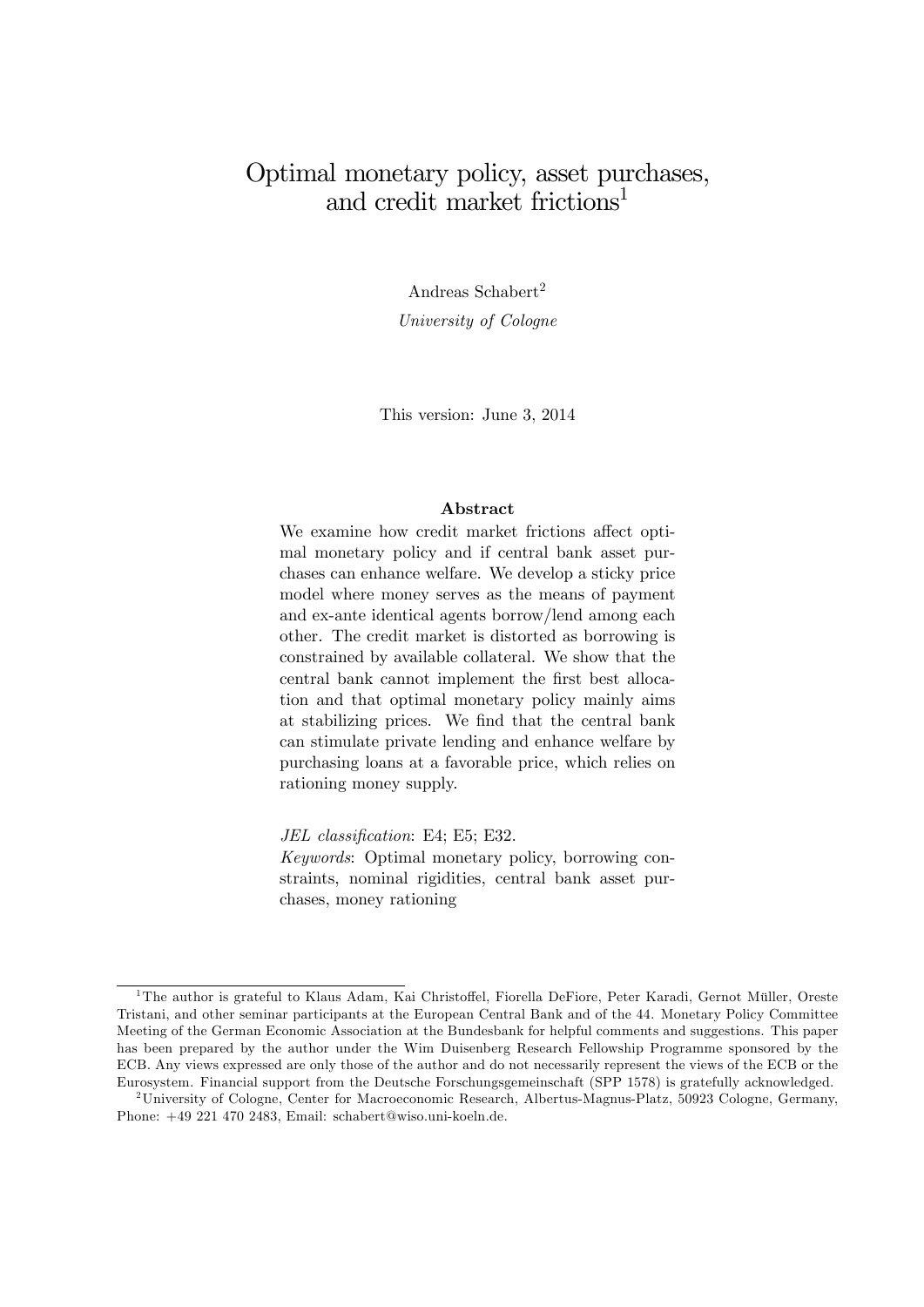# Optimal monetary policy, asset purchases, and credit market frictions[1]

Andreas Schabert[2]

*University of Cologne*

This version: June 3, 2014

## Abstract

We examine how credit market frictions affect optimal monetary policy and if central bank asset purchases can enhance welfare. We develop a sticky price model where money serves as the means of payment and ex-ante identical agents borrow/lend among each other. The credit market is distorted as borrowing is constrained by available collateral. We show that the central bank cannot implement the first best allocation and that optimal monetary policy mainly aims at stabilizing prices. We find that the central bank can stimulate private lending and enhance welfare by purchasing loans at a favorable price, which relies on rationing money supply.

*JEL classification*: E4; E5; E32.

*Keywords*: Optimal monetary policy, borrowing constraints, nominal rigidities, central bank asset purchases, money rationing

---

[1] The author is grateful to Klaus Adam, Kai Christoffel, Fiorella DeFiore, Peter Karadi, Gernot Müller, Oreste Tristani, and other seminar participants at the European Central Bank and of the 44. Monetary Policy Committee Meeting of the German Economic Association at the Bundesbank for helpful comments and suggestions. This paper has been prepared by the author under the Wim Duisenberg Research Fellowship Programme sponsored by the ECB. Any views expressed are only those of the author and do not necessarily represent the views of the ECB or the Eurosystem. Financial support from the Deutsche Forschungsgemeinschaft (SPP 1578) is gratefully acknowledged.

[2] University of Cologne, Center for Macroeconomic Research, Albertus-Magnus-Platz, 50923 Cologne, Germany, Phone: +49 221 470 2483, Email: schabert@wiso.uni-koeln.de.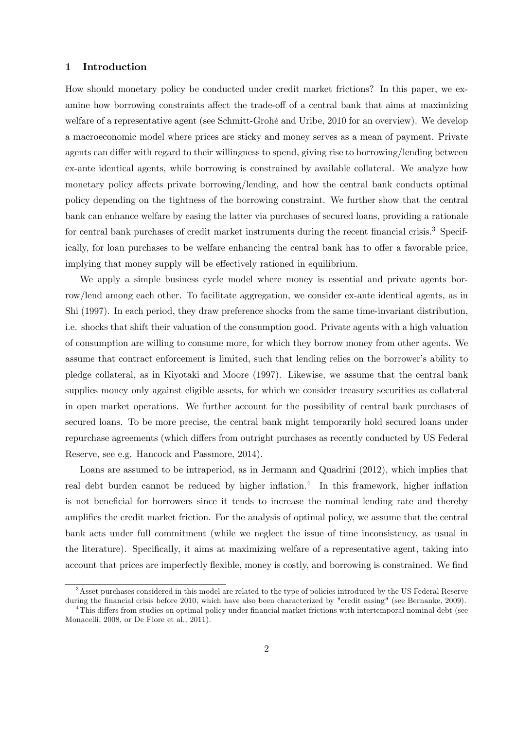# 1 Introduction

How should monetary policy be conducted under credit market frictions? In this paper, we examine how borrowing constraints affect the trade-off of a central bank that aims at maximizing welfare of a representative agent (see Schmitt-Grohé and Uribe, 2010 for an overview). We develop a macroeconomic model where prices are sticky and money serves as a mean of payment. Private agents can differ with regard to their willingness to spend, giving rise to borrowing/lending between ex-ante identical agents, while borrowing is constrained by available collateral. We analyze how monetary policy affects private borrowing/lending, and how the central bank conducts optimal policy depending on the tightness of the borrowing constraint. We further show that the central bank can enhance welfare by easing the latter via purchases of secured loans, providing a rationale for central bank purchases of credit market instruments during the recent financial crisis.[3] Specifically, for loan purchases to be welfare enhancing the central bank has to offer a favorable price, implying that money supply will be effectively rationed in equilibrium.

We apply a simple business cycle model where money is essential and private agents borrow/lend among each other. To facilitate aggregation, we consider ex-ante identical agents, as in Shi (1997). In each period, they draw preference shocks from the same time-invariant distribution, i.e. shocks that shift their valuation of the consumption good. Private agents with a high valuation of consumption are willing to consume more, for which they borrow money from other agents. We assume that contract enforcement is limited, such that lending relies on the borrower's ability to pledge collateral, as in Kiyotaki and Moore (1997). Likewise, we assume that the central bank supplies money only against eligible assets, for which we consider treasury securities as collateral in open market operations. We further account for the possibility of central bank purchases of secured loans. To be more precise, the central bank might temporarily hold secured loans under repurchase agreements (which differs from outright purchases as recently conducted by US Federal Reserve, see e.g. Hancock and Passmore, 2014).

Loans are assumed to be intraperiod, as in Jermann and Quadrini (2012), which implies that real debt burden cannot be reduced by higher inflation.[4] In this framework, higher inflation is not beneficial for borrowers since it tends to increase the nominal lending rate and thereby amplifies the credit market friction. For the analysis of optimal policy, we assume that the central bank acts under full commitment (while we neglect the issue of time inconsistency, as usual in the literature). Specifically, it aims at maximizing welfare of a representative agent, taking into account that prices are imperfectly flexible, money is costly, and borrowing is constrained. We find

[3] Asset purchases considered in this model are related to the type of policies introduced by the US Federal Reserve during the financial crisis before 2010, which have also been characterized by "credit easing" (see Bernanke, 2009).

[4] This differs from studies on optimal policy under financial market frictions with intertemporal nominal debt (see Monacelli, 2008, or De Fiore et al., 2011).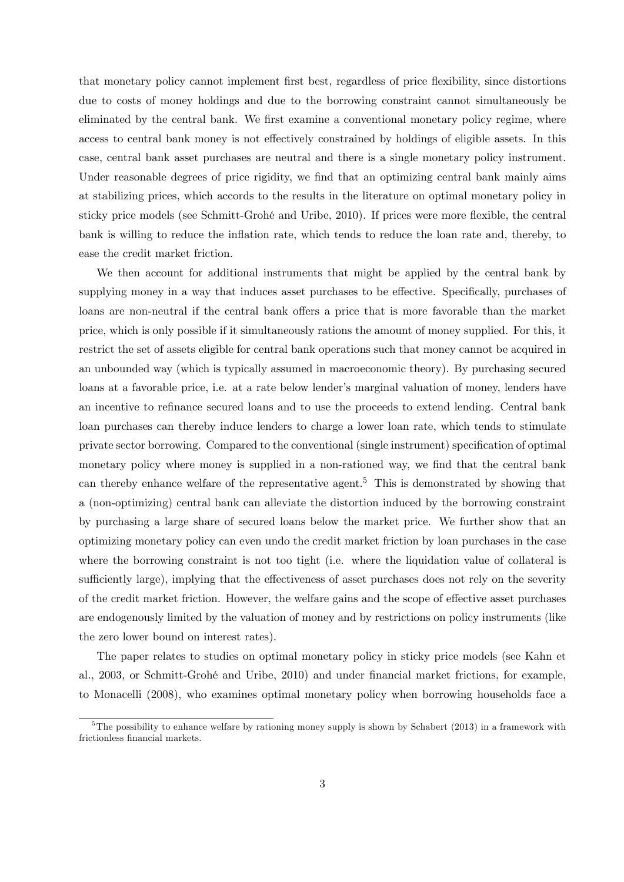that monetary policy cannot implement first best, regardless of price flexibility, since distortions due to costs of money holdings and due to the borrowing constraint cannot simultaneously be eliminated by the central bank. We first examine a conventional monetary policy regime, where access to central bank money is not effectively constrained by holdings of eligible assets. In this case, central bank asset purchases are neutral and there is a single monetary policy instrument. Under reasonable degrees of price rigidity, we find that an optimizing central bank mainly aims at stabilizing prices, which accords to the results in the literature on optimal monetary policy in sticky price models (see Schmitt-Grohé and Uribe, 2010). If prices were more flexible, the central bank is willing to reduce the inflation rate, which tends to reduce the loan rate and, thereby, to ease the credit market friction.

We then account for additional instruments that might be applied by the central bank by supplying money in a way that induces asset purchases to be effective. Specifically, purchases of loans are non-neutral if the central bank offers a price that is more favorable than the market price, which is only possible if it simultaneously rations the amount of money supplied. For this, it restrict the set of assets eligible for central bank operations such that money cannot be acquired in an unbounded way (which is typically assumed in macroeconomic theory). By purchasing secured loans at a favorable price, i.e. at a rate below lender's marginal valuation of money, lenders have an incentive to refinance secured loans and to use the proceeds to extend lending. Central bank loan purchases can thereby induce lenders to charge a lower loan rate, which tends to stimulate private sector borrowing. Compared to the conventional (single instrument) specification of optimal monetary policy where money is supplied in a non-rationed way, we find that the central bank can thereby enhance welfare of the representative agent.[5] This is demonstrated by showing that a (non-optimizing) central bank can alleviate the distortion induced by the borrowing constraint by purchasing a large share of secured loans below the market price. We further show that an optimizing monetary policy can even undo the credit market friction by loan purchases in the case where the borrowing constraint is not too tight (i.e. where the liquidation value of collateral is sufficiently large), implying that the effectiveness of asset purchases does not rely on the severity of the credit market friction. However, the welfare gains and the scope of effective asset purchases are endogenously limited by the valuation of money and by restrictions on policy instruments (like the zero lower bound on interest rates).

The paper relates to studies on optimal monetary policy in sticky price models (see Kahn et al., 2003, or Schmitt-Grohé and Uribe, 2010) and under financial market frictions, for example, to Monacelli (2008), who examines optimal monetary policy when borrowing households face a

[5] The possibility to enhance welfare by rationing money supply is shown by Schabert (2013) in a framework with frictionless financial markets.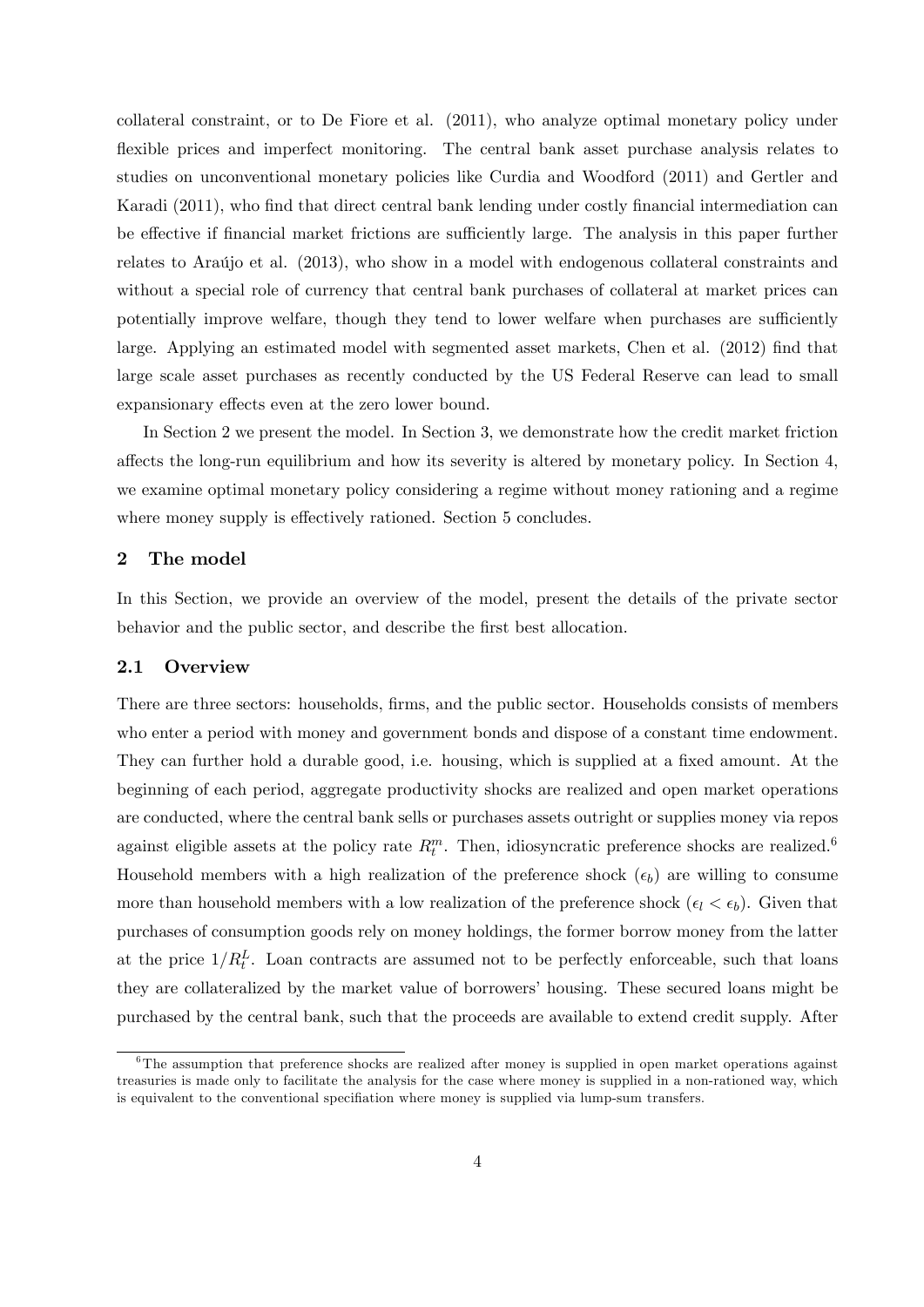collateral constraint, or to De Fiore et al. (2011), who analyze optimal monetary policy under flexible prices and imperfect monitoring. The central bank asset purchase analysis relates to studies on unconventional monetary policies like Curdia and Woodford (2011) and Gertler and Karadi (2011), who find that direct central bank lending under costly financial intermediation can be effective if financial market frictions are sufficiently large. The analysis in this paper further relates to Araújo et al. (2013), who show in a model with endogenous collateral constraints and without a special role of currency that central bank purchases of collateral at market prices can potentially improve welfare, though they tend to lower welfare when purchases are sufficiently large. Applying an estimated model with segmented asset markets, Chen et al. (2012) find that large scale asset purchases as recently conducted by the US Federal Reserve can lead to small expansionary effects even at the zero lower bound.

In Section 2 we present the model. In Section 3, we demonstrate how the credit market friction affects the long-run equilibrium and how its severity is altered by monetary policy. In Section 4, we examine optimal monetary policy considering a regime without money rationing and a regime where money supply is effectively rationed. Section 5 concludes.

## 2 The model

In this Section, we provide an overview of the model, present the details of the private sector behavior and the public sector, and describe the first best allocation.

### 2.1 Overview

There are three sectors: households, firms, and the public sector. Households consists of members who enter a period with money and government bonds and dispose of a constant time endowment. They can further hold a durable good, i.e. housing, which is supplied at a fixed amount. At the beginning of each period, aggregate productivity shocks are realized and open market operations are conducted, where the central bank sells or purchases assets outright or supplies money via repos against eligible assets at the policy rate $R_t^m$. Then, idiosyncratic preference shocks are realized.[6] Household members with a high realization of the preference shock ($\epsilon_b$) are willing to consume more than household members with a low realization of the preference shock ($\epsilon_l < \epsilon_b$). Given that purchases of consumption goods rely on money holdings, the former borrow money from the latter at the price $1/R_t^L$. Loan contracts are assumed not to be perfectly enforceable, such that loans they are collateralized by the market value of borrowers' housing. These secured loans might be purchased by the central bank, such that the proceeds are available to extend credit supply. After

[6] The assumption that preference shocks are realized after money is supplied in open market operations against treasuries is made only to facilitate the analysis for the case where money is supplied in a non-rationed way, which is equivalent to the conventional specifiation where money is supplied via lump-sum transfers.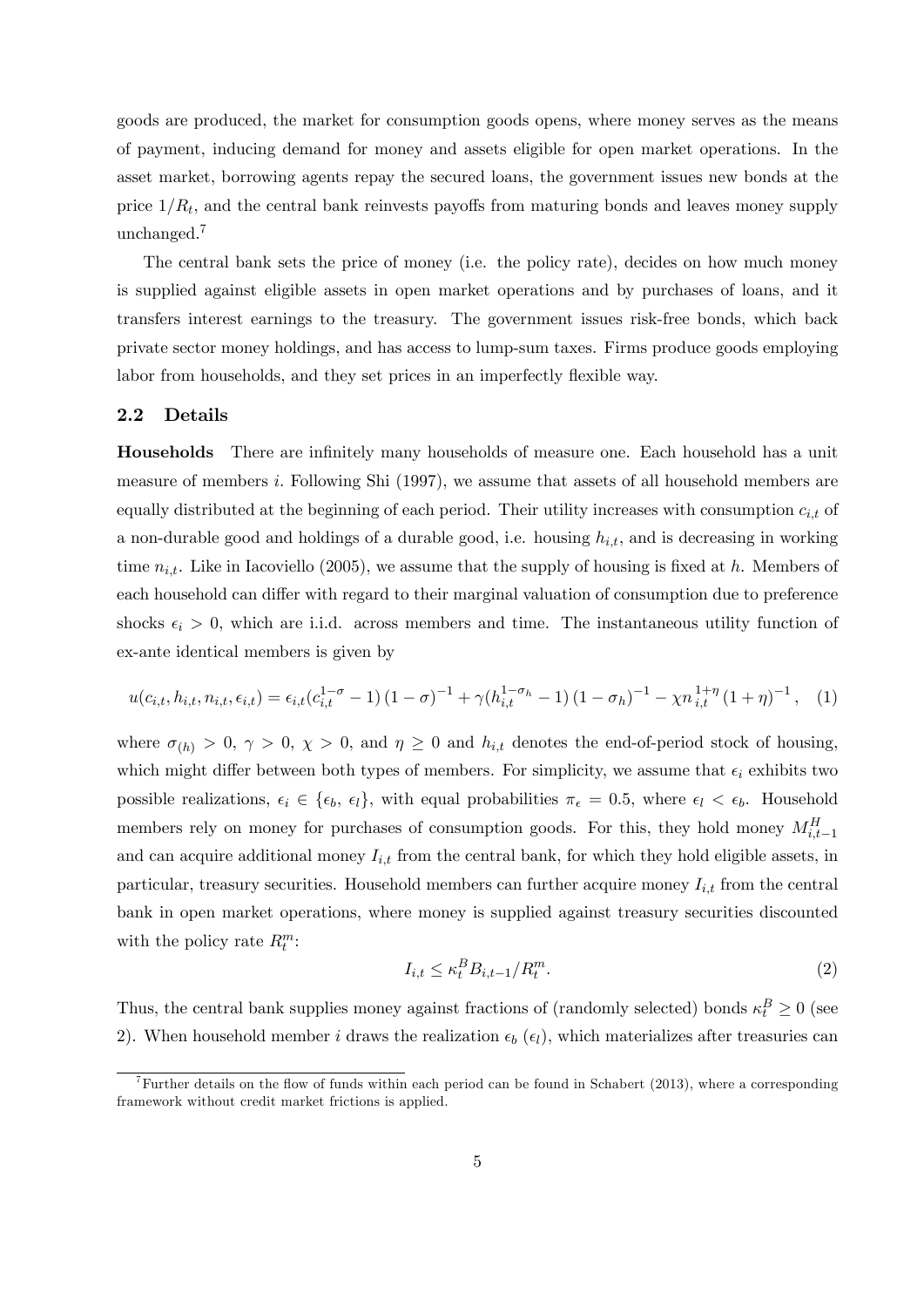goods are produced, the market for consumption goods opens, where money serves as the means of payment, inducing demand for money and assets eligible for open market operations. In the asset market, borrowing agents repay the secured loans, the government issues new bonds at the price $1/R_t$, and the central bank reinvests payoffs from maturing bonds and leaves money supply unchanged.[7]

The central bank sets the price of money (i.e. the policy rate), decides on how much money is supplied against eligible assets in open market operations and by purchases of loans, and it transfers interest earnings to the treasury. The government issues risk-free bonds, which back private sector money holdings, and has access to lump-sum taxes. Firms produce goods employing labor from households, and they set prices in an imperfectly flexible way.

## 2.2 Details

**Households** There are infinitely many households of measure one. Each household has a unit measure of members $i$. Following Shi (1997), we assume that assets of all household members are equally distributed at the beginning of each period. Their utility increases with consumption $c_{i,t}$ of a non-durable good and holdings of a durable good, i.e. housing $h_{i,t}$, and is decreasing in working time $n_{i,t}$. Like in Iacoviello (2005), we assume that the supply of housing is fixed at $h$. Members of each household can differ with regard to their marginal valuation of consumption due to preference shocks $\epsilon_i > 0$, which are i.i.d. across members and time. The instantaneous utility function of ex-ante identical members is given by

$$u(c_{i,t}, h_{i,t}, n_{i,t}, \epsilon_{i,t}) = \epsilon_{i,t}(c_{i,t}^{1-\sigma} - 1)(1-\sigma)^{-1} + \gamma(h_{i,t}^{1-\sigma_h} - 1)(1-\sigma_h)^{-1} - \chi n_{i,t}^{1+\eta}(1+\eta)^{-1}, \quad (1)$$

where $\sigma_{(h)} > 0$, $\gamma > 0$, $\chi > 0$, and $\eta \geq 0$ and $h_{i,t}$ denotes the end-of-period stock of housing, which might differ between both types of members. For simplicity, we assume that $\epsilon_i$ exhibits two possible realizations, $\epsilon_i \in \{\epsilon_b, \epsilon_l\}$, with equal probabilities $\pi_\epsilon = 0.5$, where $\epsilon_l < \epsilon_b$. Household members rely on money for purchases of consumption goods. For this, they hold money $M_{i,t-1}^H$ and can acquire additional money $I_{i,t}$ from the central bank, for which they hold eligible assets, in particular, treasury securities. Household members can further acquire money $I_{i,t}$ from the central bank in open market operations, where money is supplied against treasury securities discounted with the policy rate $R_t^m$:

$$I_{i,t} \leq \kappa_t^B B_{i,t-1}/R_t^m. \quad (2)$$

Thus, the central bank supplies money against fractions of (randomly selected) bonds $\kappa_t^B \geq 0$ (see 2). When household member $i$ draws the realization $\epsilon_b$ ($\epsilon_l$), which materializes after treasuries can

[7] Further details on the flow of funds within each period can be found in Schabert (2013), where a corresponding framework without credit market frictions is applied.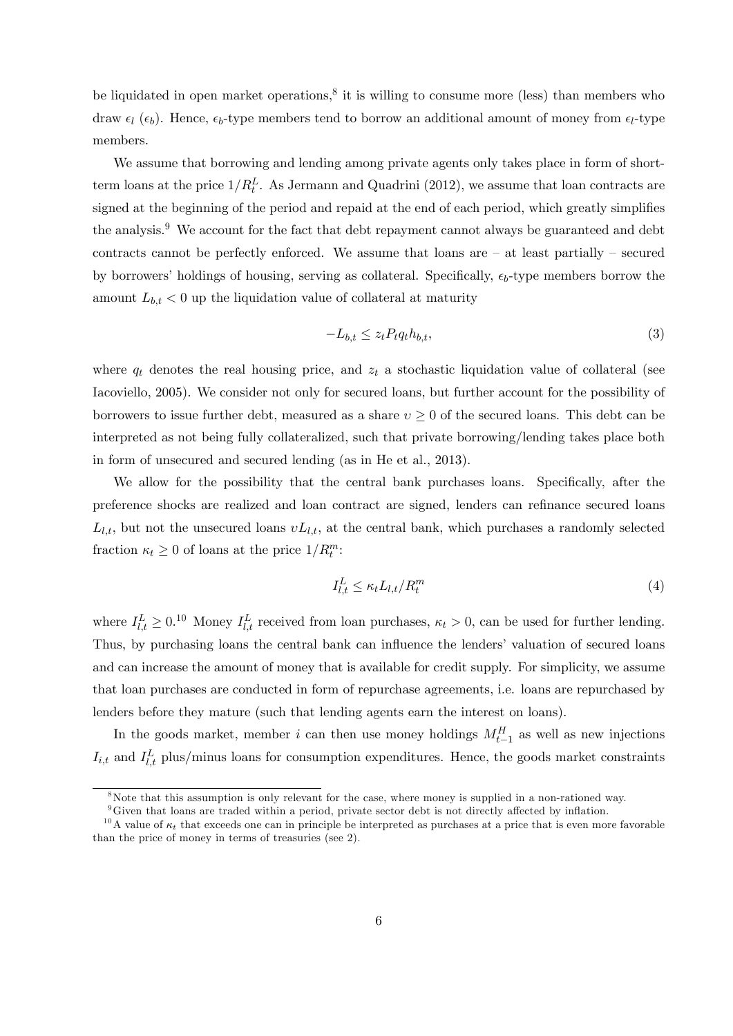be liquidated in open market operations,[8] it is willing to consume more (less) than members who draw $\epsilon_l$ ($\epsilon_b$). Hence, $\epsilon_b$-type members tend to borrow an additional amount of money from $\epsilon_l$-type members.

We assume that borrowing and lending among private agents only takes place in form of short-term loans at the price $1/R_t^L$. As Jermann and Quadrini (2012), we assume that loan contracts are signed at the beginning of the period and repaid at the end of each period, which greatly simplifies the analysis.[9] We account for the fact that debt repayment cannot always be guaranteed and debt contracts cannot be perfectly enforced. We assume that loans are – at least partially – secured by borrowers' holdings of housing, serving as collateral. Specifically, $\epsilon_b$-type members borrow the amount $L_{b,t} < 0$ up the liquidation value of collateral at maturity

$$-L_{b,t} \leq z_t P_t q_t h_{b,t}, \tag{3}$$

where $q_t$ denotes the real housing price, and $z_t$ a stochastic liquidation value of collateral (see Iacoviello, 2005). We consider not only for secured loans, but further account for the possibility of borrowers to issue further debt, measured as a share $\upsilon \geq 0$ of the secured loans. This debt can be interpreted as not being fully collateralized, such that private borrowing/lending takes place both in form of unsecured and secured lending (as in He et al., 2013).

We allow for the possibility that the central bank purchases loans. Specifically, after the preference shocks are realized and loan contract are signed, lenders can refinance secured loans $L_{l,t}$, but not the unsecured loans $\upsilon L_{l,t}$, at the central bank, which purchases a randomly selected fraction $\kappa_t \geq 0$ of loans at the price $1/R_t^m$:

$$I_{l,t}^L \leq \kappa_t L_{l,t}/R_t^m \tag{4}$$

where $I_{l,t}^L \geq 0$.[10] Money $I_{l,t}^L$ received from loan purchases, $\kappa_t > 0$, can be used for further lending. Thus, by purchasing loans the central bank can influence the lenders' valuation of secured loans and can increase the amount of money that is available for credit supply. For simplicity, we assume that loan purchases are conducted in form of repurchase agreements, i.e. loans are repurchased by lenders before they mature (such that lending agents earn the interest on loans).

In the goods market, member $i$ can then use money holdings $M_{t-1}^H$ as well as new injections $I_{i,t}$ and $I_{l,t}^L$ plus/minus loans for consumption expenditures. Hence, the goods market constraints

---

[8] Note that this assumption is only relevant for the case, where money is supplied in a non-rationed way.

[9] Given that loans are traded within a period, private sector debt is not directly affected by inflation.

[10] A value of $\kappa_t$ that exceeds one can in principle be interpreted as purchases at a price that is even more favorable than the price of money in terms of treasuries (see 2).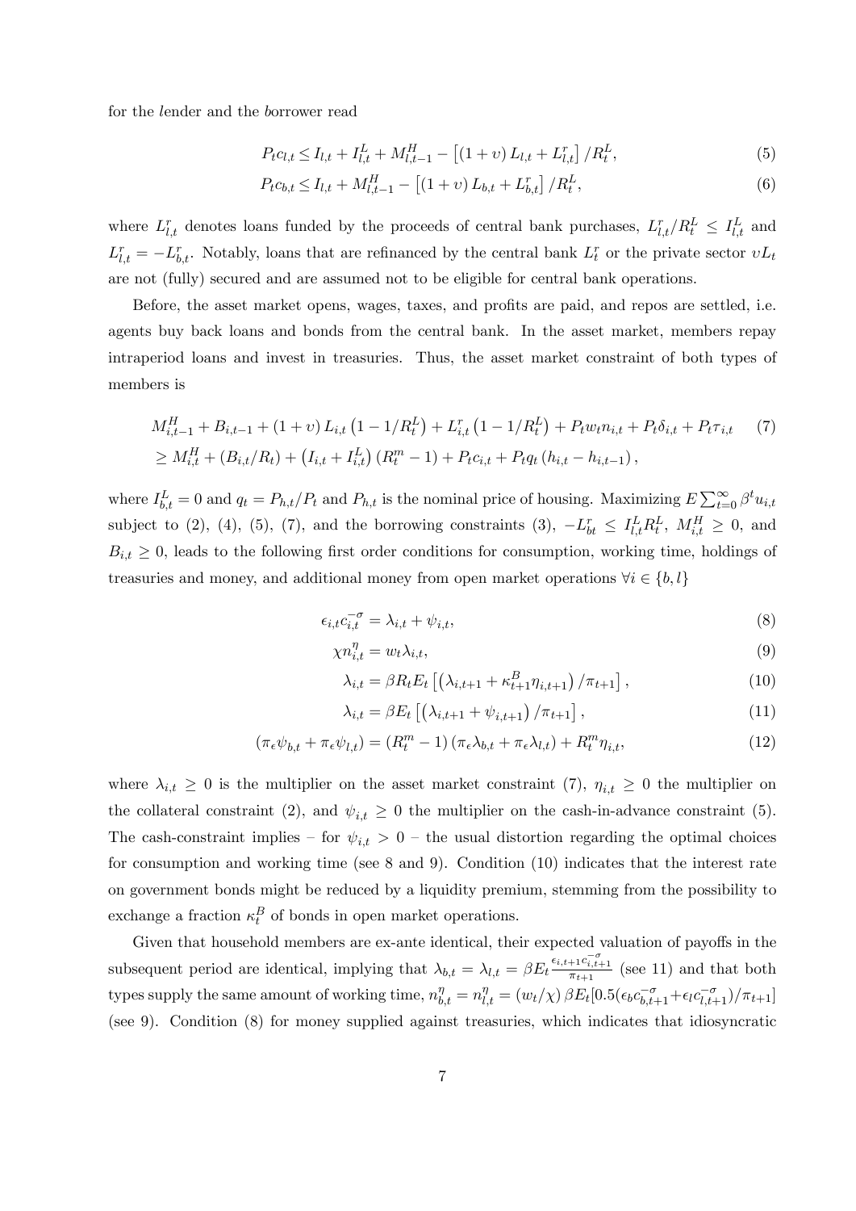for the *l*ender and the *b*orrower read

$$P_t c_{l,t} \leq I_{l,t} + I^L_{l,t} + M^H_{l,t-1} - \left[(1+\upsilon) L_{l,t} + L^r_{l,t}\right]/R^L_t, \tag{5}$$

$$P_t c_{b,t} \leq I_{l,t} + M^H_{l,t-1} - \left[(1+\upsilon) L_{b,t} + L^r_{b,t}\right]/R^L_t, \tag{6}$$

where $L^r_{l,t}$ denotes loans funded by the proceeds of central bank purchases, $L^r_{l,t}/R^L_t \leq I^L_{l,t}$ and $L^r_{l,t} = -L^r_{b,t}$. Notably, loans that are refinanced by the central bank $L^r_t$ or the private sector $\upsilon L_t$ are not (fully) secured and are assumed not to be eligible for central bank operations.

Before, the asset market opens, wages, taxes, and profits are paid, and repos are settled, i.e. agents buy back loans and bonds from the central bank. In the asset market, members repay intraperiod loans and invest in treasuries. Thus, the asset market constraint of both types of members is

$$\begin{aligned} & M^H_{i,t-1} + B_{i,t-1} + (1+\upsilon) L_{i,t}\left(1 - 1/R^L_t\right) + L^r_{i,t}\left(1 - 1/R^L_t\right) + P_t w_t n_{i,t} + P_t \delta_{i,t} + P_t \tau_{i,t} \\ & \geq M^H_{i,t} + (B_{i,t}/R_t) + \left(I_{i,t} + I^L_{i,t}\right)(R^m_t - 1) + P_t c_{i,t} + P_t q_t \left(h_{i,t} - h_{i,t-1}\right), \end{aligned} \tag{7}$$

where $I^L_{b,t} = 0$ and $q_t = P_{h,t}/P_t$ and $P_{h,t}$ is the nominal price of housing. Maximizing $E\sum_{t=0}^{\infty} \beta^t u_{i,t}$ subject to (2), (4), (5), (7), and the borrowing constraints (3), $-L^r_{bt} \leq I^L_{l,t} R^L_t$, $M^H_{i,t} \geq 0$, and $B_{i,t} \geq 0$, leads to the following first order conditions for consumption, working time, holdings of treasuries and money, and additional money from open market operations $\forall i \in \{b, l\}$

$$\epsilon_{i,t} c^{-\sigma}_{i,t} = \lambda_{i,t} + \psi_{i,t}, \tag{8}$$

$$\chi n^{\eta}_{i,t} = w_t \lambda_{i,t}, \tag{9}$$

$$\lambda_{i,t} = \beta R_t E_t\left[\left(\lambda_{i,t+1} + \kappa^B_{t+1}\eta_{i,t+1}\right)/\pi_{t+1}\right], \tag{10}$$

$$\lambda_{i,t} = \beta E_t\left[\left(\lambda_{i,t+1} + \psi_{i,t+1}\right)/\pi_{t+1}\right], \tag{11}$$

$$(\pi_\epsilon \psi_{b,t} + \pi_\epsilon \psi_{l,t}) = (R^m_t - 1)(\pi_\epsilon \lambda_{b,t} + \pi_\epsilon \lambda_{l,t}) + R^m_t \eta_{i,t}, \tag{12}$$

where $\lambda_{i,t} \geq 0$ is the multiplier on the asset market constraint (7), $\eta_{i,t} \geq 0$ the multiplier on the collateral constraint (2), and $\psi_{i,t} \geq 0$ the multiplier on the cash-in-advance constraint (5). The cash-constraint implies – for $\psi_{i,t} > 0$ – the usual distortion regarding the optimal choices for consumption and working time (see 8 and 9). Condition (10) indicates that the interest rate on government bonds might be reduced by a liquidity premium, stemming from the possibility to exchange a fraction $\kappa^B_t$ of bonds in open market operations.

Given that household members are ex-ante identical, their expected valuation of payoffs in the subsequent period are identical, implying that $\lambda_{b,t} = \lambda_{l,t} = \beta E_t \frac{\epsilon_{i,t+1} c^{-\sigma}_{i,t+1}}{\pi_{t+1}}$ (see 11) and that both types supply the same amount of working time, $n^{\eta}_{b,t} = n^{\eta}_{l,t} = (w_t/\chi)\,\beta E_t[0.5(\epsilon_b c^{-\sigma}_{b,t+1} + \epsilon_l c^{-\sigma}_{l,t+1})/\pi_{t+1}]$ (see 9). Condition (8) for money supplied against treasuries, which indicates that idiosyncratic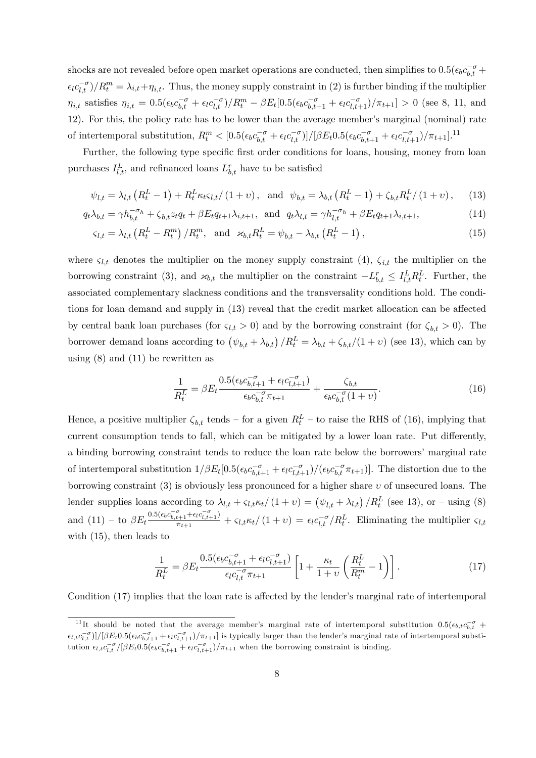shocks are not revealed before open market operations are conducted, then simplifies to $0.5(\epsilon_b c_{b,t}^{-\sigma} + \epsilon_l c_{l,t}^{-\sigma})/R_t^m = \lambda_{i,t} + \eta_{i,t}$. Thus, the money supply constraint in (2) is further binding if the multiplier $\eta_{i,t}$ satisfies $\eta_{i,t} = 0.5(\epsilon_b c_{b,t}^{-\sigma} + \epsilon_l c_{l,t}^{-\sigma})/R_t^m - \beta E_t[0.5(\epsilon_b c_{b,t+1}^{-\sigma} + \epsilon_l c_{l,t+1}^{-\sigma})/\pi_{t+1}] > 0$ (see 8, 11, and 12). For this, the policy rate has to be lower than the average member's marginal (nominal) rate of intertemporal substitution, $R_t^m < [0.5(\epsilon_b c_{b,t}^{-\sigma} + \epsilon_l c_{l,t}^{-\sigma})]/[\beta E_t 0.5(\epsilon_b c_{b,t+1}^{-\sigma} + \epsilon_l c_{l,t+1}^{-\sigma})/\pi_{t+1}]$.[11]

Further, the following type specific first order conditions for loans, housing, money from loan purchases $I_{l,t}^L$, and refinanced loans $L_{b,t}^r$ have to be satisfied

$$\psi_{l,t} = \lambda_{l,t}\left(R_t^L - 1\right) + R_t^L \kappa_t \varsigma_{l,t}/\left(1+\upsilon\right), \quad \text{and} \quad \psi_{b,t} = \lambda_{b,t}\left(R_t^L - 1\right) + \zeta_{b,t} R_t^L/\left(1+\upsilon\right), \tag{13}$$

$$q_t \lambda_{b,t} = \gamma h_{b,t}^{-\sigma_h} + \zeta_{b,t} z_t q_t + \beta E_t q_{t+1} \lambda_{i,t+1}, \quad \text{and} \quad q_t \lambda_{l,t} = \gamma h_{l,t}^{-\sigma_h} + \beta E_t q_{t+1} \lambda_{i,t+1}, \tag{14}$$

$$\varsigma_{l,t} = \lambda_{l,t}\left(R_t^L - R_t^m\right)/R_t^m, \quad \text{and} \quad \varkappa_{b,t} R_t^L = \psi_{b,t} - \lambda_{b,t}\left(R_t^L - 1\right), \tag{15}$$

where $\varsigma_{l,t}$ denotes the multiplier on the money supply constraint (4), $\zeta_{i,t}$ the multiplier on the borrowing constraint (3), and $\varkappa_{b,t}$ the multiplier on the constraint $-L_{b,t}^r \leq I_{l,t}^L R_t^L$. Further, the associated complementary slackness conditions and the transversality conditions hold. The conditions for loan demand and supply in (13) reveal that the credit market allocation can be affected by central bank loan purchases (for $\varsigma_{l,t} > 0$) and by the borrowing constraint (for $\zeta_{b,t} > 0$). The borrower demand loans according to $\left(\psi_{b,t} + \lambda_{b,t}\right)/R_t^L = \lambda_{b,t} + \zeta_{b,t}/(1+\upsilon)$ (see 13), which can by using (8) and (11) be rewritten as

$$\frac{1}{R_t^L} = \beta E_t \frac{0.5(\epsilon_b c_{b,t+1}^{-\sigma} + \epsilon_l c_{l,t+1}^{-\sigma})}{\epsilon_b c_{b,t}^{-\sigma} \pi_{t+1}} + \frac{\zeta_{b,t}}{\epsilon_b c_{b,t}^{-\sigma}(1+\upsilon)}. \tag{16}$$

Hence, a positive multiplier $\zeta_{b,t}$ tends – for a given $R_t^L$ – to raise the RHS of (16), implying that current consumption tends to fall, which can be mitigated by a lower loan rate. Put differently, a binding borrowing constraint tends to reduce the loan rate below the borrowers' marginal rate of intertemporal substitution $1/\beta E_t[0.5(\epsilon_b c_{b,t+1}^{-\sigma} + \epsilon_l c_{l,t+1}^{-\sigma})/(\epsilon_b c_{b,t}^{-\sigma} \pi_{t+1})]$. The distortion due to the borrowing constraint (3) is obviously less pronounced for a higher share $\upsilon$ of unsecured loans. The lender supplies loans according to $\lambda_{l,t} + \varsigma_{l,t}\kappa_t/\left(1+\upsilon\right) = \left(\psi_{l,t} + \lambda_{l,t}\right)/R_t^L$ (see 13), or – using (8) and (11) – to $\beta E_t \frac{0.5(\epsilon_b c_{b,t+1}^{-\sigma} + \epsilon_l c_{l,t+1}^{-\sigma})}{\pi_{t+1}} + \varsigma_{l,t}\kappa_t/\left(1+\upsilon\right) = \epsilon_l c_{l,t}^{-\sigma}/R_t^L$. Eliminating the multiplier $\varsigma_{l,t}$ with (15), then leads to

$$\frac{1}{R_t^L} = \beta E_t \frac{0.5(\epsilon_b c_{b,t+1}^{-\sigma} + \epsilon_l c_{l,t+1}^{-\sigma})}{\epsilon_l c_{l,t}^{-\sigma} \pi_{t+1}} \left[1 + \frac{\kappa_t}{1+\upsilon}\left(\frac{R_t^L}{R_t^m} - 1\right)\right]. \tag{17}$$

Condition (17) implies that the loan rate is affected by the lender's marginal rate of intertemporal

[11] It should be noted that the average member's marginal rate of intertemporal substitution $0.5(\epsilon_{b,t} c_{b,t}^{-\sigma} + \epsilon_{l,t} c_{l,t}^{-\sigma})]/[\beta E_t 0.5(\epsilon_b c_{b,t+1}^{-\sigma} + \epsilon_l c_{l,t+1}^{-\sigma})/\pi_{t+1}]$ is typically larger than the lender's marginal rate of intertemporal substitution $\epsilon_{l,t} c_{l,t}^{-\sigma}/[\beta E_t 0.5(\epsilon_b c_{b,t+1}^{-\sigma} + \epsilon_l c_{l,t+1}^{-\sigma})/\pi_{t+1}$ when the borrowing constraint is binding.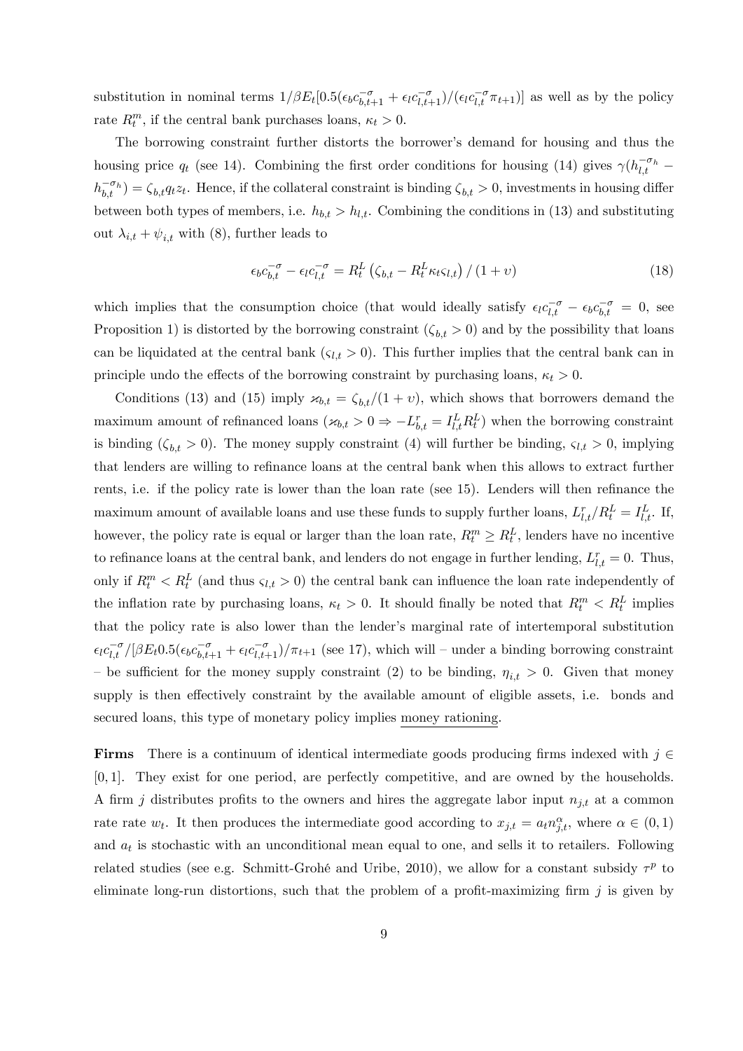substitution in nominal terms $1/\beta E_t[0.5(\epsilon_b c_{b,t+1}^{-\sigma} + \epsilon_l c_{l,t+1}^{-\sigma})/(\epsilon_l c_{l,t}^{-\sigma}\pi_{t+1})]$ as well as by the policy rate $R_t^m$, if the central bank purchases loans, $\kappa_t > 0$.

The borrowing constraint further distorts the borrower's demand for housing and thus the housing price $q_t$ (see 14). Combining the first order conditions for housing (14) gives $\gamma(h_{l,t}^{-\sigma_h} - h_{b,t}^{-\sigma_h}) = \zeta_{b,t} q_t z_t$. Hence, if the collateral constraint is binding $\zeta_{b,t} > 0$, investments in housing differ between both types of members, i.e. $h_{b,t} > h_{l,t}$. Combining the conditions in (13) and substituting out $\lambda_{i,t} + \psi_{i,t}$ with (8), further leads to

$$\epsilon_b c_{b,t}^{-\sigma} - \epsilon_l c_{l,t}^{-\sigma} = R_t^L \left(\zeta_{b,t} - R_t^L \kappa_t \varsigma_{l,t}\right) / (1 + \upsilon) \tag{18}$$

which implies that the consumption choice (that would ideally satisfy $\epsilon_l c_{l,t}^{-\sigma} - \epsilon_b c_{b,t}^{-\sigma} = 0$, see Proposition 1) is distorted by the borrowing constraint ($\zeta_{b,t} > 0$) and by the possibility that loans can be liquidated at the central bank ($\varsigma_{l,t} > 0$). This further implies that the central bank can in principle undo the effects of the borrowing constraint by purchasing loans, $\kappa_t > 0$.

Conditions (13) and (15) imply $\varkappa_{b,t} = \zeta_{b,t}/(1 + \upsilon)$, which shows that borrowers demand the maximum amount of refinanced loans ($\varkappa_{b,t} > 0 \Rightarrow -L_{b,t}^r = I_{l,t}^L R_t^L$) when the borrowing constraint is binding ($\zeta_{b,t} > 0$). The money supply constraint (4) will further be binding, $\varsigma_{l,t} > 0$, implying that lenders are willing to refinance loans at the central bank when this allows to extract further rents, i.e. if the policy rate is lower than the loan rate (see 15). Lenders will then refinance the maximum amount of available loans and use these funds to supply further loans, $L_{l,t}^r / R_t^L = I_{l,t}^L$. If, however, the policy rate is equal or larger than the loan rate, $R_t^m \geq R_t^L$, lenders have no incentive to refinance loans at the central bank, and lenders do not engage in further lending, $L_{l,t}^r = 0$. Thus, only if $R_t^m < R_t^L$ (and thus $\varsigma_{l,t} > 0$) the central bank can influence the loan rate independently of the inflation rate by purchasing loans, $\kappa_t > 0$. It should finally be noted that $R_t^m < R_t^L$ implies that the policy rate is also lower than the lender's marginal rate of intertemporal substitution $\epsilon_l c_{l,t}^{-\sigma} / [\beta E_t 0.5(\epsilon_b c_{b,t+1}^{-\sigma} + \epsilon_l c_{l,t+1}^{-\sigma})/\pi_{t+1}$ (see 17), which will – under a binding borrowing constraint – be sufficient for the money supply constraint (2) to be binding, $\eta_{i,t} > 0$. Given that money supply is then effectively constraint by the available amount of eligible assets, i.e. bonds and secured loans, this type of monetary policy implies money rationing.

**Firms** There is a continuum of identical intermediate goods producing firms indexed with $j \in [0, 1]$. They exist for one period, are perfectly competitive, and are owned by the households. A firm $j$ distributes profits to the owners and hires the aggregate labor input $n_{j,t}$ at a common rate rate $w_t$. It then produces the intermediate good according to $x_{j,t} = a_t n_{j,t}^{\alpha}$, where $\alpha \in (0, 1)$ and $a_t$ is stochastic with an unconditional mean equal to one, and sells it to retailers. Following related studies (see e.g. Schmitt-Grohé and Uribe, 2010), we allow for a constant subsidy $\tau^p$ to eliminate long-run distortions, such that the problem of a profit-maximizing firm $j$ is given by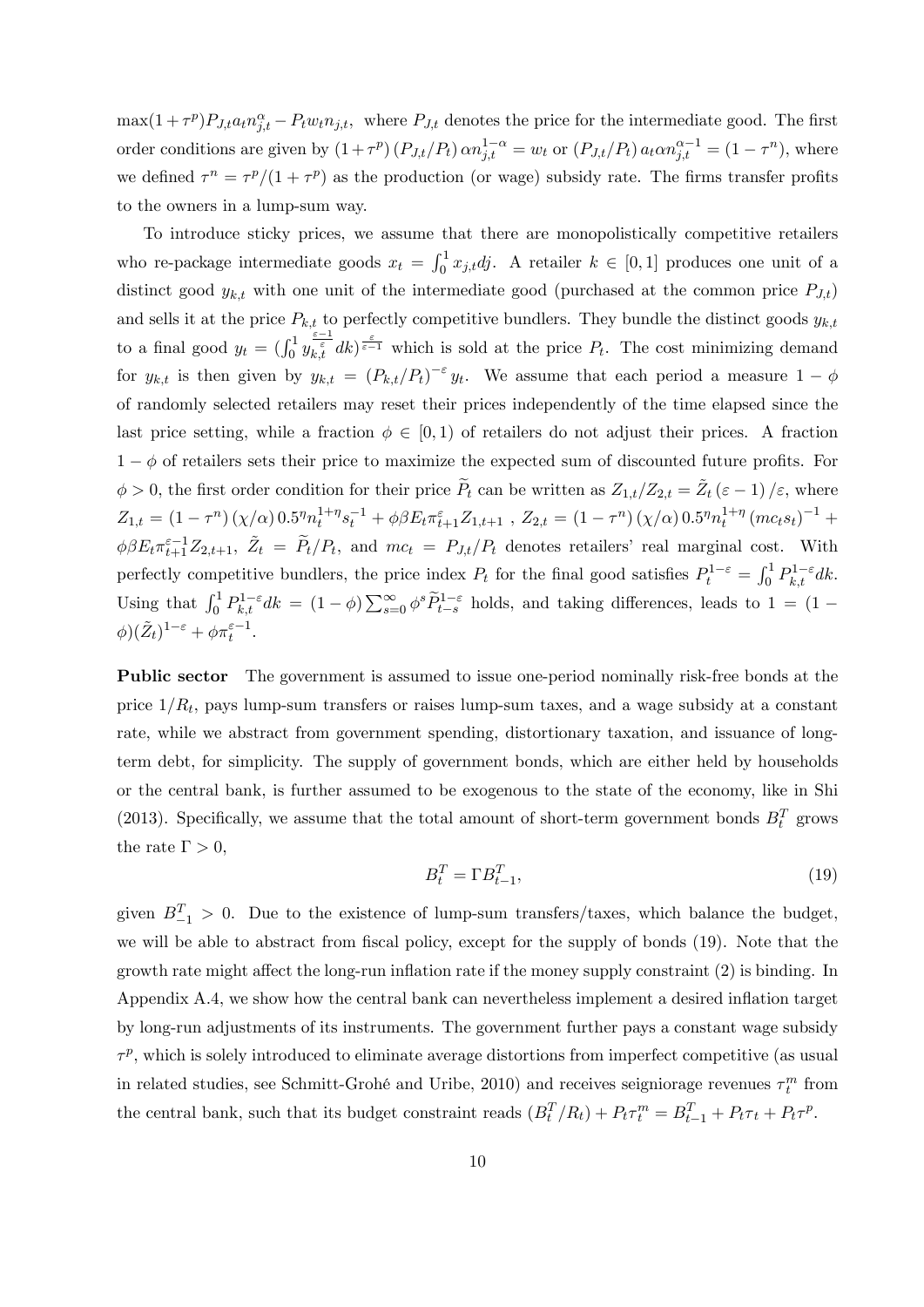$\max(1+\tau^p)P_{J,t}a_t n_{j,t}^{\alpha} - P_t w_t n_{j,t}$, where $P_{J,t}$ denotes the price for the intermediate good. The first order conditions are given by $(1+\tau^p)(P_{J,t}/P_t)\alpha n_{j,t}^{1-\alpha} = w_t$ or $(P_{J,t}/P_t)a_t\alpha n_{j,t}^{\alpha-1} = (1-\tau^n)$, where we defined $\tau^n = \tau^p/(1+\tau^p)$ as the production (or wage) subsidy rate. The firms transfer profits to the owners in a lump-sum way.

To introduce sticky prices, we assume that there are monopolistically competitive retailers who re-package intermediate goods $x_t = \int_0^1 x_{j,t}dj$. A retailer $k \in [0,1]$ produces one unit of a distinct good $y_{k,t}$ with one unit of the intermediate good (purchased at the common price $P_{J,t}$) and sells it at the price $P_{k,t}$ to perfectly competitive bundlers. They bundle the distinct goods $y_{k,t}$ to a final good $y_t = (\int_0^1 y_{k,t}^{\frac{\varepsilon-1}{\varepsilon}}dk)^{\frac{\varepsilon}{\varepsilon-1}}$ which is sold at the price $P_t$. The cost minimizing demand for $y_{k,t}$ is then given by $y_{k,t} = (P_{k,t}/P_t)^{-\varepsilon}y_t$. We assume that each period a measure $1-\phi$ of randomly selected retailers may reset their prices independently of the time elapsed since the last price setting, while a fraction $\phi \in [0,1)$ of retailers do not adjust their prices. A fraction $1-\phi$ of retailers sets their price to maximize the expected sum of discounted future profits. For $\phi > 0$, the first order condition for their price $\widetilde{P}_t$ can be written as $Z_{1,t}/Z_{2,t} = \tilde{Z}_t(\varepsilon-1)/\varepsilon$, where $Z_{1,t} = (1-\tau^n)(\chi/\alpha)0.5^{\eta}n_t^{1+\eta}s_t^{-1} + \phi\beta E_t\pi_{t+1}^{\varepsilon}Z_{1,t+1}$ , $Z_{2,t} = (1-\tau^n)(\chi/\alpha)0.5^{\eta}n_t^{1+\eta}(mc_t s_t)^{-1} + \phi\beta E_t\pi_{t+1}^{\varepsilon-1}Z_{2,t+1}$, $\tilde{Z}_t = \widetilde{P}_t/P_t$, and $mc_t = P_{J,t}/P_t$ denotes retailers' real marginal cost. With perfectly competitive bundlers, the price index $P_t$ for the final good satisfies $P_t^{1-\varepsilon} = \int_0^1 P_{k,t}^{1-\varepsilon}dk$. Using that $\int_0^1 P_{k,t}^{1-\varepsilon}dk = (1-\phi)\sum_{s=0}^{\infty}\phi^s\widetilde{P}_{t-s}^{1-\varepsilon}$ holds, and taking differences, leads to $1 = (1-\phi)(\tilde{Z}_t)^{1-\varepsilon} + \phi\pi_t^{\varepsilon-1}$.

**Public sector** The government is assumed to issue one-period nominally risk-free bonds at the price $1/R_t$, pays lump-sum transfers or raises lump-sum taxes, and a wage subsidy at a constant rate, while we abstract from government spending, distortionary taxation, and issuance of long-term debt, for simplicity. The supply of government bonds, which are either held by households or the central bank, is further assumed to be exogenous to the state of the economy, like in Shi (2013). Specifically, we assume that the total amount of short-term government bonds $B_t^T$ grows the rate $\Gamma > 0$,

$$B_t^T = \Gamma B_{t-1}^T, \tag{19}$$

given $B_{-1}^T > 0$. Due to the existence of lump-sum transfers/taxes, which balance the budget, we will be able to abstract from fiscal policy, except for the supply of bonds (19). Note that the growth rate might affect the long-run inflation rate if the money supply constraint (2) is binding. In Appendix A.4, we show how the central bank can nevertheless implement a desired inflation target by long-run adjustments of its instruments. The government further pays a constant wage subsidy $\tau^p$, which is solely introduced to eliminate average distortions from imperfect competitive (as usual in related studies, see Schmitt-Grohé and Uribe, 2010) and receives seigniorage revenues $\tau_t^m$ from the central bank, such that its budget constraint reads $(B_t^T/R_t) + P_t\tau_t^m = B_{t-1}^T + P_t\tau_t + P_t\tau^p$.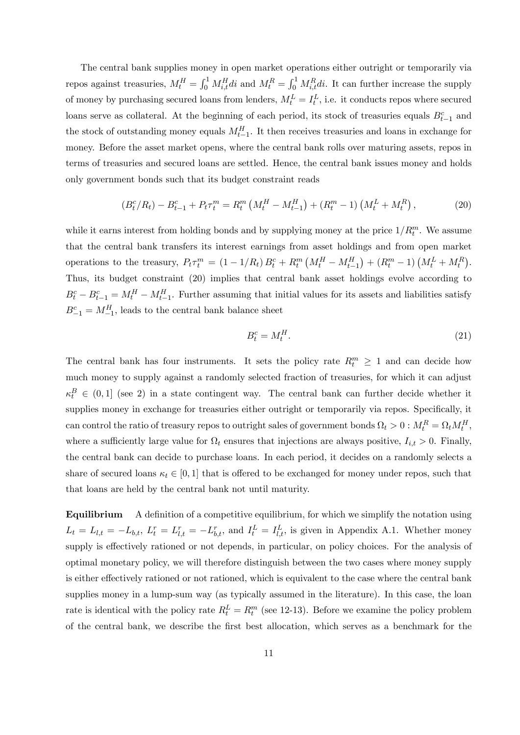The central bank supplies money in open market operations either outright or temporarily via repos against treasuries, $M_t^H = \int_0^1 M_{i,t}^H di$ and $M_t^R = \int_0^1 M_{i,t}^R di$. It can further increase the supply of money by purchasing secured loans from lenders, $M_t^L = I_t^L$, i.e. it conducts repos where secured loans serve as collateral. At the beginning of each period, its stock of treasuries equals $B_{t-1}^c$ and the stock of outstanding money equals $M_{t-1}^H$. It then receives treasuries and loans in exchange for money. Before the asset market opens, where the central bank rolls over maturing assets, repos in terms of treasuries and secured loans are settled. Hence, the central bank issues money and holds only government bonds such that its budget constraint reads

$$(B_t^c/R_t) - B_{t-1}^c + P_t \tau_t^m = R_t^m \left(M_t^H - M_{t-1}^H\right) + \left(R_t^m - 1\right)\left(M_t^L + M_t^R\right), \tag{20}$$

while it earns interest from holding bonds and by supplying money at the price $1/R_t^m$. We assume that the central bank transfers its interest earnings from asset holdings and from open market operations to the treasury, $P_t \tau_t^m = \left(1 - 1/R_t\right) B_t^c + R_t^m \left(M_t^H - M_{t-1}^H\right) + \left(R_t^m - 1\right)\left(M_t^L + M_t^R\right)$. Thus, its budget constraint (20) implies that central bank asset holdings evolve according to $B_t^c - B_{t-1}^c = M_t^H - M_{t-1}^H$. Further assuming that initial values for its assets and liabilities satisfy $B_{-1}^c = M_{-1}^H$, leads to the central bank balance sheet

$$B_t^c = M_t^H. \tag{21}$$

The central bank has four instruments. It sets the policy rate $R_t^m \geq 1$ and can decide how much money to supply against a randomly selected fraction of treasuries, for which it can adjust $\kappa_t^B \in (0, 1]$ (see 2) in a state contingent way. The central bank can further decide whether it supplies money in exchange for treasuries either outright or temporarily via repos. Specifically, it can control the ratio of treasury repos to outright sales of government bonds $\Omega_t > 0 : M_t^R = \Omega_t M_t^H$, where a sufficiently large value for $\Omega_t$ ensures that injections are always positive, $I_{i,t} > 0$. Finally, the central bank can decide to purchase loans. In each period, it decides on a randomly selects a share of secured loans $\kappa_t \in [0, 1]$ that is offered to be exchanged for money under repos, such that that loans are held by the central bank not until maturity.

**Equilibrium** A definition of a competitive equilibrium, for which we simplify the notation using $L_t = L_{l,t} = -L_{b,t}$, $L_t^r = L_{l,t}^r = -L_{b,t}^r$, and $I_t^L = I_{l,t}^L$, is given in Appendix A.1. Whether money supply is effectively rationed or not depends, in particular, on policy choices. For the analysis of optimal monetary policy, we will therefore distinguish between the two cases where money supply is either effectively rationed or not rationed, which is equivalent to the case where the central bank supplies money in a lump-sum way (as typically assumed in the literature). In this case, the loan rate is identical with the policy rate $R_t^L = R_t^m$ (see 12-13). Before we examine the policy problem of the central bank, we describe the first best allocation, which serves as a benchmark for the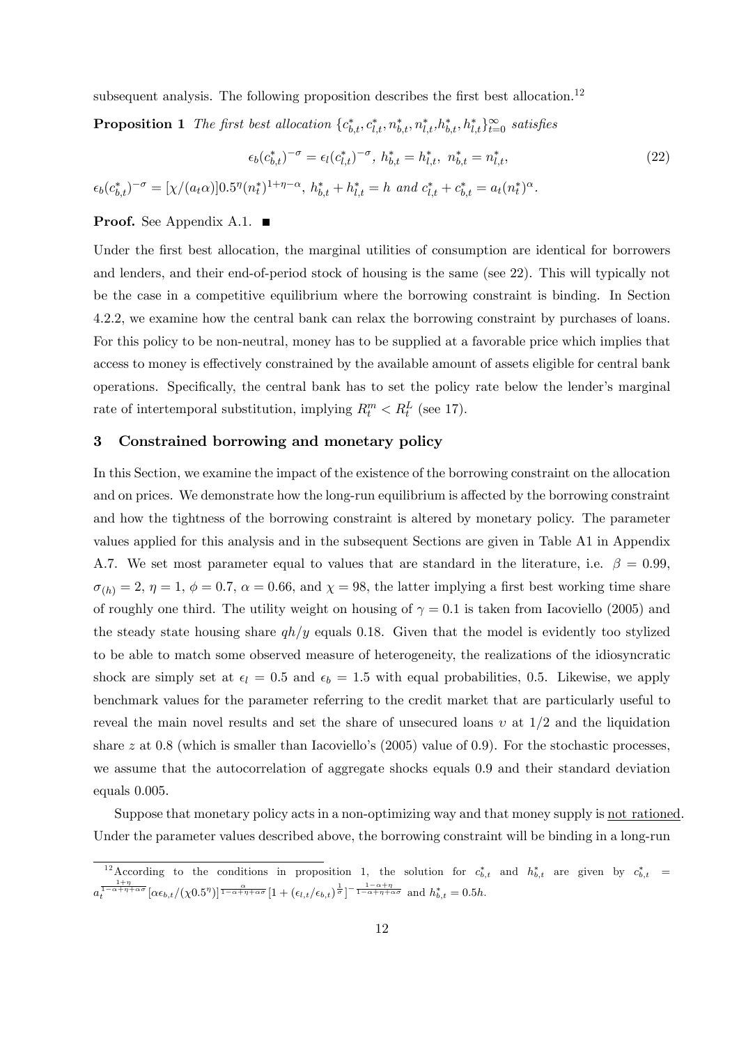subsequent analysis. The following proposition describes the first best allocation.[12]

**Proposition 1** *The first best allocation* $\{c^*_{b,t}, c^*_{l,t}, n^*_{b,t}, n^*_{l,t}, h^*_{b,t}, h^*_{l,t}\}_{t=0}^{\infty}$ *satisfies*

$$\epsilon_b(c^*_{b,t})^{-\sigma} = \epsilon_l(c^*_{l,t})^{-\sigma},\ h^*_{b,t} = h^*_{l,t},\ n^*_{b,t} = n^*_{l,t}, \tag{22}$$

$\epsilon_b(c^*_{b,t})^{-\sigma} = [\chi/(a_t\alpha)]0.5^{\eta}(n^*_t)^{1+\eta-\alpha}$, $h^*_{b,t} + h^*_{l,t} = h$ *and* $c^*_{l,t} + c^*_{b,t} = a_t(n^*_t)^{\alpha}$.

**Proof.** See Appendix A.1. ■

Under the first best allocation, the marginal utilities of consumption are identical for borrowers and lenders, and their end-of-period stock of housing is the same (see 22). This will typically not be the case in a competitive equilibrium where the borrowing constraint is binding. In Section 4.2.2, we examine how the central bank can relax the borrowing constraint by purchases of loans. For this policy to be non-neutral, money has to be supplied at a favorable price which implies that access to money is effectively constrained by the available amount of assets eligible for central bank operations. Specifically, the central bank has to set the policy rate below the lender's marginal rate of intertemporal substitution, implying $R^m_t < R^L_t$ (see 17).

## 3 Constrained borrowing and monetary policy

In this Section, we examine the impact of the existence of the borrowing constraint on the allocation and on prices. We demonstrate how the long-run equilibrium is affected by the borrowing constraint and how the tightness of the borrowing constraint is altered by monetary policy. The parameter values applied for this analysis and in the subsequent Sections are given in Table A1 in Appendix A.7. We set most parameter equal to values that are standard in the literature, i.e. $\beta = 0.99$, $\sigma_{(h)} = 2$, $\eta = 1$, $\phi = 0.7$, $\alpha = 0.66$, and $\chi = 98$, the latter implying a first best working time share of roughly one third. The utility weight on housing of $\gamma = 0.1$ is taken from Iacoviello (2005) and the steady state housing share $qh/y$ equals 0.18. Given that the model is evidently too stylized to be able to match some observed measure of heterogeneity, the realizations of the idiosyncratic shock are simply set at $\epsilon_l = 0.5$ and $\epsilon_b = 1.5$ with equal probabilities, 0.5. Likewise, we apply benchmark values for the parameter referring to the credit market that are particularly useful to reveal the main novel results and set the share of unsecured loans $\upsilon$ at 1/2 and the liquidation share $z$ at 0.8 (which is smaller than Iacoviello's (2005) value of 0.9). For the stochastic processes, we assume that the autocorrelation of aggregate shocks equals 0.9 and their standard deviation equals 0.005.

Suppose that monetary policy acts in a non-optimizing way and that money supply is not rationed. Under the parameter values described above, the borrowing constraint will be binding in a long-run

[12] According to the conditions in proposition 1, the solution for $c^*_{b,t}$ and $h^*_{b,t}$ are given by $c^*_{b,t} = a_t^{\frac{1+\eta}{1-\alpha+\eta+\alpha\sigma}}[\alpha\epsilon_{b,t}/(\chi 0.5^{\eta})]^{\frac{\alpha}{1-\alpha+\eta+\alpha\sigma}}[1 + (\epsilon_{l,t}/\epsilon_{b,t})^{\frac{1}{\sigma}}]^{-\frac{1-\alpha+\eta}{1-\alpha+\eta+\alpha\sigma}}$ and $h^*_{b,t} = 0.5h$.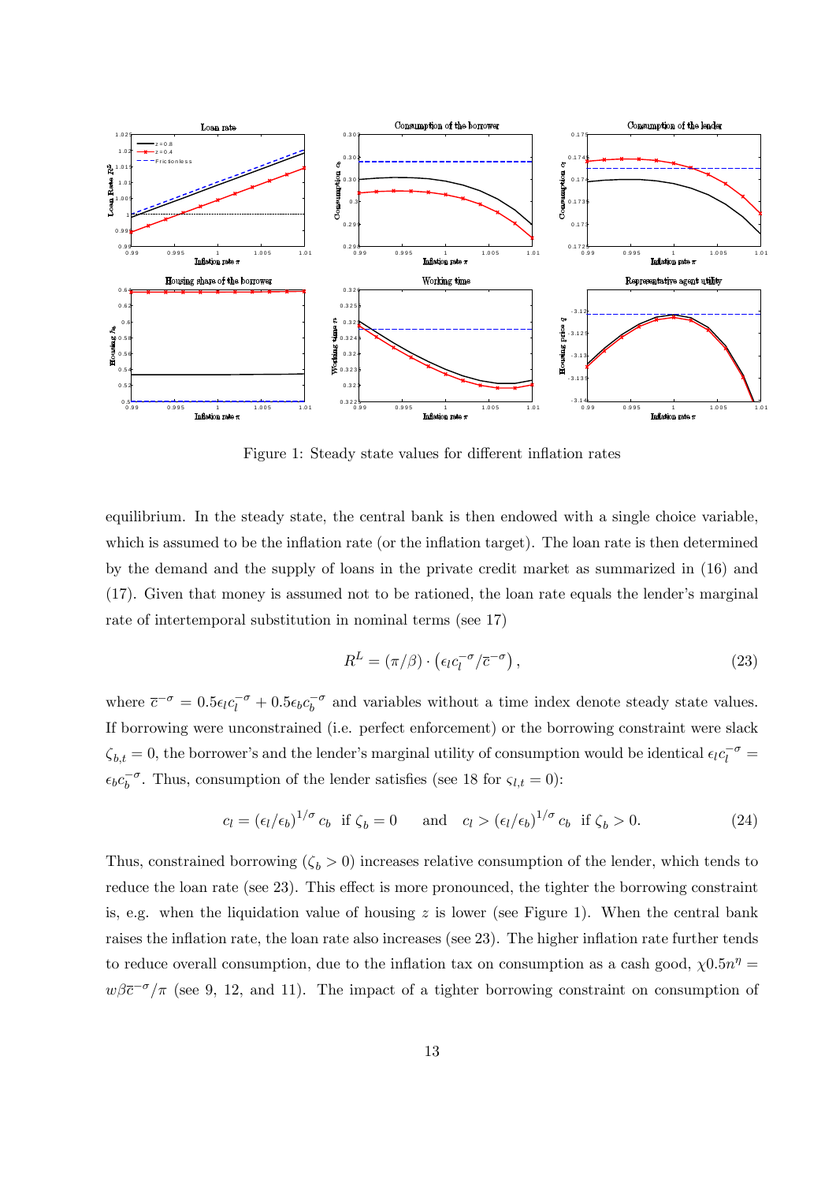Figure 1: Steady state values for different inflation rates

equilibrium. In the steady state, the central bank is then endowed with a single choice variable, which is assumed to be the inflation rate (or the inflation target). The loan rate is then determined by the demand and the supply of loans in the private credit market as summarized in (16) and (17). Given that money is assumed not to be rationed, the loan rate equals the lender's marginal rate of intertemporal substitution in nominal terms (see 17)

$$R^L = (\pi/\beta) \cdot \left(\epsilon_l c_l^{-\sigma} / \overline{c}^{-\sigma}\right), \tag{23}$$

where $\overline{c}^{-\sigma} = 0.5\epsilon_l c_l^{-\sigma} + 0.5\epsilon_b c_b^{-\sigma}$ and variables without a time index denote steady state values. If borrowing were unconstrained (i.e. perfect enforcement) or the borrowing constraint were slack $\zeta_{b,t} = 0$, the borrower's and the lender's marginal utility of consumption would be identical $\epsilon_l c_l^{-\sigma} = \epsilon_b c_b^{-\sigma}$. Thus, consumption of the lender satisfies (see 18 for $\varsigma_{l,t} = 0$):

$$c_l = (\epsilon_l/\epsilon_b)^{1/\sigma} c_b \text{ if } \zeta_b = 0 \quad \text{ and } \quad c_l > (\epsilon_l/\epsilon_b)^{1/\sigma} c_b \text{ if } \zeta_b > 0. \tag{24}$$

Thus, constrained borrowing ($\zeta_b > 0$) increases relative consumption of the lender, which tends to reduce the loan rate (see 23). This effect is more pronounced, the tighter the borrowing constraint is, e.g. when the liquidation value of housing $z$ is lower (see Figure 1). When the central bank raises the inflation rate, the loan rate also increases (see 23). The higher inflation rate further tends to reduce overall consumption, due to the inflation tax on consumption as a cash good, $\chi 0.5 n^{\eta} = w\beta\overline{c}^{-\sigma}/\pi$ (see 9, 12, and 11). The impact of a tighter borrowing constraint on consumption of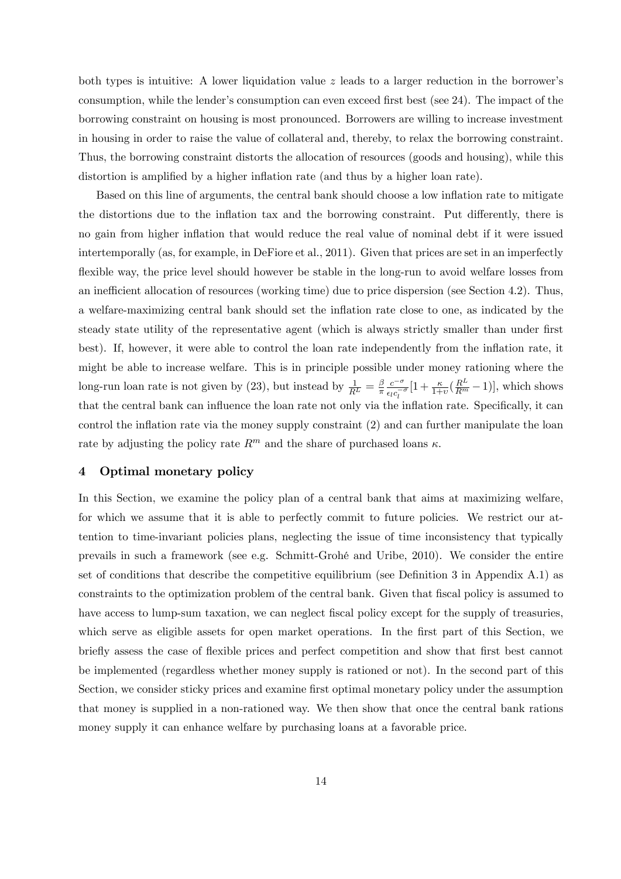both types is intuitive: A lower liquidation value $z$ leads to a larger reduction in the borrower's consumption, while the lender's consumption can even exceed first best (see 24). The impact of the borrowing constraint on housing is most pronounced. Borrowers are willing to increase investment in housing in order to raise the value of collateral and, thereby, to relax the borrowing constraint. Thus, the borrowing constraint distorts the allocation of resources (goods and housing), while this distortion is amplified by a higher inflation rate (and thus by a higher loan rate).

Based on this line of arguments, the central bank should choose a low inflation rate to mitigate the distortions due to the inflation tax and the borrowing constraint. Put differently, there is no gain from higher inflation that would reduce the real value of nominal debt if it were issued intertemporally (as, for example, in DeFiore et al., 2011). Given that prices are set in an imperfectly flexible way, the price level should however be stable in the long-run to avoid welfare losses from an inefficient allocation of resources (working time) due to price dispersion (see Section 4.2). Thus, a welfare-maximizing central bank should set the inflation rate close to one, as indicated by the steady state utility of the representative agent (which is always strictly smaller than under first best). If, however, it were able to control the loan rate independently from the inflation rate, it might be able to increase welfare. This is in principle possible under money rationing where the long-run loan rate is not given by (23), but instead by $\frac{1}{R^L} = \frac{\beta}{\pi} \frac{c^{-\sigma}}{\epsilon_l c_l^{-\sigma}} [1 + \frac{\kappa}{1+\upsilon}(\frac{R^L}{R^m} - 1)]$, which shows that the central bank can influence the loan rate not only via the inflation rate. Specifically, it can control the inflation rate via the money supply constraint (2) and can further manipulate the loan rate by adjusting the policy rate $R^m$ and the share of purchased loans $\kappa$.

## 4 Optimal monetary policy

In this Section, we examine the policy plan of a central bank that aims at maximizing welfare, for which we assume that it is able to perfectly commit to future policies. We restrict our attention to time-invariant policies plans, neglecting the issue of time inconsistency that typically prevails in such a framework (see e.g. Schmitt-Grohé and Uribe, 2010). We consider the entire set of conditions that describe the competitive equilibrium (see Definition 3 in Appendix A.1) as constraints to the optimization problem of the central bank. Given that fiscal policy is assumed to have access to lump-sum taxation, we can neglect fiscal policy except for the supply of treasuries, which serve as eligible assets for open market operations. In the first part of this Section, we briefly assess the case of flexible prices and perfect competition and show that first best cannot be implemented (regardless whether money supply is rationed or not). In the second part of this Section, we consider sticky prices and examine first optimal monetary policy under the assumption that money is supplied in a non-rationed way. We then show that once the central bank rations money supply it can enhance welfare by purchasing loans at a favorable price.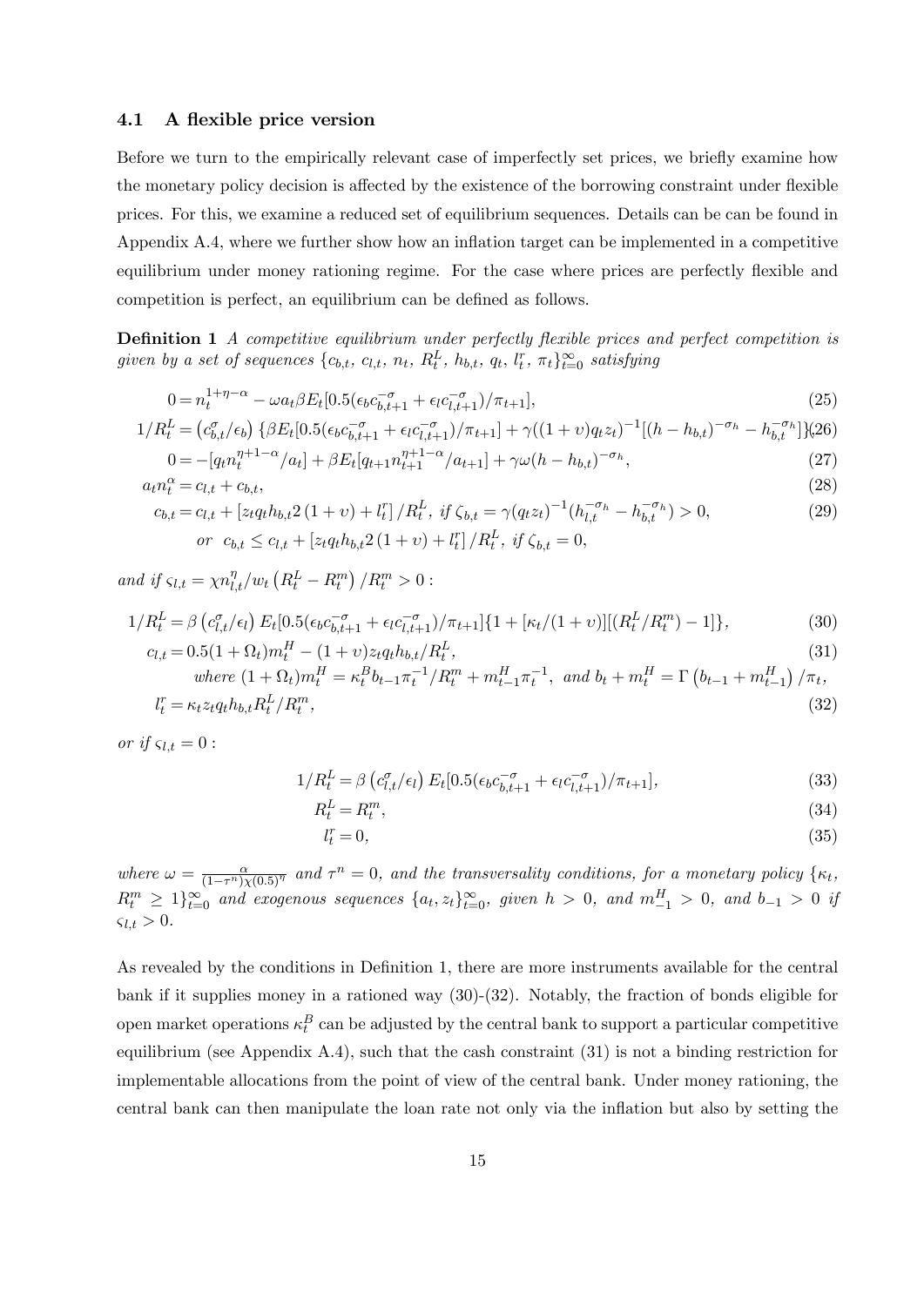### 4.1 A flexible price version

Before we turn to the empirically relevant case of imperfectly set prices, we briefly examine how the monetary policy decision is affected by the existence of the borrowing constraint under flexible prices. For this, we examine a reduced set of equilibrium sequences. Details can be can be found in Appendix A.4, where we further show how an inflation target can be implemented in a competitive equilibrium under money rationing regime. For the case where prices are perfectly flexible and competition is perfect, an equilibrium can be defined as follows.

**Definition 1** *A competitive equilibrium under perfectly flexible prices and perfect competition is given by a set of sequences* $\{c_{b,t},\ c_{l,t},\ n_t,\ R_t^L,\ h_{b,t},\ q_t,\ l_t^r,\ \pi_t\}_{t=0}^{\infty}$ *satisfying*

$$0 = n_t^{1+\eta-\alpha} - \omega a_t \beta E_t[0.5(\epsilon_b c_{b,t+1}^{-\sigma} + \epsilon_l c_{l,t+1}^{-\sigma})/\pi_{t+1}], \tag{25}$$

$$1/R_t^L = \left(c_{b,t}^{\sigma}/\epsilon_b\right)\{\beta E_t[0.5(\epsilon_b c_{b,t+1}^{-\sigma} + \epsilon_l c_{l,t+1}^{-\sigma})/\pi_{t+1}] + \gamma((1+\upsilon)q_t z_t)^{-1}[(h-h_{b,t})^{-\sigma_h} - h_{b,t}^{-\sigma_h}]\}, \tag{26}$$

$$0 = -[q_t n_t^{\eta+1-\alpha}/a_t] + \beta E_t[q_{t+1} n_{t+1}^{\eta+1-\alpha}/a_{t+1}] + \gamma\omega(h-h_{b,t})^{-\sigma_h}, \tag{27}$$

$$a_t n_t^{\alpha} = c_{l,t} + c_{b,t}, \tag{28}$$

$$c_{b,t} = c_{l,t} + [z_t q_t h_{b,t} 2(1+\upsilon) + l_t^r]/R_t^L, \text{ if } \zeta_{b,t} = \gamma(q_t z_t)^{-1}(h_{l,t}^{-\sigma_h} - h_{b,t}^{-\sigma_h}) > 0, \tag{29}$$

$$or \ \ c_{b,t} \leq c_{l,t} + [z_t q_t h_{b,t} 2(1+\upsilon) + l_t^r]/R_t^L, \text{ if } \zeta_{b,t} = 0,$$

*and if* $\varsigma_{l,t} = \chi n_{l,t}^{\eta}/w_t\left(R_t^L - R_t^m\right)/R_t^m > 0:$

$$1/R_t^L = \beta\left(c_{l,t}^{\sigma}/\epsilon_l\right) E_t[0.5(\epsilon_b c_{b,t+1}^{-\sigma} + \epsilon_l c_{l,t+1}^{-\sigma})/\pi_{t+1}]\{1 + [\kappa_t/(1+\upsilon)][(R_t^L/R_t^m) - 1]\}, \tag{30}$$

$$c_{l,t} = 0.5(1+\Omega_t)m_t^H - (1+\upsilon)z_t q_t h_{b,t}/R_t^L, \tag{31}$$

$$\text{where } (1+\Omega_t)m_t^H = \kappa_t^B b_{t-1}\pi_t^{-1}/R_t^m + m_{t-1}^H \pi_t^{-1}, \text{ and } b_t + m_t^H = \Gamma\left(b_{t-1} + m_{t-1}^H\right)/\pi_t,$$

$$l_t^r = \kappa_t z_t q_t h_{b,t} R_t^L / R_t^m, \tag{32}$$

*or if* $\varsigma_{l,t} = 0:$

$$1/R_t^L = \beta\left(c_{l,t}^{\sigma}/\epsilon_l\right) E_t[0.5(\epsilon_b c_{b,t+1}^{-\sigma} + \epsilon_l c_{l,t+1}^{-\sigma})/\pi_{t+1}], \tag{33}$$

$$R_t^L = R_t^m, \tag{34}$$

$$l_t^r = 0, \tag{35}$$

*where* $\omega = \frac{\alpha}{(1-\tau^n)\chi(0.5)^{\eta}}$ *and* $\tau^n = 0$*, and the transversality conditions, for a monetary policy* $\{\kappa_t,\ R_t^m \geq 1\}_{t=0}^{\infty}$ *and exogenous sequences* $\{a_t, z_t\}_{t=0}^{\infty}$*, given* $h > 0$*, and* $m_{-1}^H > 0$*, and* $b_{-1} > 0$ *if* $\varsigma_{l,t} > 0$.

As revealed by the conditions in Definition 1, there are more instruments available for the central bank if it supplies money in a rationed way (30)-(32). Notably, the fraction of bonds eligible for open market operations $\kappa_t^B$ can be adjusted by the central bank to support a particular competitive equilibrium (see Appendix A.4), such that the cash constraint (31) is not a binding restriction for implementable allocations from the point of view of the central bank. Under money rationing, the central bank can then manipulate the loan rate not only via the inflation but also by setting the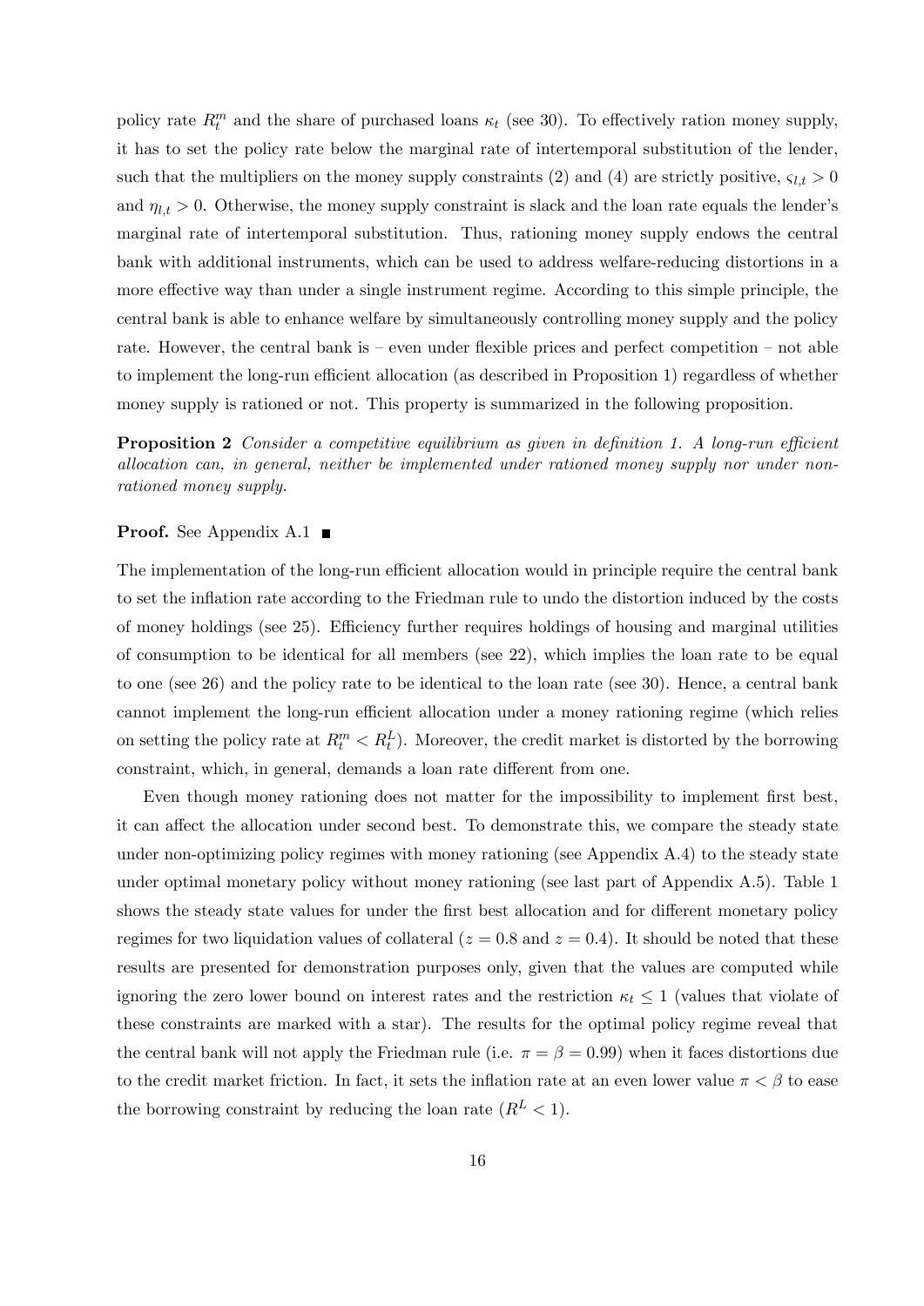policy rate $R_t^m$ and the share of purchased loans $\kappa_t$ (see 30). To effectively ration money supply, it has to set the policy rate below the marginal rate of intertemporal substitution of the lender, such that the multipliers on the money supply constraints (2) and (4) are strictly positive, $\varsigma_{l,t} > 0$ and $\eta_{l,t} > 0$. Otherwise, the money supply constraint is slack and the loan rate equals the lender's marginal rate of intertemporal substitution. Thus, rationing money supply endows the central bank with additional instruments, which can be used to address welfare-reducing distortions in a more effective way than under a single instrument regime. According to this simple principle, the central bank is able to enhance welfare by simultaneously controlling money supply and the policy rate. However, the central bank is – even under flexible prices and perfect competition – not able to implement the long-run efficient allocation (as described in Proposition 1) regardless of whether money supply is rationed or not. This property is summarized in the following proposition.

**Proposition 2** *Consider a competitive equilibrium as given in definition 1. A long-run efficient allocation can, in general, neither be implemented under rationed money supply nor under non-rationed money supply.*

**Proof.** See Appendix A.1 ■

The implementation of the long-run efficient allocation would in principle require the central bank to set the inflation rate according to the Friedman rule to undo the distortion induced by the costs of money holdings (see 25). Efficiency further requires holdings of housing and marginal utilities of consumption to be identical for all members (see 22), which implies the loan rate to be equal to one (see 26) and the policy rate to be identical to the loan rate (see 30). Hence, a central bank cannot implement the long-run efficient allocation under a money rationing regime (which relies on setting the policy rate at $R_t^m < R_t^L$). Moreover, the credit market is distorted by the borrowing constraint, which, in general, demands a loan rate different from one.

Even though money rationing does not matter for the impossibility to implement first best, it can affect the allocation under second best. To demonstrate this, we compare the steady state under non-optimizing policy regimes with money rationing (see Appendix A.4) to the steady state under optimal monetary policy without money rationing (see last part of Appendix A.5). Table 1 shows the steady state values for under the first best allocation and for different monetary policy regimes for two liquidation values of collateral ($z = 0.8$ and $z = 0.4$). It should be noted that these results are presented for demonstration purposes only, given that the values are computed while ignoring the zero lower bound on interest rates and the restriction $\kappa_t \leq 1$ (values that violate of these constraints are marked with a star). The results for the optimal policy regime reveal that the central bank will not apply the Friedman rule (i.e. $\pi = \beta = 0.99$) when it faces distortions due to the credit market friction. In fact, it sets the inflation rate at an even lower value $\pi < \beta$ to ease the borrowing constraint by reducing the loan rate ($R^L < 1$).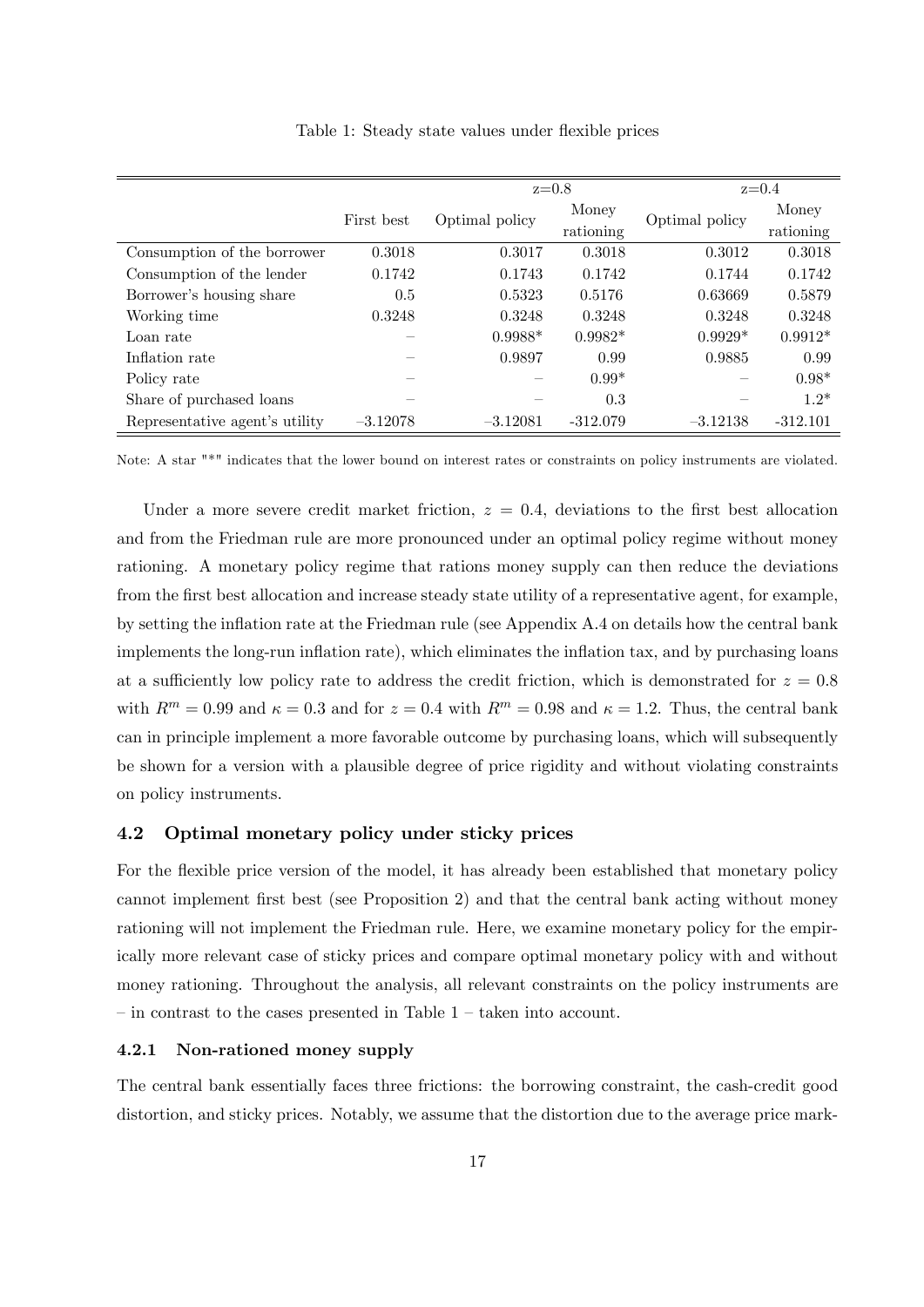Table 1: Steady state values under flexible prices

| | First best | z=0.8 | | z=0.4 | |
|---|---|---|---|---|---|
| | | Optimal policy | Money rationing | Optimal policy | Money rationing |
| Consumption of the borrower | 0.3018 | 0.3017 | 0.3018 | 0.3012 | 0.3018 |
| Consumption of the lender | 0.1742 | 0.1743 | 0.1742 | 0.1744 | 0.1742 |
| Borrower's housing share | 0.5 | 0.5323 | 0.5176 | 0.63669 | 0.5879 |
| Working time | 0.3248 | 0.3248 | 0.3248 | 0.3248 | 0.3248 |
| Loan rate | – | 0.9988* | 0.9982* | 0.9929* | 0.9912* |
| Inflation rate | – | 0.9897 | 0.99 | 0.9885 | 0.99 |
| Policy rate | – | – | 0.99* | – | 0.98* |
| Share of purchased loans | – | – | 0.3 | – | 1.2* |
| Representative agent's utility | −3.12078 | −3.12081 | -312.079 | −3.12138 | -312.101 |

Note: A star "*" indicates that the lower bound on interest rates or constraints on policy instruments are violated.

Under a more severe credit market friction, $z = 0.4$, deviations to the first best allocation and from the Friedman rule are more pronounced under an optimal policy regime without money rationing. A monetary policy regime that rations money supply can then reduce the deviations from the first best allocation and increase steady state utility of a representative agent, for example, by setting the inflation rate at the Friedman rule (see Appendix A.4 on details how the central bank implements the long-run inflation rate), which eliminates the inflation tax, and by purchasing loans at a sufficiently low policy rate to address the credit friction, which is demonstrated for $z = 0.8$ with $R^m = 0.99$ and $\kappa = 0.3$ and for $z = 0.4$ with $R^m = 0.98$ and $\kappa = 1.2$. Thus, the central bank can in principle implement a more favorable outcome by purchasing loans, which will subsequently be shown for a version with a plausible degree of price rigidity and without violating constraints on policy instruments.

### 4.2 Optimal monetary policy under sticky prices

For the flexible price version of the model, it has already been established that monetary policy cannot implement first best (see Proposition 2) and that the central bank acting without money rationing will not implement the Friedman rule. Here, we examine monetary policy for the empirically more relevant case of sticky prices and compare optimal monetary policy with and without money rationing. Throughout the analysis, all relevant constraints on the policy instruments are – in contrast to the cases presented in Table 1 – taken into account.

#### 4.2.1 Non-rationed money supply

The central bank essentially faces three frictions: the borrowing constraint, the cash-credit good distortion, and sticky prices. Notably, we assume that the distortion due to the average price mark-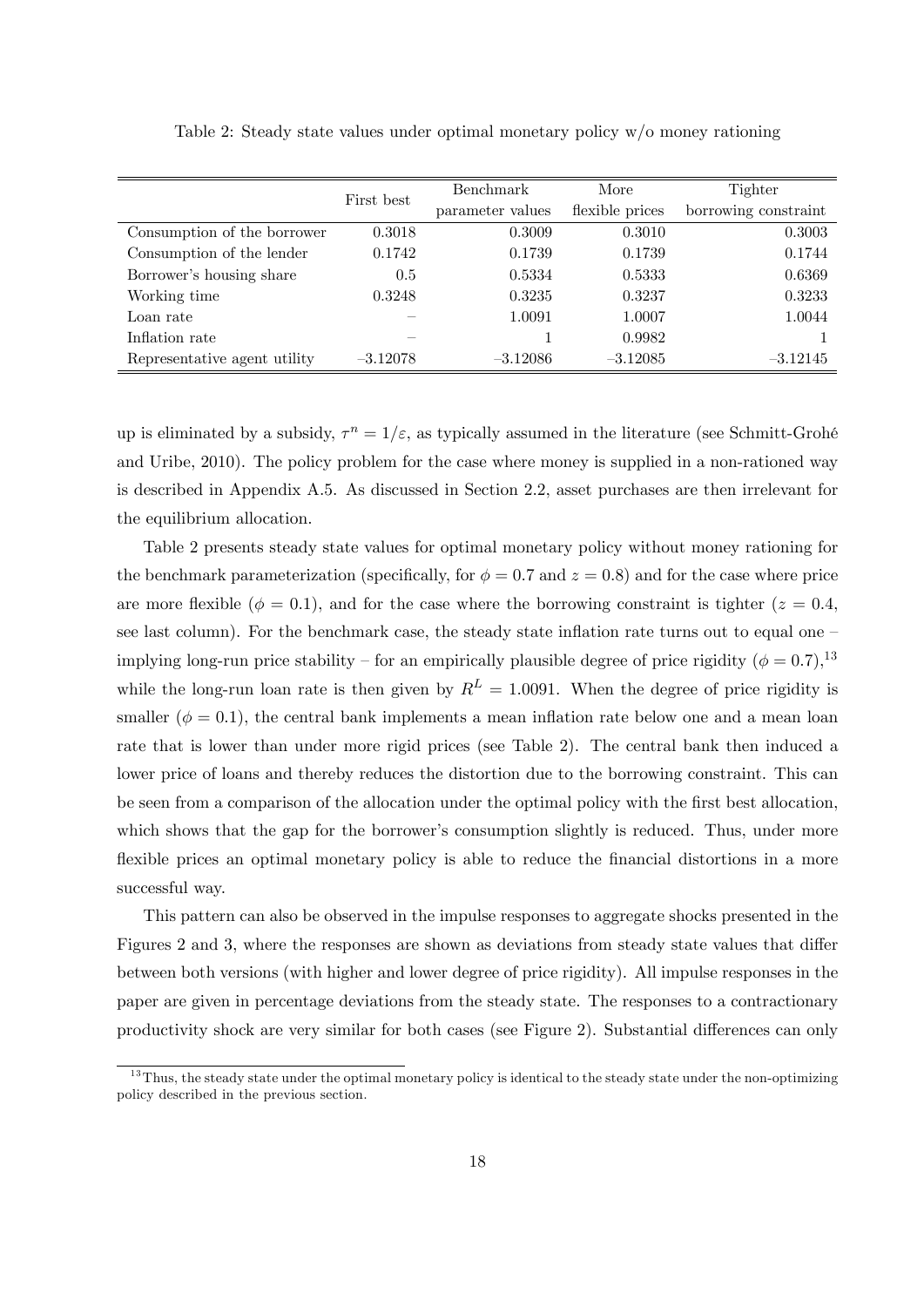Table 2: Steady state values under optimal monetary policy w/o money rationing

| | First best | Benchmark parameter values | More flexible prices | Tighter borrowing constraint |
|---|---|---|---|---|
| Consumption of the borrower | 0.3018 | 0.3009 | 0.3010 | 0.3003 |
| Consumption of the lender | 0.1742 | 0.1739 | 0.1739 | 0.1744 |
| Borrower's housing share | 0.5 | 0.5334 | 0.5333 | 0.6369 |
| Working time | 0.3248 | 0.3235 | 0.3237 | 0.3233 |
| Loan rate | – | 1.0091 | 1.0007 | 1.0044 |
| Inflation rate | – | 1 | 0.9982 | 1 |
| Representative agent utility | –3.12078 | –3.12086 | –3.12085 | –3.12145 |

up is eliminated by a subsidy, $\tau^n = 1/\varepsilon$, as typically assumed in the literature (see Schmitt-Grohé and Uribe, 2010). The policy problem for the case where money is supplied in a non-rationed way is described in Appendix A.5. As discussed in Section 2.2, asset purchases are then irrelevant for the equilibrium allocation.

Table 2 presents steady state values for optimal monetary policy without money rationing for the benchmark parameterization (specifically, for $\phi = 0.7$ and $z = 0.8$) and for the case where price are more flexible ($\phi = 0.1$), and for the case where the borrowing constraint is tighter ($z = 0.4$, see last column). For the benchmark case, the steady state inflation rate turns out to equal one – implying long-run price stability – for an empirically plausible degree of price rigidity ($\phi = 0.7$),[13] while the long-run loan rate is then given by $R^L = 1.0091$. When the degree of price rigidity is smaller ($\phi = 0.1$), the central bank implements a mean inflation rate below one and a mean loan rate that is lower than under more rigid prices (see Table 2). The central bank then induced a lower price of loans and thereby reduces the distortion due to the borrowing constraint. This can be seen from a comparison of the allocation under the optimal policy with the first best allocation, which shows that the gap for the borrower's consumption slightly is reduced. Thus, under more flexible prices an optimal monetary policy is able to reduce the financial distortions in a more successful way.

This pattern can also be observed in the impulse responses to aggregate shocks presented in the Figures 2 and 3, where the responses are shown as deviations from steady state values that differ between both versions (with higher and lower degree of price rigidity). All impulse responses in the paper are given in percentage deviations from the steady state. The responses to a contractionary productivity shock are very similar for both cases (see Figure 2). Substantial differences can only

[13] Thus, the steady state under the optimal monetary policy is identical to the steady state under the non-optimizing policy described in the previous section.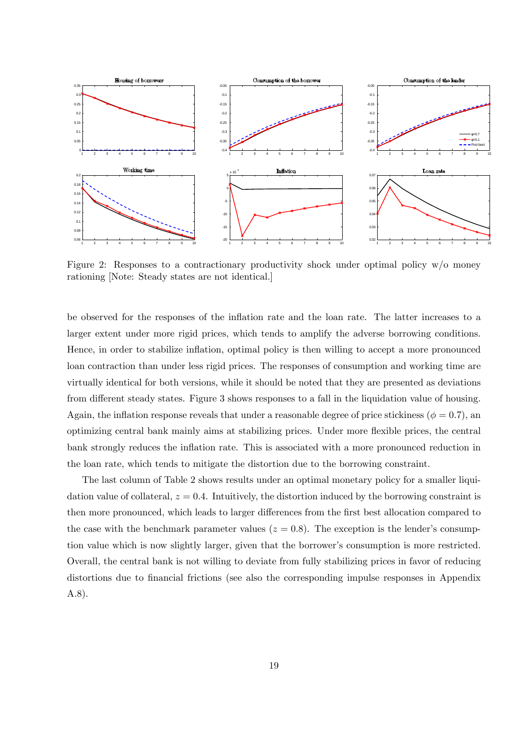Figure 2: Responses to a contractionary productivity shock under optimal policy w/o money rationing [Note: Steady states are not identical.]

be observed for the responses of the inflation rate and the loan rate. The latter increases to a larger extent under more rigid prices, which tends to amplify the adverse borrowing conditions. Hence, in order to stabilize inflation, optimal policy is then willing to accept a more pronounced loan contraction than under less rigid prices. The responses of consumption and working time are virtually identical for both versions, while it should be noted that they are presented as deviations from different steady states. Figure 3 shows responses to a fall in the liquidation value of housing. Again, the inflation response reveals that under a reasonable degree of price stickiness ($\phi = 0.7$), an optimizing central bank mainly aims at stabilizing prices. Under more flexible prices, the central bank strongly reduces the inflation rate. This is associated with a more pronounced reduction in the loan rate, which tends to mitigate the distortion due to the borrowing constraint.

The last column of Table 2 shows results under an optimal monetary policy for a smaller liquidation value of collateral, $z = 0.4$. Intuitively, the distortion induced by the borrowing constraint is then more pronounced, which leads to larger differences from the first best allocation compared to the case with the benchmark parameter values ($z = 0.8$). The exception is the lender's consumption value which is now slightly larger, given that the borrower's consumption is more restricted. Overall, the central bank is not willing to deviate from fully stabilizing prices in favor of reducing distortions due to financial frictions (see also the corresponding impulse responses in Appendix A.8).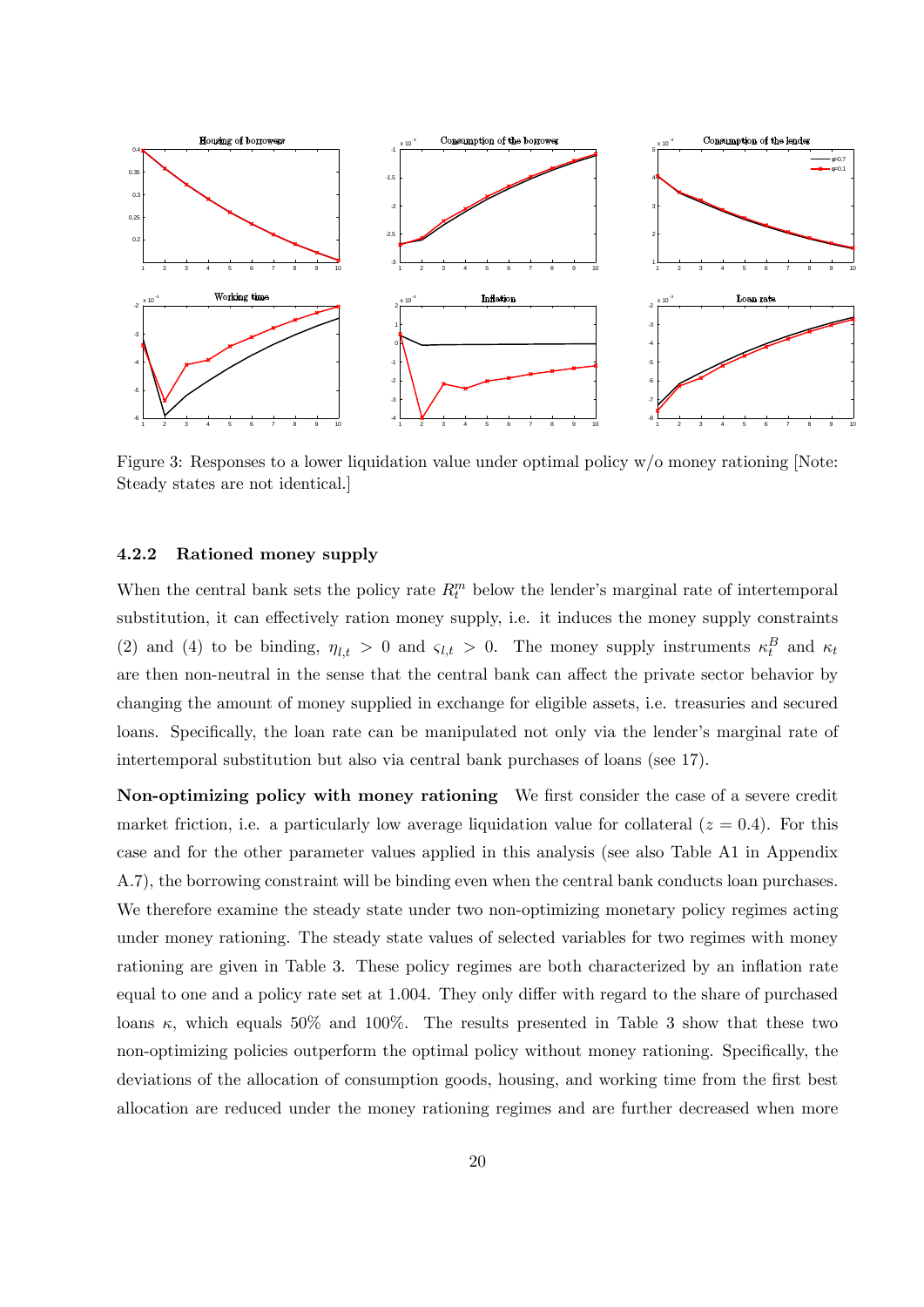Figure 3: Responses to a lower liquidation value under optimal policy w/o money rationing [Note: Steady states are not identical.]

### 4.2.2 Rationed money supply

When the central bank sets the policy rate $R_t^m$ below the lender's marginal rate of intertemporal substitution, it can effectively ration money supply, i.e. it induces the money supply constraints (2) and (4) to be binding, $\eta_{l,t} > 0$ and $\varsigma_{l,t} > 0$. The money supply instruments $\kappa_t^B$ and $\kappa_t$ are then non-neutral in the sense that the central bank can affect the private sector behavior by changing the amount of money supplied in exchange for eligible assets, i.e. treasuries and secured loans. Specifically, the loan rate can be manipulated not only via the lender's marginal rate of intertemporal substitution but also via central bank purchases of loans (see 17).

**Non-optimizing policy with money rationing** We first consider the case of a severe credit market friction, i.e. a particularly low average liquidation value for collateral ($z = 0.4$). For this case and for the other parameter values applied in this analysis (see also Table A1 in Appendix A.7), the borrowing constraint will be binding even when the central bank conducts loan purchases. We therefore examine the steady state under two non-optimizing monetary policy regimes acting under money rationing. The steady state values of selected variables for two regimes with money rationing are given in Table 3. These policy regimes are both characterized by an inflation rate equal to one and a policy rate set at 1.004. They only differ with regard to the share of purchased loans $\kappa$, which equals 50% and 100%. The results presented in Table 3 show that these two non-optimizing policies outperform the optimal policy without money rationing. Specifically, the deviations of the allocation of consumption goods, housing, and working time from the first best allocation are reduced under the money rationing regimes and are further decreased when more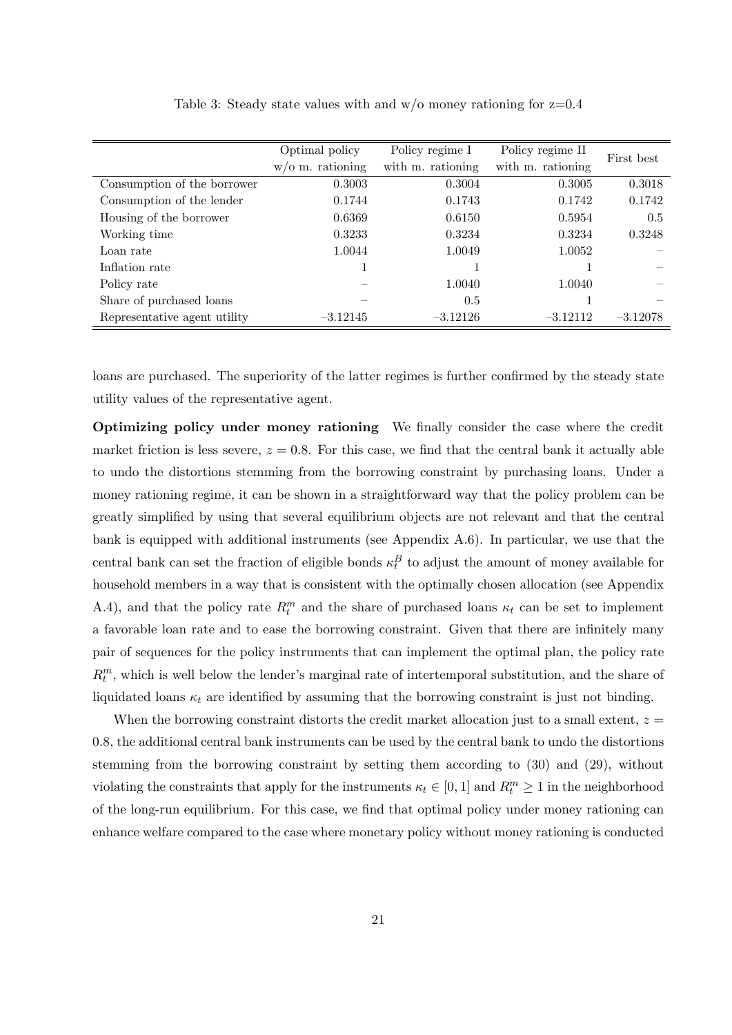Table 3: Steady state values with and w/o money rationing for z=0.4

| | Optimal policy w/o m. rationing | Policy regime I with m. rationing | Policy regime II with m. rationing | First best |
|---|---|---|---|---|
| Consumption of the borrower | 0.3003 | 0.3004 | 0.3005 | 0.3018 |
| Consumption of the lender | 0.1744 | 0.1743 | 0.1742 | 0.1742 |
| Housing of the borrower | 0.6369 | 0.6150 | 0.5954 | 0.5 |
| Working time | 0.3233 | 0.3234 | 0.3234 | 0.3248 |
| Loan rate | 1.0044 | 1.0049 | 1.0052 | – |
| Inflation rate | 1 | 1 | 1 | – |
| Policy rate | – | 1.0040 | 1.0040 | – |
| Share of purchased loans | – | 0.5 | 1 | – |
| Representative agent utility | –3.12145 | –3.12126 | –3.12112 | –3.12078 |

loans are purchased. The superiority of the latter regimes is further confirmed by the steady state utility values of the representative agent.

**Optimizing policy under money rationing** We finally consider the case where the credit market friction is less severe, $z = 0.8$. For this case, we find that the central bank it actually able to undo the distortions stemming from the borrowing constraint by purchasing loans. Under a money rationing regime, it can be shown in a straightforward way that the policy problem can be greatly simplified by using that several equilibrium objects are not relevant and that the central bank is equipped with additional instruments (see Appendix A.6). In particular, we use that the central bank can set the fraction of eligible bonds $\kappa_t^B$ to adjust the amount of money available for household members in a way that is consistent with the optimally chosen allocation (see Appendix A.4), and that the policy rate $R_t^m$ and the share of purchased loans $\kappa_t$ can be set to implement a favorable loan rate and to ease the borrowing constraint. Given that there are infinitely many pair of sequences for the policy instruments that can implement the optimal plan, the policy rate $R_t^m$, which is well below the lender's marginal rate of intertemporal substitution, and the share of liquidated loans $\kappa_t$ are identified by assuming that the borrowing constraint is just not binding.

When the borrowing constraint distorts the credit market allocation just to a small extent, $z = 0.8$, the additional central bank instruments can be used by the central bank to undo the distortions stemming from the borrowing constraint by setting them according to (30) and (29), without violating the constraints that apply for the instruments $\kappa_t \in [0, 1]$ and $R_t^m \geq 1$ in the neighborhood of the long-run equilibrium. For this case, we find that optimal policy under money rationing can enhance welfare compared to the case where monetary policy without money rationing is conducted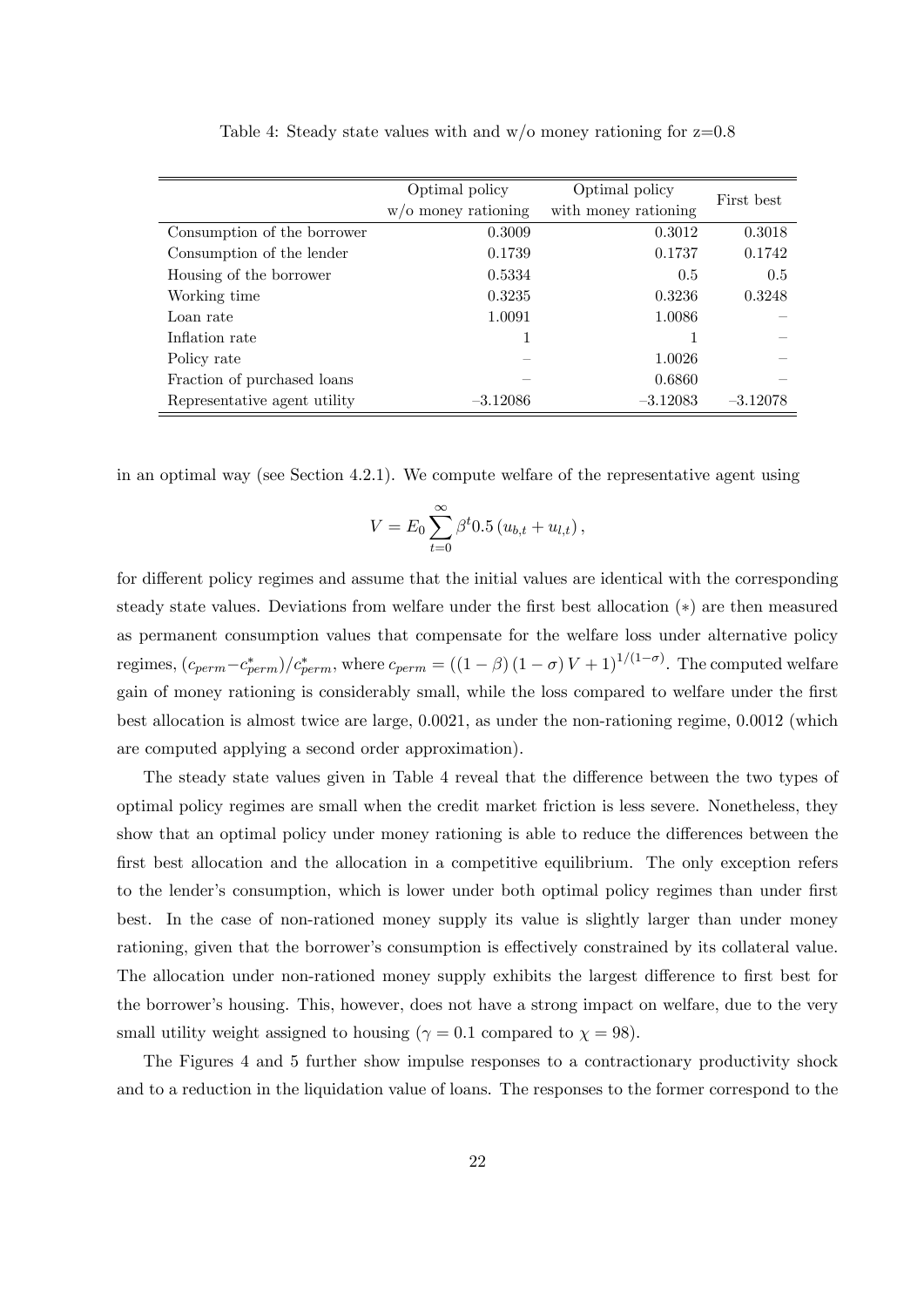Table 4: Steady state values with and w/o money rationing for z=0.8

| | Optimal policy w/o money rationing | Optimal policy with money rationing | First best |
|---|---|---|---|
| Consumption of the borrower | 0.3009 | 0.3012 | 0.3018 |
| Consumption of the lender | 0.1739 | 0.1737 | 0.1742 |
| Housing of the borrower | 0.5334 | 0.5 | 0.5 |
| Working time | 0.3235 | 0.3236 | 0.3248 |
| Loan rate | 1.0091 | 1.0086 | – |
| Inflation rate | 1 | 1 | – |
| Policy rate | – | 1.0026 | – |
| Fraction of purchased loans | – | 0.6860 | – |
| Representative agent utility | −3.12086 | −3.12083 | −3.12078 |

in an optimal way (see Section 4.2.1). We compute welfare of the representative agent using

$$V = E_0 \sum_{t=0}^{\infty} \beta^t 0.5 \left( u_{b,t} + u_{l,t} \right),$$

for different policy regimes and assume that the initial values are identical with the corresponding steady state values. Deviations from welfare under the first best allocation $(*)$ are then measured as permanent consumption values that compensate for the welfare loss under alternative policy regimes, $(c_{perm} - c^*_{perm})/c^*_{perm}$, where $c_{perm} = \left((1-\beta)(1-\sigma)V + 1\right)^{1/(1-\sigma)}$. The computed welfare gain of money rationing is considerably small, while the loss compared to welfare under the first best allocation is almost twice are large, 0.0021, as under the non-rationing regime, 0.0012 (which are computed applying a second order approximation).

The steady state values given in Table 4 reveal that the difference between the two types of optimal policy regimes are small when the credit market friction is less severe. Nonetheless, they show that an optimal policy under money rationing is able to reduce the differences between the first best allocation and the allocation in a competitive equilibrium. The only exception refers to the lender's consumption, which is lower under both optimal policy regimes than under first best. In the case of non-rationed money supply its value is slightly larger than under money rationing, given that the borrower's consumption is effectively constrained by its collateral value. The allocation under non-rationed money supply exhibits the largest difference to first best for the borrower's housing. This, however, does not have a strong impact on welfare, due to the very small utility weight assigned to housing ($\gamma = 0.1$ compared to $\chi = 98$).

The Figures 4 and 5 further show impulse responses to a contractionary productivity shock and to a reduction in the liquidation value of loans. The responses to the former correspond to the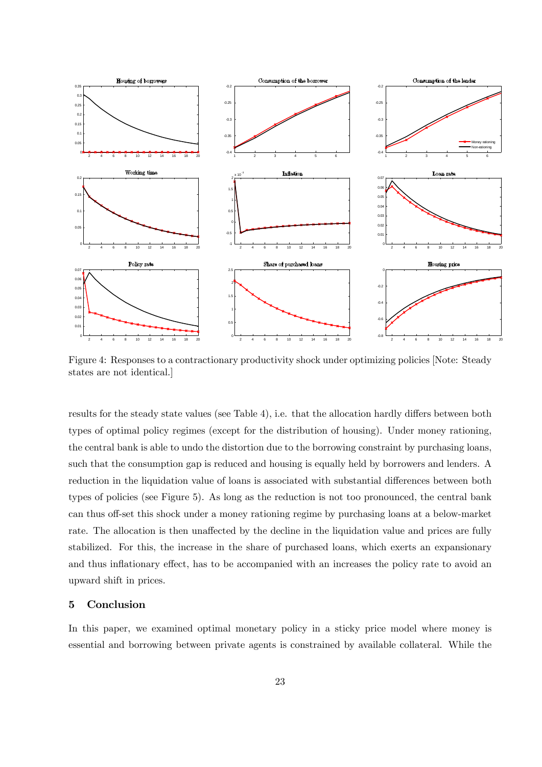Figure 4: Responses to a contractionary productivity shock under optimizing policies [Note: Steady states are not identical.]

results for the steady state values (see Table 4), i.e. that the allocation hardly differs between both types of optimal policy regimes (except for the distribution of housing). Under money rationing, the central bank is able to undo the distortion due to the borrowing constraint by purchasing loans, such that the consumption gap is reduced and housing is equally held by borrowers and lenders. A reduction in the liquidation value of loans is associated with substantial differences between both types of policies (see Figure 5). As long as the reduction is not too pronounced, the central bank can thus off-set this shock under a money rationing regime by purchasing loans at a below-market rate. The allocation is then unaffected by the decline in the liquidation value and prices are fully stabilized. For this, the increase in the share of purchased loans, which exerts an expansionary and thus inflationary effect, has to be accompanied with an increases the policy rate to avoid an upward shift in prices.

## 5 Conclusion

In this paper, we examined optimal monetary policy in a sticky price model where money is essential and borrowing between private agents is constrained by available collateral. While the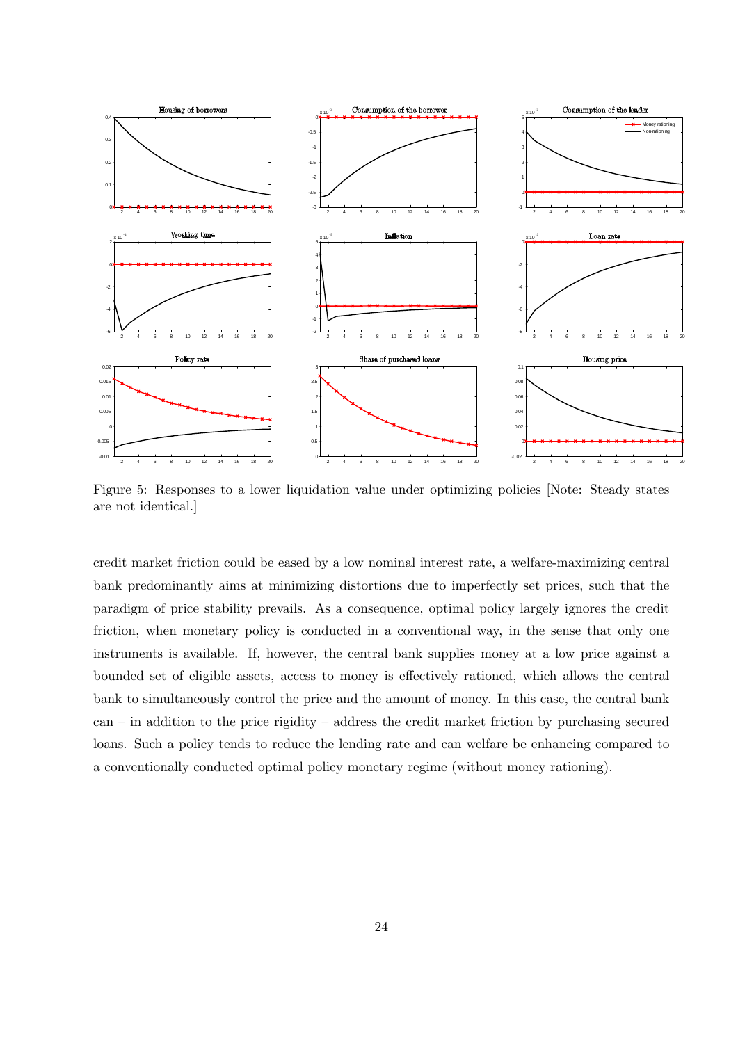Figure 5: Responses to a lower liquidation value under optimizing policies [Note: Steady states are not identical.]

credit market friction could be eased by a low nominal interest rate, a welfare-maximizing central bank predominantly aims at minimizing distortions due to imperfectly set prices, such that the paradigm of price stability prevails. As a consequence, optimal policy largely ignores the credit friction, when monetary policy is conducted in a conventional way, in the sense that only one instruments is available. If, however, the central bank supplies money at a low price against a bounded set of eligible assets, access to money is effectively rationed, which allows the central bank to simultaneously control the price and the amount of money. In this case, the central bank can – in addition to the price rigidity – address the credit market friction by purchasing secured loans. Such a policy tends to reduce the lending rate and can welfare be enhancing compared to a conventionally conducted optimal policy monetary regime (without money rationing).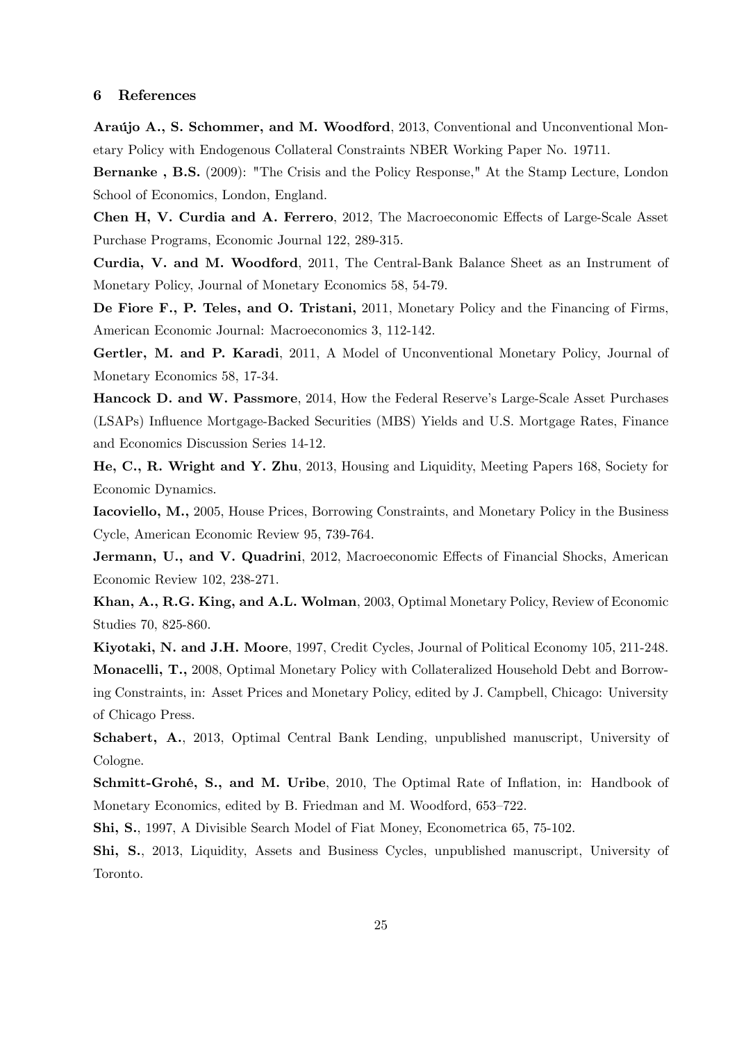## 6 References

**Araújo A., S. Schommer, and M. Woodford**, 2013, Conventional and Unconventional Monetary Policy with Endogenous Collateral Constraints NBER Working Paper No. 19711.

**Bernanke , B.S.** (2009): "The Crisis and the Policy Response," At the Stamp Lecture, London School of Economics, London, England.

**Chen H, V. Curdia and A. Ferrero**, 2012, The Macroeconomic Effects of Large-Scale Asset Purchase Programs, Economic Journal 122, 289-315.

**Curdia, V. and M. Woodford**, 2011, The Central-Bank Balance Sheet as an Instrument of Monetary Policy, Journal of Monetary Economics 58, 54-79.

**De Fiore F., P. Teles, and O. Tristani,** 2011, Monetary Policy and the Financing of Firms, American Economic Journal: Macroeconomics 3, 112-142.

**Gertler, M. and P. Karadi**, 2011, A Model of Unconventional Monetary Policy, Journal of Monetary Economics 58, 17-34.

**Hancock D. and W. Passmore**, 2014, How the Federal Reserve's Large-Scale Asset Purchases (LSAPs) Influence Mortgage-Backed Securities (MBS) Yields and U.S. Mortgage Rates, Finance and Economics Discussion Series 14-12.

**He, C., R. Wright and Y. Zhu**, 2013, Housing and Liquidity, Meeting Papers 168, Society for Economic Dynamics.

**Iacoviello, M.,** 2005, House Prices, Borrowing Constraints, and Monetary Policy in the Business Cycle, American Economic Review 95, 739-764.

**Jermann, U., and V. Quadrini**, 2012, Macroeconomic Effects of Financial Shocks, American Economic Review 102, 238-271.

**Khan, A., R.G. King, and A.L. Wolman**, 2003, Optimal Monetary Policy, Review of Economic Studies 70, 825-860.

**Kiyotaki, N. and J.H. Moore**, 1997, Credit Cycles, Journal of Political Economy 105, 211-248.

**Monacelli, T.,** 2008, Optimal Monetary Policy with Collateralized Household Debt and Borrowing Constraints, in: Asset Prices and Monetary Policy, edited by J. Campbell, Chicago: University of Chicago Press.

**Schabert, A.**, 2013, Optimal Central Bank Lending, unpublished manuscript, University of Cologne.

**Schmitt-Grohé, S., and M. Uribe**, 2010, The Optimal Rate of Inflation, in: Handbook of Monetary Economics, edited by B. Friedman and M. Woodford, 653–722.

**Shi, S.**, 1997, A Divisible Search Model of Fiat Money, Econometrica 65, 75-102.

**Shi, S.**, 2013, Liquidity, Assets and Business Cycles, unpublished manuscript, University of Toronto.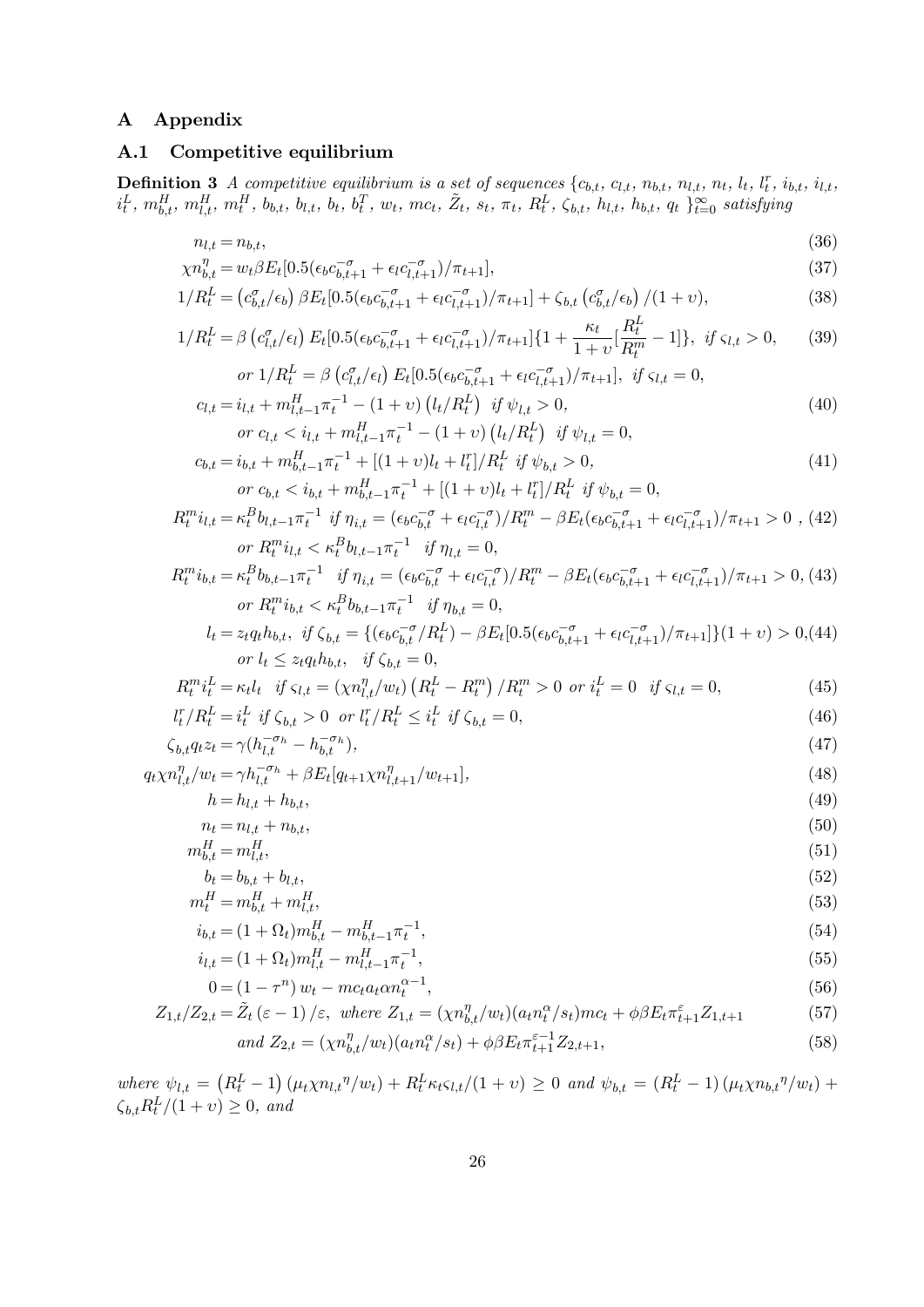## A Appendix

### A.1 Competitive equilibrium

**Definition 3** *A competitive equilibrium is a set of sequences* $\{c_{b,t},\, c_{l,t},\, n_{b,t},\, n_{l,t},\, n_t,\, l_t,\, l_t^r,\, i_{b,t},\, i_{l,t},\, i_t^L,\, m_{b,t}^H,\, m_{l,t}^H,\, m_t^H,\, b_{b,t},\, b_{l,t},\, b_t,\, b_t^T,\, w_t,\, mc_t,\, \tilde{Z}_t,\, s_t,\, \pi_t,\, R_t^L,\, \zeta_{b,t},\, h_{l,t},\, h_{b,t},\, q_t\,\}_{t=0}^{\infty}$ *satisfying*

$$n_{l,t} = n_{b,t}, \tag{36}$$

$$\chi n_{b,t}^{\eta} = w_t \beta E_t[0.5(\epsilon_b c_{b,t+1}^{-\sigma} + \epsilon_l c_{l,t+1}^{-\sigma})/\pi_{t+1}], \tag{37}$$

$$1/R_t^L = \left(c_{b,t}^{\sigma}/\epsilon_b\right)\beta E_t[0.5(\epsilon_b c_{b,t+1}^{-\sigma} + \epsilon_l c_{l,t+1}^{-\sigma})/\pi_{t+1}] + \zeta_{b,t}\left(c_{b,t}^{\sigma}/\epsilon_b\right)/(1+\upsilon), \tag{38}$$

$$1/R_t^L = \beta\left(c_{l,t}^{\sigma}/\epsilon_l\right)E_t[0.5(\epsilon_b c_{b,t+1}^{-\sigma} + \epsilon_l c_{l,t+1}^{-\sigma})/\pi_{t+1}]\{1 + \frac{\kappa_t}{1+\upsilon}[\frac{R_t^L}{R_t^m} - 1]\},\ \text{ if } \varsigma_{l,t} > 0, \tag{39}$$

$$\text{or } 1/R_t^L = \beta\left(c_{l,t}^{\sigma}/\epsilon_l\right)E_t[0.5(\epsilon_b c_{b,t+1}^{-\sigma} + \epsilon_l c_{l,t+1}^{-\sigma})/\pi_{t+1}],\ \text{ if } \varsigma_{l,t} = 0,$$

$$c_{l,t} = i_{l,t} + m_{l,t-1}^H \pi_t^{-1} - (1+\upsilon)\left(l_t/R_t^L\right) \ \text{ if } \psi_{l,t} > 0, \tag{40}$$

$$\text{or } c_{l,t} < i_{l,t} + m_{l,t-1}^H \pi_t^{-1} - (1+\upsilon)\left(l_t/R_t^L\right) \ \text{ if } \psi_{l,t} = 0,$$

$$c_{b,t} = i_{b,t} + m_{b,t-1}^H \pi_t^{-1} + [(1+\upsilon)l_t + l_t^r]/R_t^L \ \text{ if } \psi_{b,t} > 0, \tag{41}$$

$$\text{or } c_{b,t} < i_{b,t} + m_{b,t-1}^H \pi_t^{-1} + [(1+\upsilon)l_t + l_t^r]/R_t^L \ \text{ if } \psi_{b,t} = 0,$$

$$R_t^m i_{l,t} = \kappa_t^B b_{l,t-1}\pi_t^{-1} \ \text{ if } \eta_{i,t} = (\epsilon_b c_{b,t}^{-\sigma} + \epsilon_l c_{l,t}^{-\sigma})/R_t^m - \beta E_t(\epsilon_b c_{b,t+1}^{-\sigma} + \epsilon_l c_{l,t+1}^{-\sigma})/\pi_{t+1} > 0\ , \tag{42}$$

$$\text{or } R_t^m i_{l,t} < \kappa_t^B b_{l,t-1}\pi_t^{-1} \quad \text{if } \eta_{l,t} = 0,$$

$$R_t^m i_{b,t} = \kappa_t^B b_{b,t-1}\pi_t^{-1} \quad \text{if } \eta_{i,t} = (\epsilon_b c_{b,t}^{-\sigma} + \epsilon_l c_{l,t}^{-\sigma})/R_t^m - \beta E_t(\epsilon_b c_{b,t+1}^{-\sigma} + \epsilon_l c_{l,t+1}^{-\sigma})/\pi_{t+1} > 0, \tag{43}$$

$$\text{or } R_t^m i_{b,t} < \kappa_t^B b_{b,t-1}\pi_t^{-1} \quad \text{if } \eta_{b,t} = 0,$$

$$l_t = z_t q_t h_{b,t},\ \text{ if } \zeta_{b,t} = \{(\epsilon_b c_{b,t}^{-\sigma}/R_t^L) - \beta E_t[0.5(\epsilon_b c_{b,t+1}^{-\sigma} + \epsilon_l c_{l,t+1}^{-\sigma})/\pi_{t+1}]\}(1+\upsilon) > 0, \tag{44}$$

$$\text{or } l_t \le z_t q_t h_{b,t}, \quad \text{if } \zeta_{b,t} = 0,$$

$$R_t^m i_t^L = \kappa_t l_t \quad \text{if } \varsigma_{l,t} = (\chi n_{l,t}^{\eta}/w_t)\left(R_t^L - R_t^m\right)/R_t^m > 0 \ \text{ or } i_t^L = 0 \quad \text{if } \varsigma_{l,t} = 0, \tag{45}$$

$$l_t^r/R_t^L = i_t^L \ \text{ if } \zeta_{b,t} > 0 \ \text{ or } l_t^r/R_t^L \le i_t^L \ \text{ if } \zeta_{b,t} = 0, \tag{46}$$

$$\zeta_{b,t} q_t z_t = \gamma(h_{l,t}^{-\sigma_h} - h_{b,t}^{-\sigma_h}), \tag{47}$$

$$q_t \chi n_{l,t}^{\eta}/w_t = \gamma h_{l,t}^{-\sigma_h} + \beta E_t[q_{t+1}\chi n_{l,t+1}^{\eta}/w_{t+1}], \tag{48}$$

$$h = h_{l,t} + h_{b,t}, \tag{49}$$

$$n_t = n_{l,t} + n_{b,t}, \tag{50}$$

$$m_{b,t}^H = m_{l,t}^H, \tag{51}$$

$$b_t = b_{b,t} + b_{l,t}, \tag{52}$$

$$m_t^H = m_{b,t}^H + m_{l,t}^H, \tag{53}$$

$$i_{b,t} = (1+\Omega_t)m_{b,t}^H - m_{b,t-1}^H \pi_t^{-1}, \tag{54}$$

$$i_{l,t} = (1+\Omega_t)m_{l,t}^H - m_{l,t-1}^H \pi_t^{-1}, \tag{55}$$

$$0 = (1-\tau^n)\,w_t - mc_t a_t \alpha n_t^{\alpha-1}, \tag{56}$$

$$Z_{1,t}/Z_{2,t} = \tilde{Z}_t\,(\varepsilon - 1)/\varepsilon,\ \text{ where } Z_{1,t} = (\chi n_{b,t}^{\eta}/w_t)(a_t n_t^{\alpha}/s_t)mc_t + \phi\beta E_t \pi_{t+1}^{\varepsilon} Z_{1,t+1} \tag{57}$$

$$\text{and } Z_{2,t} = (\chi n_{b,t}^{\eta}/w_t)(a_t n_t^{\alpha}/s_t) + \phi\beta E_t \pi_{t+1}^{\varepsilon-1} Z_{2,t+1}, \tag{58}$$

*where* $\psi_{l,t} = \left(R_t^L - 1\right)\left(\mu_t \chi n_{l,t}{}^{\eta}/w_t\right) + R_t^L \kappa_t \varsigma_{l,t}/(1+\upsilon) \ge 0$ *and* $\psi_{b,t} = (R_t^L - 1)\left(\mu_t \chi n_{b,t}{}^{\eta}/w_t\right) + \zeta_{b,t} R_t^L/(1+\upsilon) \ge 0$*, and*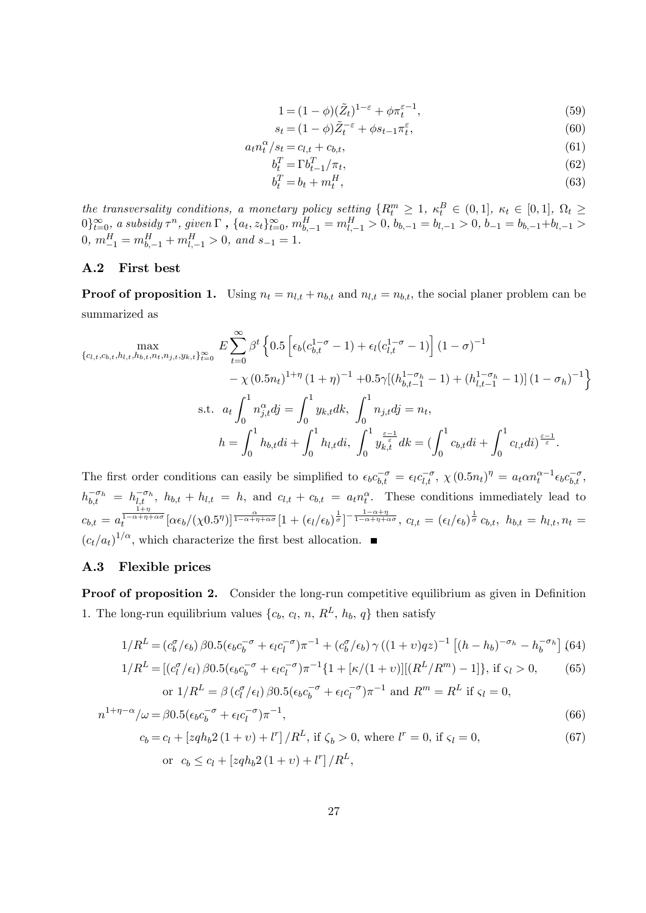$$1 = (1-\phi)(\tilde{Z}_t)^{1-\varepsilon} + \phi \pi_t^{\varepsilon-1}, \tag{59}$$

$$s_t = (1-\phi)\tilde{Z}_t^{-\varepsilon} + \phi s_{t-1}\pi_t^{\varepsilon}, \tag{60}$$

$$a_t n_t^{\alpha}/s_t = c_{l,t} + c_{b,t}, \tag{61}$$

$$b_t^T = \Gamma b_{t-1}^T/\pi_t, \tag{62}$$

$$b_t^T = b_t + m_t^H, \tag{63}$$

*the transversality conditions, a monetary policy setting* $\{R_t^m \geq 1,\ \kappa_t^B \in (0,1],\ \kappa_t \in [0,1],\ \Omega_t \geq 0\}_{t=0}^{\infty}$*, a subsidy* $\tau^n$*, given* $\Gamma$ *,* $\{a_t, z_t\}_{t=0}^{\infty}$*,* $m_{b,-1}^H = m_{l,-1}^H > 0$*,* $b_{b,-1} = b_{l,-1} > 0$*,* $b_{-1} = b_{b,-1} + b_{l,-1} > 0$*,* $m_{-1}^H = m_{b,-1}^H + m_{l,-1}^H > 0$*, and* $s_{-1} = 1$*.*

### A.2 First best

**Proof of proposition 1.** Using $n_t = n_{l,t} + n_{b,t}$ and $n_{l,t} = n_{b,t}$, the social planer problem can be summarized as

$$\max_{\{c_{l,t},c_{b,t},h_{l,t},h_{b,t},n_t,n_{j,t},y_{k,t}\}_{t=0}^{\infty}} E\sum_{t=0}^{\infty}\beta^t\Big\{0.5\left[\epsilon_b(c_{b,t}^{1-\sigma}-1)+\epsilon_l(c_{l,t}^{1-\sigma}-1)\right](1-\sigma)^{-1}$$
$$-\chi\,(0.5n_t)^{1+\eta}(1+\eta)^{-1} + 0.5\gamma[(h_{b,t-1}^{1-\sigma_h}-1)+(h_{l,t-1}^{1-\sigma_h}-1)](1-\sigma_h)^{-1}\Big\}$$
$$\text{s.t. } a_t\int_0^1 n_{j,t}^{\alpha}dj = \int_0^1 y_{k,t}dk,\ \int_0^1 n_{j,t}dj = n_t,$$
$$h = \int_0^1 h_{b,t}di + \int_0^1 h_{l,t}di,\ \int_0^1 y_{k,t}^{\frac{\varepsilon-1}{\varepsilon}}dk = (\int_0^1 c_{b,t}di + \int_0^1 c_{l,t}di)^{\frac{\varepsilon-1}{\varepsilon}}.$$

The first order conditions can easily be simplified to $\epsilon_b c_{b,t}^{-\sigma} = \epsilon_l c_{l,t}^{-\sigma}$, $\chi\,(0.5n_t)^{\eta} = a_t\alpha n_t^{\alpha-1}\epsilon_b c_{b,t}^{-\sigma}$, $h_{b,t}^{-\sigma_h} = h_{l,t}^{-\sigma_h}$, $h_{b,t} + h_{l,t} = h$, and $c_{l,t} + c_{b,t} = a_t n_t^{\alpha}$. These conditions immediately lead to $c_{b,t} = a_t^{\frac{1+\eta}{1-\alpha+\eta+\alpha\sigma}}[\alpha\epsilon_b/(\chi 0.5^{\eta})]^{\frac{\alpha}{1-\alpha+\eta+\alpha\sigma}}[1+(\epsilon_l/\epsilon_b)^{\frac{1}{\sigma}}]^{-\frac{1-\alpha+\eta}{1-\alpha+\eta+\alpha\sigma}}$, $c_{l,t} = (\epsilon_l/\epsilon_b)^{\frac{1}{\sigma}}c_{b,t}$, $h_{b,t} = h_{l,t}$, $n_t = (c_t/a_t)^{1/\alpha}$, which characterize the first best allocation. ■

### A.3 Flexible prices

**Proof of proposition 2.** Consider the long-run competitive equilibrium as given in Definition 1. The long-run equilibrium values $\{c_b,\ c_l,\ n,\ R^L,\ h_b,\ q\}$ then satisfy

$$1/R^L = (c_b^{\sigma}/\epsilon_b)\,\beta 0.5(\epsilon_b c_b^{-\sigma} + \epsilon_l c_l^{-\sigma})\pi^{-1} + (c_b^{\sigma}/\epsilon_b)\,\gamma\,((1+\upsilon)qz)^{-1}\left[(h-h_b)^{-\sigma_h} - h_b^{-\sigma_h}\right], \tag{64}$$

$$1/R^L = [(c_l^{\sigma}/\epsilon_l)\,\beta 0.5(\epsilon_b c_b^{-\sigma} + \epsilon_l c_l^{-\sigma})\pi^{-1}\{1 + [\kappa/(1+\upsilon)][(R^L/R^m) - 1]\},\ \text{if } \varsigma_l > 0, \tag{65}$$

$$\text{or } 1/R^L = \beta\,(c_l^{\sigma}/\epsilon_l)\,\beta 0.5(\epsilon_b c_b^{-\sigma} + \epsilon_l c_l^{-\sigma})\pi^{-1} \text{ and } R^m = R^L \text{ if } \varsigma_l = 0,$$

$$n^{1+\eta-\alpha}/\omega = \beta 0.5(\epsilon_b c_b^{-\sigma} + \epsilon_l c_l^{-\sigma})\pi^{-1}, \tag{66}$$

$$c_b = c_l + [zqh_b 2\,(1+\upsilon) + l^r]/R^L,\ \text{if } \zeta_b > 0,\ \text{where } l^r = 0,\ \text{if } \varsigma_l = 0, \tag{67}$$

$$\text{or } c_b \leq c_l + [zqh_b 2\,(1+\upsilon) + l^r]/R^L,$$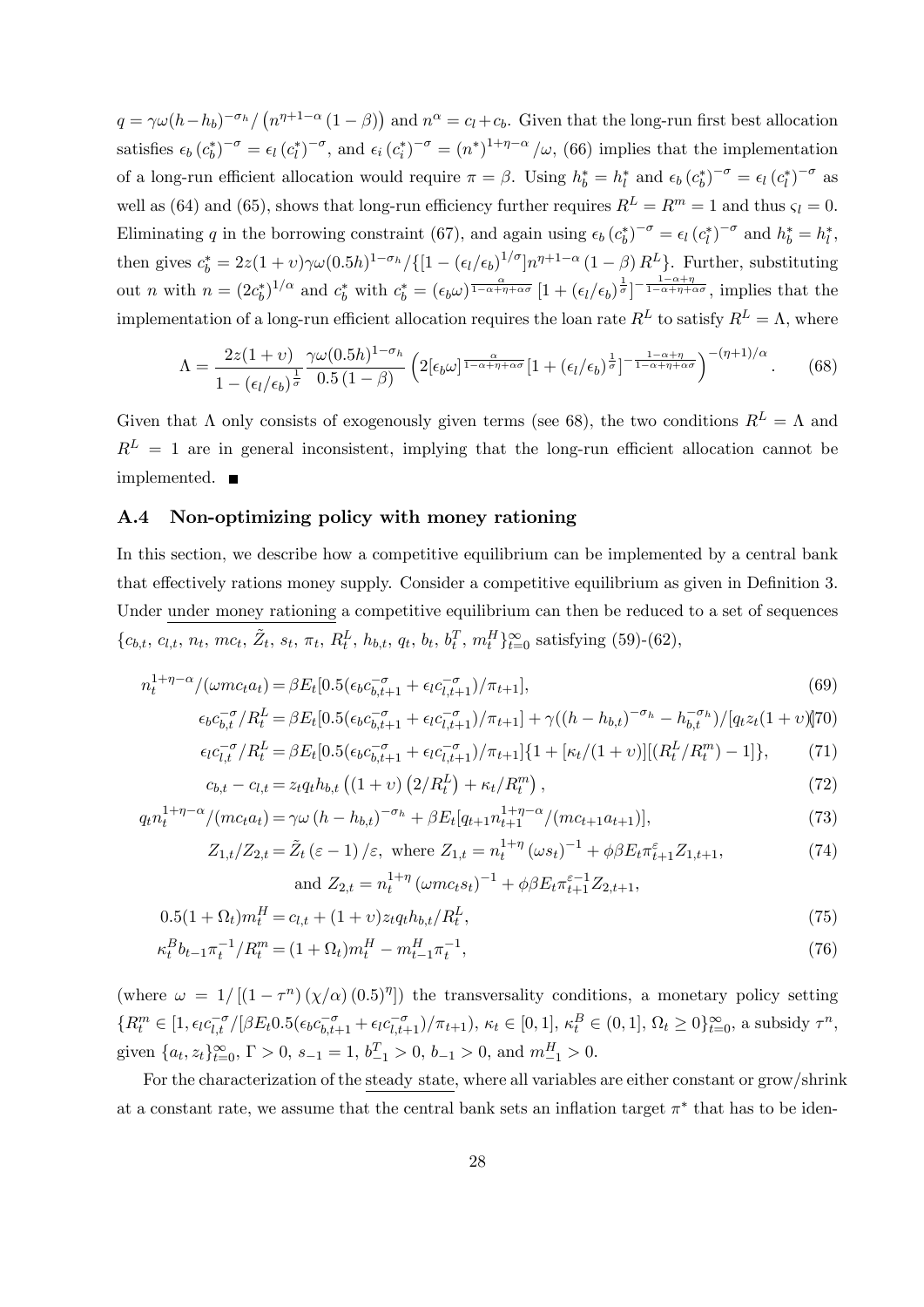$q = \gamma\omega(h-h_b)^{-\sigma_h}/\left(n^{\eta+1-\alpha}(1-\beta)\right)$ and $n^{\alpha} = c_l + c_b$. Given that the long-run first best allocation satisfies $\epsilon_b (c_b^*)^{-\sigma} = \epsilon_l (c_l^*)^{-\sigma}$, and $\epsilon_i (c_i^*)^{-\sigma} = (n^*)^{1+\eta-\alpha}/\omega$, (66) implies that the implementation of a long-run efficient allocation would require $\pi = \beta$. Using $h_b^* = h_l^*$ and $\epsilon_b (c_b^*)^{-\sigma} = \epsilon_l (c_l^*)^{-\sigma}$ as well as (64) and (65), shows that long-run efficiency further requires $R^L = R^m = 1$ and thus $\varsigma_l = 0$. Eliminating $q$ in the borrowing constraint (67), and again using $\epsilon_b (c_b^*)^{-\sigma} = \epsilon_l (c_l^*)^{-\sigma}$ and $h_b^* = h_l^*$, then gives $c_b^* = 2z(1+\upsilon)\gamma\omega(0.5h)^{1-\sigma_h}/\{[1-(\epsilon_l/\epsilon_b)^{1/\sigma}]n^{\eta+1-\alpha}(1-\beta)R^L\}$. Further, substituting out $n$ with $n = (2c_b^*)^{1/\alpha}$ and $c_b^*$ with $c_b^* = (\epsilon_b\omega)^{\frac{\alpha}{1-\alpha+\eta+\alpha\sigma}}[1+(\epsilon_l/\epsilon_b)^{\frac{1}{\sigma}}]^{-\frac{1-\alpha+\eta}{1-\alpha+\eta+\alpha\sigma}}$, implies that the implementation of a long-run efficient allocation requires the loan rate $R^L$ to satisfy $R^L = \Lambda$, where

$$\Lambda = \frac{2z(1+\upsilon)}{1-(\epsilon_l/\epsilon_b)^{\frac{1}{\sigma}}}\frac{\gamma\omega(0.5h)^{1-\sigma_h}}{0.5(1-\beta)}\left(2[\epsilon_b\omega]^{\frac{\alpha}{1-\alpha+\eta+\alpha\sigma}}[1+(\epsilon_l/\epsilon_b)^{\frac{1}{\sigma}}]^{-\frac{1-\alpha+\eta}{1-\alpha+\eta+\alpha\sigma}}\right)^{-(\eta+1)/\alpha}. \quad (68)$$

Given that $\Lambda$ only consists of exogenously given terms (see 68), the two conditions $R^L = \Lambda$ and $R^L = 1$ are in general inconsistent, implying that the long-run efficient allocation cannot be implemented. ■

### A.4 Non-optimizing policy with money rationing

In this section, we describe how a competitive equilibrium can be implemented by a central bank that effectively rations money supply. Consider a competitive equilibrium as given in Definition 3. Under under money rationing a competitive equilibrium can then be reduced to a set of sequences $\{c_{b,t},\, c_{l,t},\, n_t,\, mc_t,\, \tilde{Z}_t,\, s_t,\, \pi_t,\, R_t^L,\, h_{b,t},\, q_t,\, b_t,\, b_t^T,\, m_t^H\}_{t=0}^{\infty}$ satisfying (59)-(62),

$$n_t^{1+\eta-\alpha}/(\omega mc_t a_t) = \beta E_t[0.5(\epsilon_b c_{b,t+1}^{-\sigma} + \epsilon_l c_{l,t+1}^{-\sigma})/\pi_{t+1}], \quad (69)$$

$$\epsilon_b c_{b,t}^{-\sigma}/R_t^L = \beta E_t[0.5(\epsilon_b c_{b,t+1}^{-\sigma} + \epsilon_l c_{l,t+1}^{-\sigma})/\pi_{t+1}] + \gamma((h-h_{b,t})^{-\sigma_h} - h_{b,t}^{-\sigma_h})/[q_t z_t(1+\upsilon)] \quad (70)$$

$$\epsilon_l c_{l,t}^{-\sigma}/R_t^L = \beta E_t[0.5(\epsilon_b c_{b,t+1}^{-\sigma} + \epsilon_l c_{l,t+1}^{-\sigma})/\pi_{t+1}]\{1 + [\kappa_t/(1+\upsilon)][(R_t^L/R_t^m) - 1]\}, \quad (71)$$

$$c_{b,t} - c_{l,t} = z_t q_t h_{b,t}\left((1+\upsilon)\left(2/R_t^L\right) + \kappa_t/R_t^m\right), \quad (72)$$

$$q_t n_t^{1+\eta-\alpha}/(mc_t a_t) = \gamma\omega(h-h_{b,t})^{-\sigma_h} + \beta E_t[q_{t+1}n_{t+1}^{1+\eta-\alpha}/(mc_{t+1}a_{t+1})], \quad (73)$$

$$Z_{1,t}/Z_{2,t} = \tilde{Z}_t(\varepsilon-1)/\varepsilon, \text{ where } Z_{1,t} = n_t^{1+\eta}(\omega s_t)^{-1} + \phi\beta E_t\pi_{t+1}^{\varepsilon}Z_{1,t+1}, \quad (74)$$

$$\text{and } Z_{2,t} = n_t^{1+\eta}(\omega mc_t s_t)^{-1} + \phi\beta E_t\pi_{t+1}^{\varepsilon-1}Z_{2,t+1},$$

$$0.5(1+\Omega_t)m_t^H = c_{l,t} + (1+\upsilon)z_t q_t h_{b,t}/R_t^L, \quad (75)$$

$$\kappa_t^B b_{t-1}\pi_t^{-1}/R_t^m = (1+\Omega_t)m_t^H - m_{t-1}^H\pi_t^{-1}, \quad (76)$$

(where $\omega = 1/[(1-\tau^n)(\chi/\alpha)(0.5)^{\eta}]$) the transversality conditions, a monetary policy setting $\{R_t^m \in [1, \epsilon_l c_{l,t}^{-\sigma}/[\beta E_t 0.5(\epsilon_b c_{b,t+1}^{-\sigma} + \epsilon_l c_{l,t+1}^{-\sigma})/\pi_{t+1}),\, \kappa_t \in [0,1],\, \kappa_t^B \in (0,1],\, \Omega_t \geq 0\}_{t=0}^{\infty}$, a subsidy $\tau^n$, given $\{a_t, z_t\}_{t=0}^{\infty}$, $\Gamma > 0$, $s_{-1} = 1$, $b_{-1}^T > 0$, $b_{-1} > 0$, and $m_{-1}^H > 0$.

For the characterization of the steady state, where all variables are either constant or grow/shrink at a constant rate, we assume that the central bank sets an inflation target $\pi^*$ that has to be iden-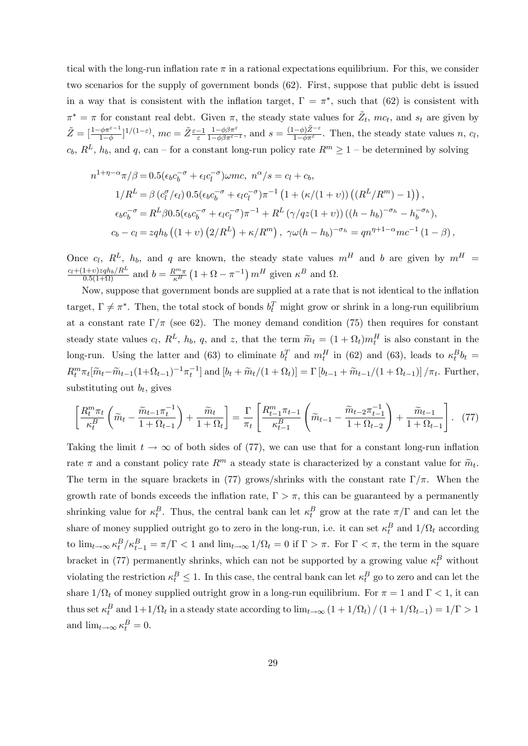tical with the long-run inflation rate $\pi$ in a rational expectations equilibrium. For this, we consider two scenarios for the supply of government bonds (62). First, suppose that public debt is issued in a way that is consistent with the inflation target, $\Gamma = \pi^*$, such that (62) is consistent with $\pi^* = \pi$ for constant real debt. Given $\pi$, the steady state values for $\tilde{Z}_t$, $mc_t$, and $s_t$ are given by $\tilde{Z} = [\frac{1-\phi\pi^{\varepsilon-1}}{1-\phi}]^{1/(1-\varepsilon)}$, $mc = \tilde{Z}\frac{\varepsilon-1}{\varepsilon}\frac{1-\phi\beta\pi^{\varepsilon}}{1-\phi\beta\pi^{\varepsilon-1}}$, and $s = \frac{(1-\phi)\tilde{Z}^{-\varepsilon}}{1-\phi\pi^{\varepsilon}}$. Then, the steady state values $n$, $c_l$, $c_b$, $R^L$, $h_b$, and $q$, can – for a constant long-run policy rate $R^m \geq 1$ – be determined by solving

$$
\begin{aligned}
n^{1+\eta-\alpha}\pi/\beta &= 0.5(\epsilon_b c_b^{-\sigma} + \epsilon_l c_l^{-\sigma})\omega mc, \;\; n^{\alpha}/s = c_l + c_b, \\
1/R^L &= \beta\left(c_l^{\sigma}/\epsilon_l\right)0.5(\epsilon_b c_b^{-\sigma} + \epsilon_l c_l^{-\sigma})\pi^{-1}\left(1 + (\kappa/(1+\upsilon))\left((R^L/R^m) - 1\right)\right), \\
\epsilon_b c_b^{-\sigma} &= R^L\beta 0.5(\epsilon_b c_b^{-\sigma} + \epsilon_l c_l^{-\sigma})\pi^{-1} + R^L\left(\gamma/qz(1+\upsilon)\right)\left((h-h_b)^{-\sigma_h} - h_b^{-\sigma_h}\right), \\
c_b - c_l &= zqh_b\left((1+\upsilon)\left(2/R^L\right) + \kappa/R^m\right), \;\; \gamma\omega(h-h_b)^{-\sigma_h} = qn^{\eta+1-\alpha}mc^{-1}\left(1-\beta\right),
\end{aligned}
$$

Once $c_l$, $R^L$, $h_b$, and $q$ are known, the steady state values $m^H$ and $b$ are given by $m^H = \frac{c_l + (1+\upsilon)zqh_b/R^L}{0.5(1+\Omega)}$ and $b = \frac{R^m\pi}{\kappa^B}\left(1 + \Omega - \pi^{-1}\right)m^H$ given $\kappa^B$ and $\Omega$.

Now, suppose that government bonds are supplied at a rate that is not identical to the inflation target, $\Gamma \neq \pi^*$. Then, the total stock of bonds $b_t^T$ might grow or shrink in a long-run equilibrium at a constant rate $\Gamma/\pi$ (see 62). The money demand condition (75) then requires for constant steady state values $c_l$, $R^L$, $h_b$, $q$, and $z$, that the term $\widetilde{m}_t = (1+\Omega_t)m_t^H$ is also constant in the long-run. Using the latter and (63) to eliminate $b_t^T$ and $m_t^H$ in (62) and (63), leads to $\kappa_t^B b_t = R_t^m\pi_t[\widetilde{m}_t - \widetilde{m}_{t-1}(1+\Omega_{t-1})^{-1}\pi_t^{-1}]$ and $[b_t + \widetilde{m}_t/(1+\Omega_t)] = \Gamma\left[b_{t-1} + \widetilde{m}_{t-1}/(1+\Omega_{t-1})\right]/\pi_t$. Further, substituting out $b_t$, gives

$$
\left[\frac{R_t^m\pi_t}{\kappa_t^B}\left(\widetilde{m}_t - \frac{\widetilde{m}_{t-1}\pi_t^{-1}}{1+\Omega_{t-1}}\right) + \frac{\widetilde{m}_t}{1+\Omega_t}\right] = \frac{\Gamma}{\pi_t}\left[\frac{R_{t-1}^m\pi_{t-1}}{\kappa_{t-1}^B}\left(\widetilde{m}_{t-1} - \frac{\widetilde{m}_{t-2}\pi_{t-1}^{-1}}{1+\Omega_{t-2}}\right) + \frac{\widetilde{m}_{t-1}}{1+\Omega_{t-1}}\right]. \quad (77)
$$

Taking the limit $t \to \infty$ of both sides of (77), we can use that for a constant long-run inflation rate $\pi$ and a constant policy rate $R^m$ a steady state is characterized by a constant value for $\widetilde{m}_t$. The term in the square brackets in (77) grows/shrinks with the constant rate $\Gamma/\pi$. When the growth rate of bonds exceeds the inflation rate, $\Gamma > \pi$, this can be guaranteed by a permanently shrinking value for $\kappa_t^B$. Thus, the central bank can let $\kappa_t^B$ grow at the rate $\pi/\Gamma$ and can let the share of money supplied outright go to zero in the long-run, i.e. it can set $\kappa_t^B$ and $1/\Omega_t$ according to $\lim_{t\to\infty}\kappa_t^B/\kappa_{t-1}^B = \pi/\Gamma < 1$ and $\lim_{t\to\infty} 1/\Omega_t = 0$ if $\Gamma > \pi$. For $\Gamma < \pi$, the term in the square bracket in (77) permanently shrinks, which can not be supported by a growing value $\kappa_t^B$ without violating the restriction $\kappa_t^B \leq 1$. In this case, the central bank can let $\kappa_t^B$ go to zero and can let the share $1/\Omega_t$ of money supplied outright grow in a long-run equilibrium. For $\pi = 1$ and $\Gamma < 1$, it can thus set $\kappa_t^B$ and $1+1/\Omega_t$ in a steady state according to $\lim_{t\to\infty}\left(1 + 1/\Omega_t\right)/\left(1 + 1/\Omega_{t-1}\right) = 1/\Gamma > 1$ and $\lim_{t\to\infty}\kappa_t^B = 0$.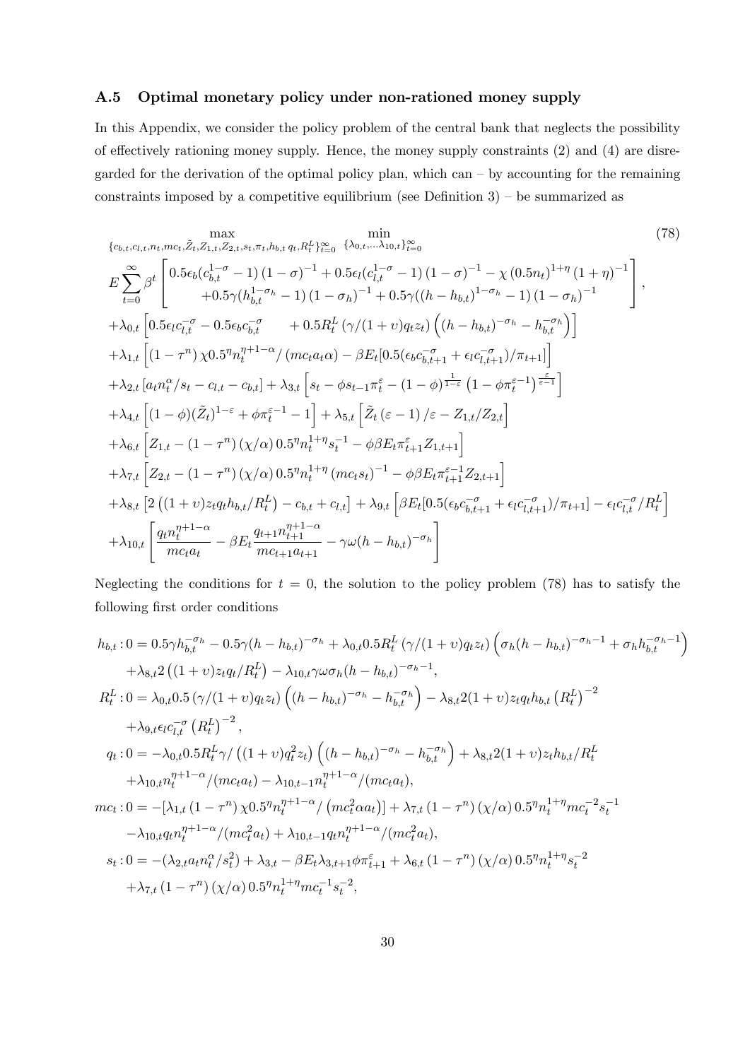### A.5 Optimal monetary policy under non-rationed money supply

In this Appendix, we consider the policy problem of the central bank that neglects the possibility of effectively rationing money supply. Hence, the money supply constraints (2) and (4) are disregarded for the derivation of the optimal policy plan, which can – by accounting for the remaining constraints imposed by a competitive equilibrium (see Definition 3) – be summarized as

$$
\begin{aligned}
&\max_{\{c_{b,t},c_{l,t},n_t,mc_t,\tilde{Z}_t,Z_{1,t},Z_{2,t},s_t,\pi_t,h_{b,t}\,q_t,R^L_t\}_{t=0}^{\infty}} \quad \min_{\{\lambda_{0,t},...\lambda_{10,t}\}_{t=0}^{\infty}} \qquad (78)\\
&E\sum_{t=0}^{\infty}\beta^t\left[\begin{array}{c} 0.5\epsilon_b(c_{b,t}^{1-\sigma}-1)\,(1-\sigma)^{-1}+0.5\epsilon_l(c_{l,t}^{1-\sigma}-1)\,(1-\sigma)^{-1}-\chi\,(0.5n_t)^{1+\eta}\,(1+\eta)^{-1}\\ +0.5\gamma(h_{b,t}^{1-\sigma_h}-1)\,(1-\sigma_h)^{-1}+0.5\gamma((h-h_{b,t})^{1-\sigma_h}-1)\,(1-\sigma_h)^{-1}\end{array}\right],\\
&+\lambda_{0,t}\left[0.5\epsilon_l c_{l,t}^{-\sigma}-0.5\epsilon_b c_{b,t}^{-\sigma}\qquad+0.5R^L_t\,(\gamma/(1+\upsilon)q_t z_t)\left((h-h_{b,t})^{-\sigma_h}-h_{b,t}^{-\sigma_h}\right)\right]\\
&+\lambda_{1,t}\left[(1-\tau^n)\,\chi 0.5^\eta n_t^{\eta+1-\alpha}/\left(mc_t a_t\alpha\right)-\beta E_t[0.5(\epsilon_b c_{b,t+1}^{-\sigma}+\epsilon_l c_{l,t+1}^{-\sigma})/\pi_{t+1}]\right]\\
&+\lambda_{2,t}\left[a_t n_t^{\alpha}/s_t-c_{l,t}-c_{b,t}\right]+\lambda_{3,t}\left[s_t-\phi s_{t-1}\pi_t^{\varepsilon}-(1-\phi)^{\frac{1}{1-\varepsilon}}\left(1-\phi\pi_t^{\varepsilon-1}\right)^{\frac{\varepsilon}{\varepsilon-1}}\right]\\
&+\lambda_{4,t}\left[(1-\phi)(\tilde{Z}_t)^{1-\varepsilon}+\phi\pi_t^{\varepsilon-1}-1\right]+\lambda_{5,t}\left[\tilde{Z}_t\,(\varepsilon-1)\,/\varepsilon-Z_{1,t}/Z_{2,t}\right]\\
&+\lambda_{6,t}\left[Z_{1,t}-(1-\tau^n)\,(\chi/\alpha)\,0.5^\eta n_t^{1+\eta}s_t^{-1}-\phi\beta E_t\pi_{t+1}^{\varepsilon}Z_{1,t+1}\right]\\
&+\lambda_{7,t}\left[Z_{2,t}-(1-\tau^n)\,(\chi/\alpha)\,0.5^\eta n_t^{1+\eta}\,(mc_t s_t)^{-1}-\phi\beta E_t\pi_{t+1}^{\varepsilon-1}Z_{2,t+1}\right]\\
&+\lambda_{8,t}\left[2\left((1+\upsilon)z_t q_t h_{b,t}/R^L_t\right)-c_{b,t}+c_{l,t}\right]+\lambda_{9,t}\left[\beta E_t[0.5(\epsilon_b c_{b,t+1}^{-\sigma}+\epsilon_l c_{l,t+1}^{-\sigma})/\pi_{t+1}]-\epsilon_l c_{l,t}^{-\sigma}/R^L_t\right]\\
&+\lambda_{10,t}\left[\frac{q_t n_t^{\eta+1-\alpha}}{mc_t a_t}-\beta E_t\frac{q_{t+1}n_{t+1}^{\eta+1-\alpha}}{mc_{t+1}a_{t+1}}-\gamma\omega(h-h_{b,t})^{-\sigma_h}\right]
\end{aligned}
$$

Neglecting the conditions for $t=0$, the solution to the policy problem (78) has to satisfy the following first order conditions

$$
\begin{aligned}
h_{b,t}:0=\;&0.5\gamma h_{b,t}^{-\sigma_h}-0.5\gamma(h-h_{b,t})^{-\sigma_h}+\lambda_{0,t}0.5R^L_t\,(\gamma/(1+\upsilon)q_t z_t)\left(\sigma_h(h-h_{b,t})^{-\sigma_h-1}+\sigma_h h_{b,t}^{-\sigma_h-1}\right)\\
&+\lambda_{8,t}2\left((1+\upsilon)z_t q_t/R^L_t\right)-\lambda_{10,t}\gamma\omega\sigma_h(h-h_{b,t})^{-\sigma_h-1},\\
R^L_t:0=\;&\lambda_{0,t}0.5\,(\gamma/(1+\upsilon)q_t z_t)\left((h-h_{b,t})^{-\sigma_h}-h_{b,t}^{-\sigma_h}\right)-\lambda_{8,t}2(1+\upsilon)z_t q_t h_{b,t}\left(R^L_t\right)^{-2}\\
&+\lambda_{9,t}\epsilon_l c_{l,t}^{-\sigma}\left(R^L_t\right)^{-2},\\
q_t:0=\;&-\lambda_{0,t}0.5R^L_t\gamma/\left((1+\upsilon)q_t^2 z_t\right)\left((h-h_{b,t})^{-\sigma_h}-h_{b,t}^{-\sigma_h}\right)+\lambda_{8,t}2(1+\upsilon)z_t h_{b,t}/R^L_t\\
&+\lambda_{10,t}n_t^{\eta+1-\alpha}/(mc_t a_t)-\lambda_{10,t-1}n_t^{\eta+1-\alpha}/(mc_t a_t),\\
mc_t:0=\;&-[\lambda_{1,t}\,(1-\tau^n)\,\chi 0.5^\eta n_t^{\eta+1-\alpha}/\left(mc_t^2\alpha a_t\right)]+\lambda_{7,t}\,(1-\tau^n)\,(\chi/\alpha)\,0.5^\eta n_t^{1+\eta}mc_t^{-2}s_t^{-1}\\
&-\lambda_{10,t}q_t n_t^{\eta+1-\alpha}/(mc_t^2 a_t)+\lambda_{10,t-1}q_t n_t^{\eta+1-\alpha}/(mc_t^2 a_t),\\
s_t:0=\;&-(\lambda_{2,t}a_t n_t^{\alpha}/s_t^2)+\lambda_{3,t}-\beta E_t\lambda_{3,t+1}\phi\pi_{t+1}^{\varepsilon}+\lambda_{6,t}\,(1-\tau^n)\,(\chi/\alpha)\,0.5^\eta n_t^{1+\eta}s_t^{-2}\\
&+\lambda_{7,t}\,(1-\tau^n)\,(\chi/\alpha)\,0.5^\eta n_t^{1+\eta}mc_t^{-1}s_t^{-2},
\end{aligned}
$$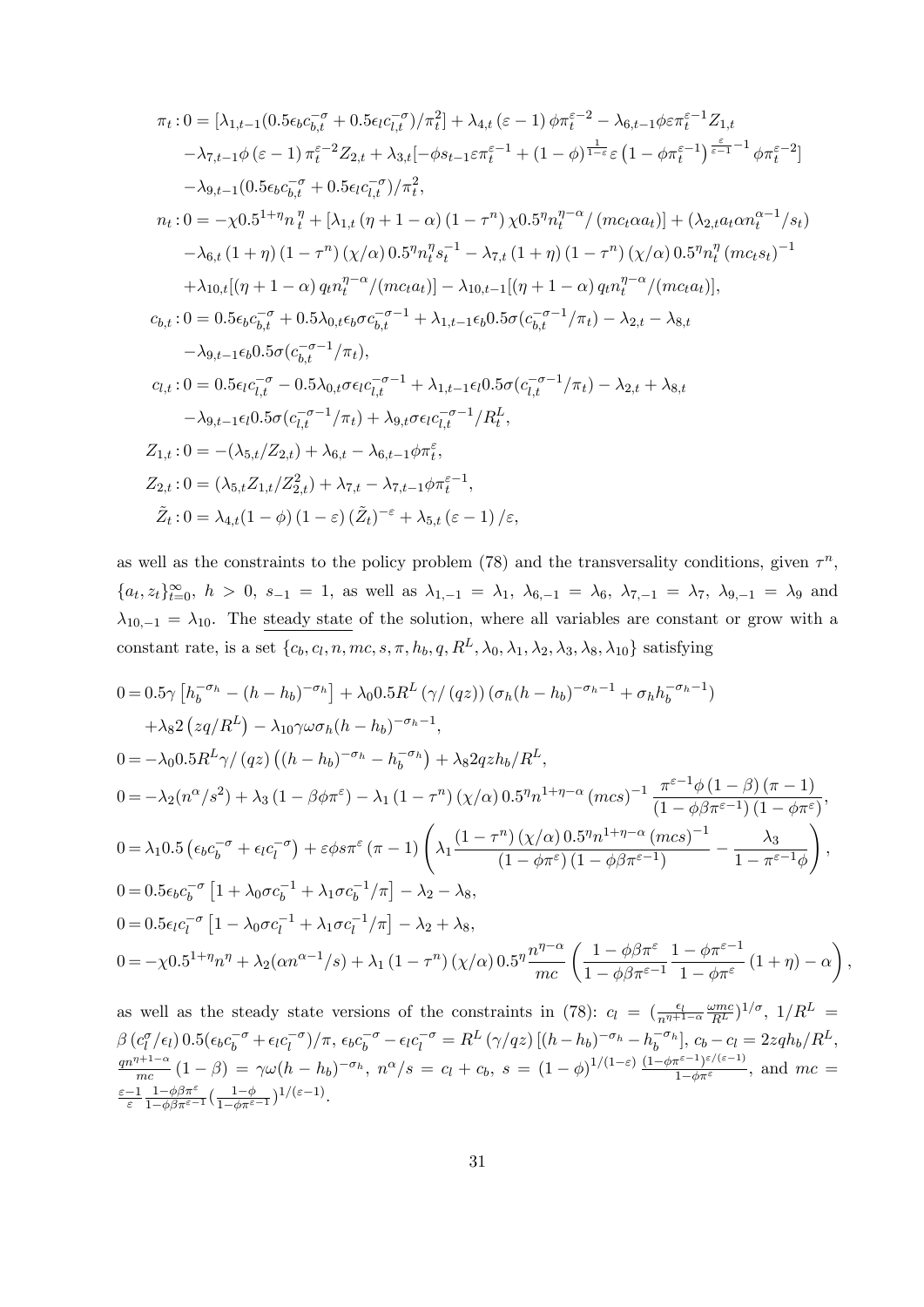$$
\begin{aligned}
\pi_t &: 0 = [\lambda_{1,t-1}(0.5\epsilon_b c_{b,t}^{-\sigma} + 0.5\epsilon_l c_{l,t}^{-\sigma})/\pi_t^2] + \lambda_{4,t}(\varepsilon-1)\phi\pi_t^{\varepsilon-2} - \lambda_{6,t-1}\phi\varepsilon\pi_t^{\varepsilon-1}Z_{1,t} \\
&\quad - \lambda_{7,t-1}\phi(\varepsilon-1)\pi_t^{\varepsilon-2}Z_{2,t} + \lambda_{3,t}[-\phi s_{t-1}\varepsilon\pi_t^{\varepsilon-1} + (1-\phi)^{\frac{1}{1-\varepsilon}}\varepsilon\left(1-\phi\pi_t^{\varepsilon-1}\right)^{\frac{\varepsilon}{\varepsilon-1}-1}\phi\pi_t^{\varepsilon-2}] \\
&\quad - \lambda_{9,t-1}(0.5\epsilon_b c_{b,t}^{-\sigma} + 0.5\epsilon_l c_{l,t}^{-\sigma})/\pi_t^2, \\
n_t &: 0 = -\chi 0.5^{1+\eta} n_t^{\eta} + [\lambda_{1,t}(\eta+1-\alpha)(1-\tau^n)\chi 0.5^{\eta} n_t^{\eta-\alpha}/(mc_t\alpha a_t)] + (\lambda_{2,t}a_t\alpha n_t^{\alpha-1}/s_t) \\
&\quad - \lambda_{6,t}(1+\eta)(1-\tau^n)(\chi/\alpha)0.5^{\eta}n_t^{\eta}s_t^{-1} - \lambda_{7,t}(1+\eta)(1-\tau^n)(\chi/\alpha)0.5^{\eta}n_t^{\eta}(mc_t s_t)^{-1} \\
&\quad + \lambda_{10,t}[(\eta+1-\alpha)q_t n_t^{\eta-\alpha}/(mc_t a_t)] - \lambda_{10,t-1}[(\eta+1-\alpha)q_t n_t^{\eta-\alpha}/(mc_t a_t)], \\
c_{b,t} &: 0 = 0.5\epsilon_b c_{b,t}^{-\sigma} + 0.5\lambda_{0,t}\epsilon_b\sigma c_{b,t}^{-\sigma-1} + \lambda_{1,t-1}\epsilon_b 0.5\sigma(c_{b,t}^{-\sigma-1}/\pi_t) - \lambda_{2,t} - \lambda_{8,t} \\
&\quad - \lambda_{9,t-1}\epsilon_b 0.5\sigma(c_{b,t}^{-\sigma-1}/\pi_t), \\
c_{l,t} &: 0 = 0.5\epsilon_l c_{l,t}^{-\sigma} - 0.5\lambda_{0,t}\sigma\epsilon_l c_{l,t}^{-\sigma-1} + \lambda_{1,t-1}\epsilon_l 0.5\sigma(c_{l,t}^{-\sigma-1}/\pi_t) - \lambda_{2,t} + \lambda_{8,t} \\
&\quad - \lambda_{9,t-1}\epsilon_l 0.5\sigma(c_{l,t}^{-\sigma-1}/\pi_t) + \lambda_{9,t}\sigma\epsilon_l c_{l,t}^{-\sigma-1}/R_t^L, \\
Z_{1,t} &: 0 = -(\lambda_{5,t}/Z_{2,t}) + \lambda_{6,t} - \lambda_{6,t-1}\phi\pi_t^{\varepsilon}, \\
Z_{2,t} &: 0 = (\lambda_{5,t}Z_{1,t}/Z_{2,t}^2) + \lambda_{7,t} - \lambda_{7,t-1}\phi\pi_t^{\varepsilon-1}, \\
\tilde{Z}_t &: 0 = \lambda_{4,t}(1-\phi)(1-\varepsilon)(\tilde{Z}_t)^{-\varepsilon} + \lambda_{5,t}(\varepsilon-1)/\varepsilon,
\end{aligned}
$$

as well as the constraints to the policy problem (78) and the transversality conditions, given $\tau^n$, $\{a_t, z_t\}_{t=0}^{\infty}$, $h > 0$, $s_{-1} = 1$, as well as $\lambda_{1,-1} = \lambda_1$, $\lambda_{6,-1} = \lambda_6$, $\lambda_{7,-1} = \lambda_7$, $\lambda_{9,-1} = \lambda_9$ and $\lambda_{10,-1} = \lambda_{10}$. The steady state of the solution, where all variables are constant or grow with a constant rate, is a set $\{c_b, c_l, n, mc, s, \pi, h_b, q, R^L, \lambda_0, \lambda_1, \lambda_2, \lambda_3, \lambda_8, \lambda_{10}\}$ satisfying

$$
\begin{aligned}
0 &= 0.5\gamma\left[h_b^{-\sigma_h} - (h-h_b)^{-\sigma_h}\right] + \lambda_0 0.5R^L(\gamma/(qz))(\sigma_h(h-h_b)^{-\sigma_h-1} + \sigma_h h_b^{-\sigma_h-1}) \\
&\quad + \lambda_8 2\left(zq/R^L\right) - \lambda_{10}\gamma\omega\sigma_h(h-h_b)^{-\sigma_h-1}, \\
0 &= -\lambda_0 0.5R^L\gamma/(qz)\left((h-h_b)^{-\sigma_h} - h_b^{-\sigma_h}\right) + \lambda_8 2qzh_b/R^L, \\
0 &= -\lambda_2(n^{\alpha}/s^2) + \lambda_3(1-\beta\phi\pi^{\varepsilon}) - \lambda_1(1-\tau^n)(\chi/\alpha)0.5^{\eta}n^{1+\eta-\alpha}(mcs)^{-1}\frac{\pi^{\varepsilon-1}\phi(1-\beta)(\pi-1)}{(1-\phi\beta\pi^{\varepsilon-1})(1-\phi\pi^{\varepsilon})}, \\
0 &= \lambda_1 0.5\left(\epsilon_b c_b^{-\sigma} + \epsilon_l c_l^{-\sigma}\right) + \varepsilon\phi s\pi^{\varepsilon}(\pi-1)\left(\lambda_1\frac{(1-\tau^n)(\chi/\alpha)0.5^{\eta}n^{1+\eta-\alpha}(mcs)^{-1}}{(1-\phi\pi^{\varepsilon})(1-\phi\beta\pi^{\varepsilon-1})} - \frac{\lambda_3}{1-\pi^{\varepsilon-1}\phi}\right), \\
0 &= 0.5\epsilon_b c_b^{-\sigma}\left[1 + \lambda_0\sigma c_b^{-1} + \lambda_1\sigma c_b^{-1}/\pi\right] - \lambda_2 - \lambda_8, \\
0 &= 0.5\epsilon_l c_l^{-\sigma}\left[1 - \lambda_0\sigma c_l^{-1} + \lambda_1\sigma c_l^{-1}/\pi\right] - \lambda_2 + \lambda_8, \\
0 &= -\chi 0.5^{1+\eta}n^{\eta} + \lambda_2(\alpha n^{\alpha-1}/s) + \lambda_1(1-\tau^n)(\chi/\alpha)0.5^{\eta}\frac{n^{\eta-\alpha}}{mc}\left(\frac{1-\phi\beta\pi^{\varepsilon}}{1-\phi\beta\pi^{\varepsilon-1}}\frac{1-\phi\pi^{\varepsilon-1}}{1-\phi\pi^{\varepsilon}}(1+\eta) - \alpha\right),
\end{aligned}
$$

as well as the steady state versions of the constraints in (78): $c_l = (\frac{\epsilon_l}{n^{\eta+1-\alpha}}\frac{\omega mc}{R^L})^{1/\sigma}$, $1/R^L = \beta(c_l^{\sigma}/\epsilon_l)0.5(\epsilon_b c_b^{-\sigma} + \epsilon_l c_l^{-\sigma})/\pi$, $\epsilon_b c_b^{-\sigma} - \epsilon_l c_l^{-\sigma} = R^L(\gamma/qz)[(h-h_b)^{-\sigma_h} - h_b^{-\sigma_h}]$, $c_b - c_l = 2zqh_b/R^L$, $\frac{qn^{\eta+1-\alpha}}{mc}(1-\beta) = \gamma\omega(h-h_b)^{-\sigma_h}$, $n^{\alpha}/s = c_l + c_b$, $s = (1-\phi)^{1/(1-\varepsilon)}\frac{(1-\phi\pi^{\varepsilon-1})^{\varepsilon/(\varepsilon-1)}}{1-\phi\pi^{\varepsilon}}$, and $mc = \frac{\varepsilon-1}{\varepsilon}\frac{1-\phi\beta\pi^{\varepsilon}}{1-\phi\beta\pi^{\varepsilon-1}}(\frac{1-\phi}{1-\phi\pi^{\varepsilon-1}})^{1/(\varepsilon-1)}$.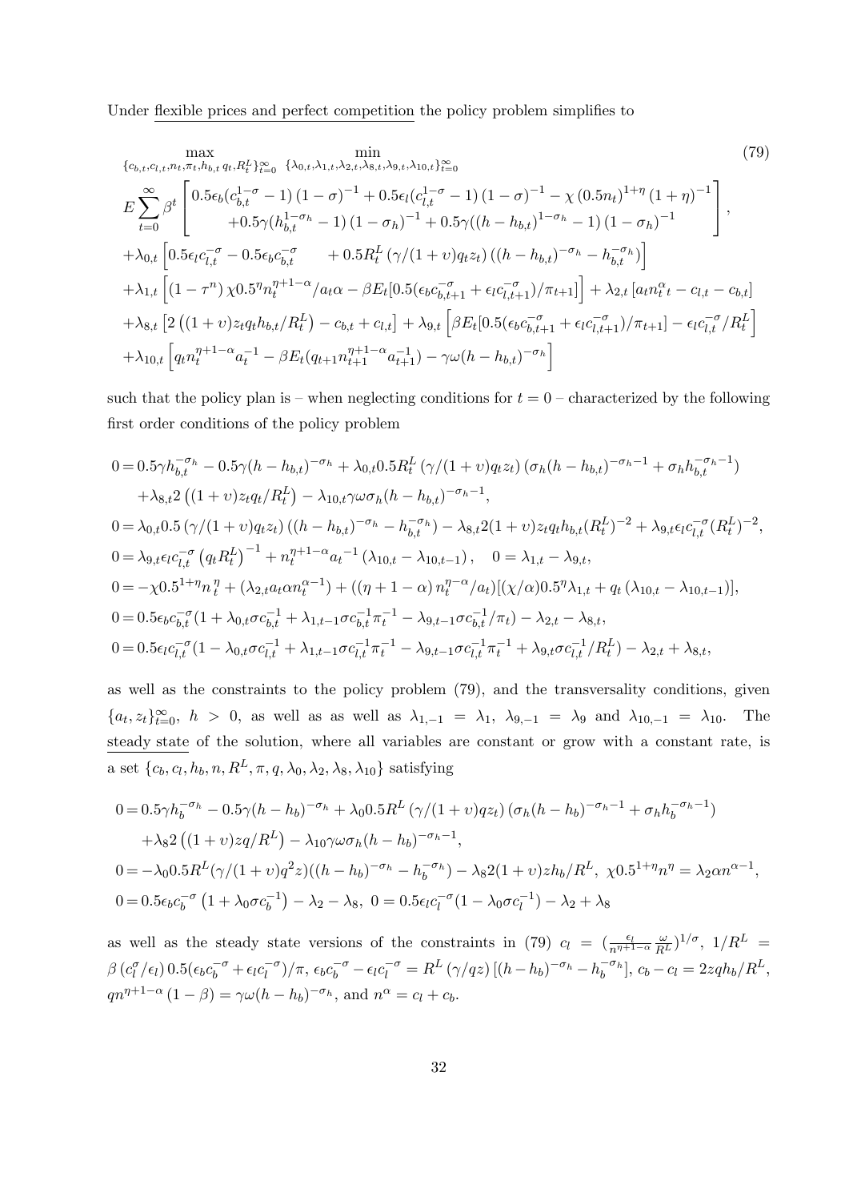Under flexible prices and perfect competition the policy problem simplifies to

$$
\max_{\{c_{b,t},c_{l,t},n_t,\pi_t,h_{b,t}\,q_t,R_t^L\}_{t=0}^{\infty}} \;\min_{\{\lambda_{0,t},\lambda_{1,t},\lambda_{2,t},\lambda_{8,t},\lambda_{9,t},\lambda_{10,t}\}_{t=0}^{\infty}} \tag{79}
$$

$$
\begin{aligned}
&E\sum_{t=0}^{\infty}\beta^t\left[\begin{array}{c}0.5\epsilon_b(c_{b,t}^{1-\sigma}-1)\left(1-\sigma\right)^{-1}+0.5\epsilon_l(c_{l,t}^{1-\sigma}-1)\left(1-\sigma\right)^{-1}-\chi\left(0.5n_t\right)^{1+\eta}\left(1+\eta\right)^{-1}\\ +0.5\gamma(h_{b,t}^{1-\sigma_h}-1)\left(1-\sigma_h\right)^{-1}+0.5\gamma((h-h_{b,t})^{1-\sigma_h}-1)\left(1-\sigma_h\right)^{-1}\end{array}\right],\\
&+\lambda_{0,t}\left[0.5\epsilon_l c_{l,t}^{-\sigma}-0.5\epsilon_b c_{b,t}^{-\sigma}\qquad+0.5R_t^L\left(\gamma/(1+\upsilon)q_t z_t\right)\left((h-h_{b,t})^{-\sigma_h}-h_{b,t}^{-\sigma_h}\right)\right]\\
&+\lambda_{1,t}\left[\left(1-\tau^n\right)\chi 0.5^{\eta}n_t^{\eta+1-\alpha}/a_t\alpha-\beta E_t[0.5(\epsilon_b c_{b,t+1}^{-\sigma}+\epsilon_l c_{l,t+1}^{-\sigma})/\pi_{t+1}]\right]+\lambda_{2,t}\left[a_t n_t^{\alpha}{}_t-c_{l,t}-c_{b,t}\right]\\
&+\lambda_{8,t}\left[2\left((1+\upsilon)z_t q_t h_{b,t}/R_t^L\right)-c_{b,t}+c_{l,t}\right]+\lambda_{9,t}\left[\beta E_t[0.5(\epsilon_b c_{b,t+1}^{-\sigma}+\epsilon_l c_{l,t+1}^{-\sigma})/\pi_{t+1}]-\epsilon_l c_{l,t}^{-\sigma}/R_t^L\right]\\
&+\lambda_{10,t}\left[q_t n_t^{\eta+1-\alpha}a_t^{-1}-\beta E_t(q_{t+1}n_{t+1}^{\eta+1-\alpha}a_{t+1}^{-1})-\gamma\omega(h-h_{b,t})^{-\sigma_h}\right]
\end{aligned}
$$

such that the policy plan is – when neglecting conditions for $t=0$ – characterized by the following first order conditions of the policy problem

$$
\begin{aligned}
0=\;&0.5\gamma h_{b,t}^{-\sigma_h}-0.5\gamma(h-h_{b,t})^{-\sigma_h}+\lambda_{0,t}0.5R_t^L\left(\gamma/(1+\upsilon)q_t z_t\right)\left(\sigma_h(h-h_{b,t})^{-\sigma_h-1}+\sigma_h h_{b,t}^{-\sigma_h-1}\right)\\
&+\lambda_{8,t}2\left((1+\upsilon)z_t q_t/R_t^L\right)-\lambda_{10,t}\gamma\omega\sigma_h(h-h_{b,t})^{-\sigma_h-1},\\
0=\;&\lambda_{0,t}0.5\left(\gamma/(1+\upsilon)q_t z_t\right)\left((h-h_{b,t})^{-\sigma_h}-h_{b,t}^{-\sigma_h}\right)-\lambda_{8,t}2(1+\upsilon)z_t q_t h_{b,t}(R_t^L)^{-2}+\lambda_{9,t}\epsilon_l c_{l,t}^{-\sigma}(R_t^L)^{-2},\\
0=\;&\lambda_{9,t}\epsilon_l c_{l,t}^{-\sigma}\left(q_t R_t^L\right)^{-1}+n_t^{\eta+1-\alpha}a_t^{-1}\left(\lambda_{10,t}-\lambda_{10,t-1}\right),\quad 0=\lambda_{1,t}-\lambda_{9,t},\\
0=\;&-\chi 0.5^{1+\eta}n_t^{\eta}+(\lambda_{2,t}a_t\alpha n_t^{\alpha-1})+\left((\eta+1-\alpha)\,n_t^{\eta-\alpha}/a_t\right)[(\chi/\alpha)0.5^{\eta}\lambda_{1,t}+q_t\left(\lambda_{10,t}-\lambda_{10,t-1}\right)],\\
0=\;&0.5\epsilon_b c_{b,t}^{-\sigma}(1+\lambda_{0,t}\sigma c_{b,t}^{-1}+\lambda_{1,t-1}\sigma c_{b,t}^{-1}\pi_t^{-1}-\lambda_{9,t-1}\sigma c_{b,t}^{-1}/\pi_t)-\lambda_{2,t}-\lambda_{8,t},\\
0=\;&0.5\epsilon_l c_{l,t}^{-\sigma}(1-\lambda_{0,t}\sigma c_{l,t}^{-1}+\lambda_{1,t-1}\sigma c_{l,t}^{-1}\pi_t^{-1}-\lambda_{9,t-1}\sigma c_{l,t}^{-1}\pi_t^{-1}+\lambda_{9,t}\sigma c_{l,t}^{-1}/R_t^L)-\lambda_{2,t}+\lambda_{8,t},
\end{aligned}
$$

as well as the constraints to the policy problem (79), and the transversality conditions, given $\{a_t,z_t\}_{t=0}^{\infty}$, $h>0$, as well as as well as $\lambda_{1,-1}=\lambda_1$, $\lambda_{9,-1}=\lambda_9$ and $\lambda_{10,-1}=\lambda_{10}$. The steady state of the solution, where all variables are constant or grow with a constant rate, is a set $\{c_b,c_l,h_b,n,R^L,\pi,q,\lambda_0,\lambda_2,\lambda_8,\lambda_{10}\}$ satisfying

$$
\begin{aligned}
0=\;&0.5\gamma h_b^{-\sigma_h}-0.5\gamma(h-h_b)^{-\sigma_h}+\lambda_0 0.5R^L\left(\gamma/(1+\upsilon)qz_t\right)\left(\sigma_h(h-h_b)^{-\sigma_h-1}+\sigma_h h_b^{-\sigma_h-1}\right)\\
&+\lambda_8 2\left((1+\upsilon)zq/R^L\right)-\lambda_{10}\gamma\omega\sigma_h(h-h_b)^{-\sigma_h-1},\\
0=\;&-\lambda_0 0.5R^L(\gamma/(1+\upsilon)q^2 z)((h-h_b)^{-\sigma_h}-h_b^{-\sigma_h})-\lambda_8 2(1+\upsilon)zh_b/R^L,\ \chi 0.5^{1+\eta}n^{\eta}=\lambda_2\alpha n^{\alpha-1},\\
0=\;&0.5\epsilon_b c_b^{-\sigma}\left(1+\lambda_0\sigma c_b^{-1}\right)-\lambda_2-\lambda_8,\ 0=0.5\epsilon_l c_l^{-\sigma}(1-\lambda_0\sigma c_l^{-1})-\lambda_2+\lambda_8
\end{aligned}
$$

as well as the steady state versions of the constraints in (79) $c_l=(\frac{\epsilon_l}{n^{\eta+1-\alpha}}\frac{\omega}{R^L})^{1/\sigma}$, $1/R^L=\beta\left(c_l^{\sigma}/\epsilon_l\right)0.5(\epsilon_b c_b^{-\sigma}+\epsilon_l c_l^{-\sigma})/\pi$, $\epsilon_b c_b^{-\sigma}-\epsilon_l c_l^{-\sigma}=R^L\left(\gamma/qz\right)[(h-h_b)^{-\sigma_h}-h_b^{-\sigma_h}]$, $c_b-c_l=2zqh_b/R^L$, $qn^{\eta+1-\alpha}\left(1-\beta\right)=\gamma\omega(h-h_b)^{-\sigma_h}$, and $n^{\alpha}=c_l+c_b$.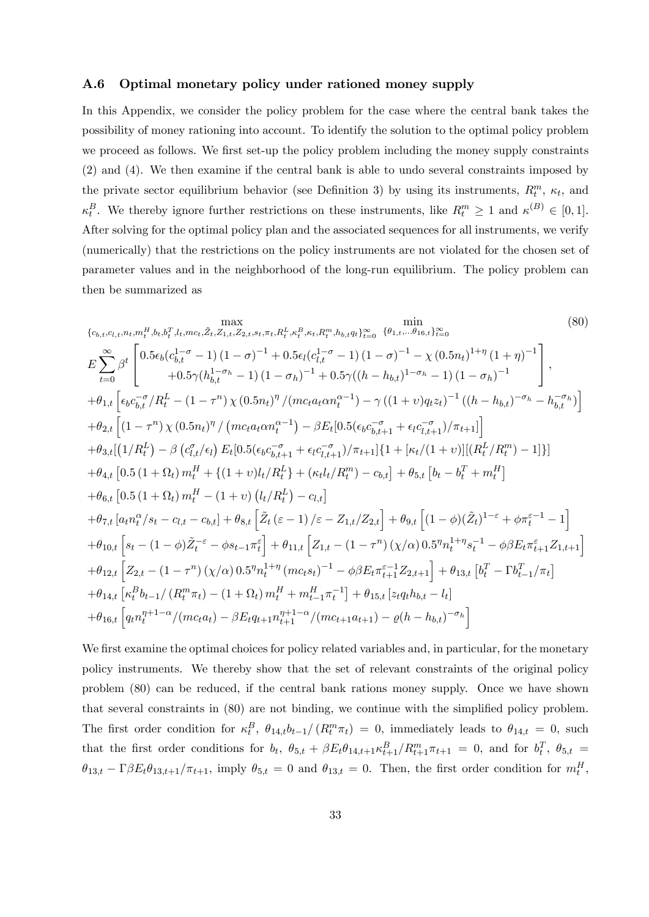### A.6 Optimal monetary policy under rationed money supply

In this Appendix, we consider the policy problem for the case where the central bank takes the possibility of money rationing into account. To identify the solution to the optimal policy problem we proceed as follows. We first set-up the policy problem including the money supply constraints (2) and (4). We then examine if the central bank is able to undo several constraints imposed by the private sector equilibrium behavior (see Definition 3) by using its instruments, $R_t^m$, $\kappa_t$, and $\kappa_t^B$. We thereby ignore further restrictions on these instruments, like $R_t^m \geq 1$ and $\kappa^{(B)} \in [0,1]$. After solving for the optimal policy plan and the associated sequences for all instruments, we verify (numerically) that the restrictions on the policy instruments are not violated for the chosen set of parameter values and in the neighborhood of the long-run equilibrium. The policy problem can then be summarized as

$$
\max_{\{c_{b,t},c_{l,t},n_t,m_t^H,b_t,b_t^T,l_t,mc_t,\tilde{Z}_t,Z_{1,t},Z_{2,t},s_t,\pi_t,R_t^L,\kappa_t^B,\kappa_t,R_t^m,h_{b,t}q_t\}_{t=0}^{\infty}} \quad \min_{\{\theta_{1,t},\ldots\theta_{16,t}\}_{t=0}^{\infty}} \tag{80}
$$

$$
\begin{aligned}
& E\sum_{t=0}^{\infty}\beta^t \left[\begin{array}{c} 0.5\epsilon_b(c_{b,t}^{1-\sigma}-1)\left(1-\sigma\right)^{-1}+0.5\epsilon_l(c_{l,t}^{1-\sigma}-1)\left(1-\sigma\right)^{-1}-\chi\left(0.5n_t\right)^{1+\eta}\left(1+\eta\right)^{-1} \\ +0.5\gamma(h_{b,t}^{1-\sigma_h}-1)\left(1-\sigma_h\right)^{-1}+0.5\gamma((h-h_{b,t})^{1-\sigma_h}-1)\left(1-\sigma_h\right)^{-1} \end{array}\right], \\
& +\theta_{1,t}\left[\epsilon_b c_{b,t}^{-\sigma}/R_t^L-\left(1-\tau^n\right)\chi\left(0.5n_t\right)^{\eta}/(mc_t a_t \alpha n_t^{\alpha-1})-\gamma\left((1+\upsilon)q_t z_t\right)^{-1}\left((h-h_{b,t})^{-\sigma_h}-h_{b,t}^{-\sigma_h}\right)\right] \\
& +\theta_{2,t}\left[\left(1-\tau^n\right)\chi\left(0.5n_t\right)^{\eta}/\left(mc_t a_t \alpha n_t^{\alpha-1}\right)-\beta E_t[0.5(\epsilon_b c_{b,t+1}^{-\sigma}+\epsilon_l c_{l,t+1}^{-\sigma})/\pi_{t+1}]\right] \\
& +\theta_{3,t}[\left(1/R_t^L\right)-\beta\left(c_{l,t}^{\sigma}/\epsilon_l\right)E_t[0.5(\epsilon_b c_{b,t+1}^{-\sigma}+\epsilon_l c_{l,t+1}^{-\sigma})/\pi_{t+1}]\{1+[\kappa_t/(1+\upsilon)][(R_t^L/R_t^m)-1]\}] \\
& +\theta_{4,t}\left[0.5\left(1+\Omega_t\right)m_t^H+\{(1+\upsilon)l_t/R_t^L\}+(\kappa_t l_t/R_t^m)-c_{b,t}\right]+\theta_{5,t}\left[b_t-b_t^T+m_t^H\right] \\
& +\theta_{6,t}\left[0.5\left(1+\Omega_t\right)m_t^H-\left(1+\upsilon\right)\left(l_t/R_t^L\right)-c_{l,t}\right] \\
& +\theta_{7,t}\left[a_t n_t^{\alpha}/s_t-c_{l,t}-c_{b,t}\right]+\theta_{8,t}\left[\tilde{Z}_t\left(\varepsilon-1\right)/\varepsilon-Z_{1,t}/Z_{2,t}\right]+\theta_{9,t}\left[(1-\phi)(\tilde{Z}_t)^{1-\varepsilon}+\phi\pi_t^{\varepsilon-1}-1\right] \\
& +\theta_{10,t}\left[s_t-(1-\phi)\tilde{Z}_t^{-\varepsilon}-\phi s_{t-1}\pi_t^{\varepsilon}\right]+\theta_{11,t}\left[Z_{1,t}-\left(1-\tau^n\right)\left(\chi/\alpha\right)0.5^{\eta}n_t^{1+\eta}s_t^{-1}-\phi\beta E_t\pi_{t+1}^{\varepsilon}Z_{1,t+1}\right] \\
& +\theta_{12,t}\left[Z_{2,t}-\left(1-\tau^n\right)\left(\chi/\alpha\right)0.5^{\eta}n_t^{1+\eta}\left(mc_t s_t\right)^{-1}-\phi\beta E_t\pi_{t+1}^{\varepsilon-1}Z_{2,t+1}\right]+\theta_{13,t}\left[b_t^T-\Gamma b_{t-1}^T/\pi_t\right] \\
& +\theta_{14,t}\left[\kappa_t^B b_{t-1}/\left(R_t^m\pi_t\right)-\left(1+\Omega_t\right)m_t^H+m_{t-1}^H\pi_t^{-1}\right]+\theta_{15,t}\left[z_t q_t h_{b,t}-l_t\right] \\
& +\theta_{16,t}\left[q_t n_t^{\eta+1-\alpha}/(mc_t a_t)-\beta E_t q_{t+1}n_{t+1}^{\eta+1-\alpha}/(mc_{t+1}a_{t+1})-\varrho(h-h_{b,t})^{-\sigma_h}\right]
\end{aligned}
$$

We first examine the optimal choices for policy related variables and, in particular, for the monetary policy instruments. We thereby show that the set of relevant constraints of the original policy problem (80) can be reduced, if the central bank rations money supply. Once we have shown that several constraints in (80) are not binding, we continue with the simplified policy problem. The first order condition for $\kappa_t^B$, $\theta_{14,t}b_{t-1}/\left(R_t^m\pi_t\right)=0$, immediately leads to $\theta_{14,t}=0$, such that the first order conditions for $b_t$, $\theta_{5,t}+\beta E_t\theta_{14,t+1}\kappa_{t+1}^B/R_{t+1}^m\pi_{t+1}=0$, and for $b_t^T$, $\theta_{5,t}=\theta_{13,t}-\Gamma\beta E_t\theta_{13,t+1}/\pi_{t+1}$, imply $\theta_{5,t}=0$ and $\theta_{13,t}=0$. Then, the first order condition for $m_t^H$,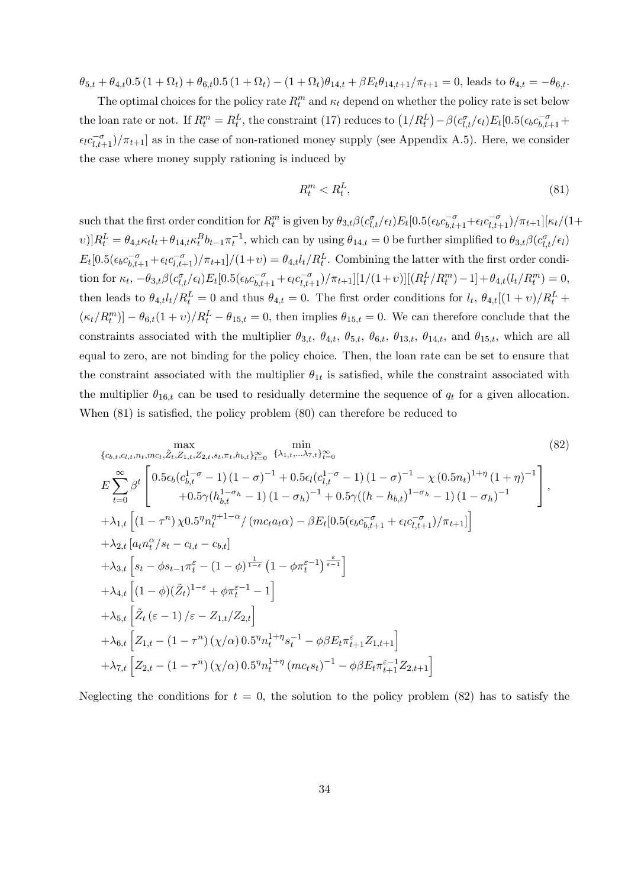$\theta_{5,t} + \theta_{4,t}0.5\,(1+\Omega_t) + \theta_{6,t}0.5\,(1+\Omega_t) - (1+\Omega_t)\theta_{14,t} + \beta E_t \theta_{14,t+1}/\pi_{t+1} = 0$, leads to $\theta_{4,t} = -\theta_{6,t}$.

The optimal choices for the policy rate $R_t^m$ and $\kappa_t$ depend on whether the policy rate is set below the loan rate or not. If $R_t^m = R_t^L$, the constraint (17) reduces to $(1/R_t^L) - \beta(c_{l,t}^{\sigma}/\epsilon_l)E_t[0.5(\epsilon_b c_{b,t+1}^{-\sigma} + \epsilon_l c_{l,t+1}^{-\sigma})/\pi_{t+1}]$ as in the case of non-rationed money supply (see Appendix A.5). Here, we consider the case where money supply rationing is induced by

$$R_t^m < R_t^L, \tag{81}$$

such that the first order condition for $R_t^m$ is given by $\theta_{3,t}\beta(c_{l,t}^{\sigma}/\epsilon_l)E_t[0.5(\epsilon_b c_{b,t+1}^{-\sigma} + \epsilon_l c_{l,t+1}^{-\sigma})/\pi_{t+1}][\kappa_t/(1+\upsilon)]R_t^L = \theta_{4,t}\kappa_t l_t + \theta_{14,t}\kappa_t^B b_{t-1}\pi_t^{-1}$, which can by using $\theta_{14,t} = 0$ be further simplified to $\theta_{3,t}\beta(c_{l,t}^{\sigma}/\epsilon_l)$ $E_t[0.5(\epsilon_b c_{b,t+1}^{-\sigma} + \epsilon_l c_{l,t+1}^{-\sigma})/\pi_{t+1}]/(1+\upsilon) = \theta_{4,t}l_t/R_t^L$. Combining the latter with the first order condition for $\kappa_t$, $-\theta_{3,t}\beta(c_{l,t}^{\sigma}/\epsilon_l)E_t[0.5(\epsilon_b c_{b,t+1}^{-\sigma} + \epsilon_l c_{l,t+1}^{-\sigma})/\pi_{t+1}][1/(1+\upsilon)][(R_t^L/R_t^m) - 1] + \theta_{4,t}(l_t/R_t^m) = 0$, then leads to $\theta_{4,t}l_t/R_t^L = 0$ and thus $\theta_{4,t} = 0$. The first order conditions for $l_t$, $\theta_{4,t}[(1+\upsilon)/R_t^L + (\kappa_t/R_t^m)] - \theta_{6,t}(1+\upsilon)/R_t^L - \theta_{15,t} = 0$, then implies $\theta_{15,t} = 0$. We can therefore conclude that the constraints associated with the multiplier $\theta_{3,t}$, $\theta_{4,t}$, $\theta_{5,t}$, $\theta_{6,t}$, $\theta_{13,t}$, $\theta_{14,t}$, and $\theta_{15,t}$, which are all equal to zero, are not binding for the policy choice. Then, the loan rate can be set to ensure that the constraint associated with the multiplier $\theta_{1t}$ is satisfied, while the constraint associated with the multiplier $\theta_{16,t}$ can be used to residually determine the sequence of $q_t$ for a given allocation. When (81) is satisfied, the policy problem (80) can therefore be reduced to

$$
\begin{aligned}
&\max_{\{c_{b,t},c_{l,t},n_t,mc_t,\tilde{Z}_t,Z_{1,t},Z_{2,t},s_t,\pi_t,h_{b,t}\}_{t=0}^{\infty}} \; \min_{\{\lambda_{1,t},\ldots\lambda_{7,t}\}_{t=0}^{\infty}} \qquad (82)\\
&E\sum_{t=0}^{\infty}\beta^t \begin{bmatrix} 0.5\epsilon_b(c_{b,t}^{1-\sigma}-1)(1-\sigma)^{-1} + 0.5\epsilon_l(c_{l,t}^{1-\sigma}-1)(1-\sigma)^{-1} - \chi(0.5n_t)^{1+\eta}(1+\eta)^{-1} \\ +0.5\gamma(h_{b,t}^{1-\sigma_h}-1)(1-\sigma_h)^{-1} + 0.5\gamma((h-h_{b,t})^{1-\sigma_h}-1)(1-\sigma_h)^{-1} \end{bmatrix}, \\
&+\lambda_{1,t}\left[(1-\tau^n)\chi 0.5^{\eta}n_t^{\eta+1-\alpha}/(mc_t a_t \alpha) - \beta E_t[0.5(\epsilon_b c_{b,t+1}^{-\sigma} + \epsilon_l c_{l,t+1}^{-\sigma})/\pi_{t+1}]\right] \\
&+\lambda_{2,t}\left[a_t n_t^{\alpha}/s_t - c_{l,t} - c_{b,t}\right] \\
&+\lambda_{3,t}\left[s_t - \phi s_{t-1}\pi_t^{\varepsilon} - (1-\phi)^{\frac{1}{1-\varepsilon}}\left(1-\phi\pi_t^{\varepsilon-1}\right)^{\frac{\varepsilon}{\varepsilon-1}}\right] \\
&+\lambda_{4,t}\left[(1-\phi)(\tilde{Z}_t)^{1-\varepsilon} + \phi\pi_t^{\varepsilon-1} - 1\right] \\
&+\lambda_{5,t}\left[\tilde{Z}_t(\varepsilon-1)/\varepsilon - Z_{1,t}/Z_{2,t}\right] \\
&+\lambda_{6,t}\left[Z_{1,t} - (1-\tau^n)(\chi/\alpha)0.5^{\eta}n_t^{1+\eta}s_t^{-1} - \phi\beta E_t\pi_{t+1}^{\varepsilon}Z_{1,t+1}\right] \\
&+\lambda_{7,t}\left[Z_{2,t} - (1-\tau^n)(\chi/\alpha)0.5^{\eta}n_t^{1+\eta}(mc_t s_t)^{-1} - \phi\beta E_t\pi_{t+1}^{\varepsilon-1}Z_{2,t+1}\right]
\end{aligned}
$$

Neglecting the conditions for $t = 0$, the solution to the policy problem (82) has to satisfy the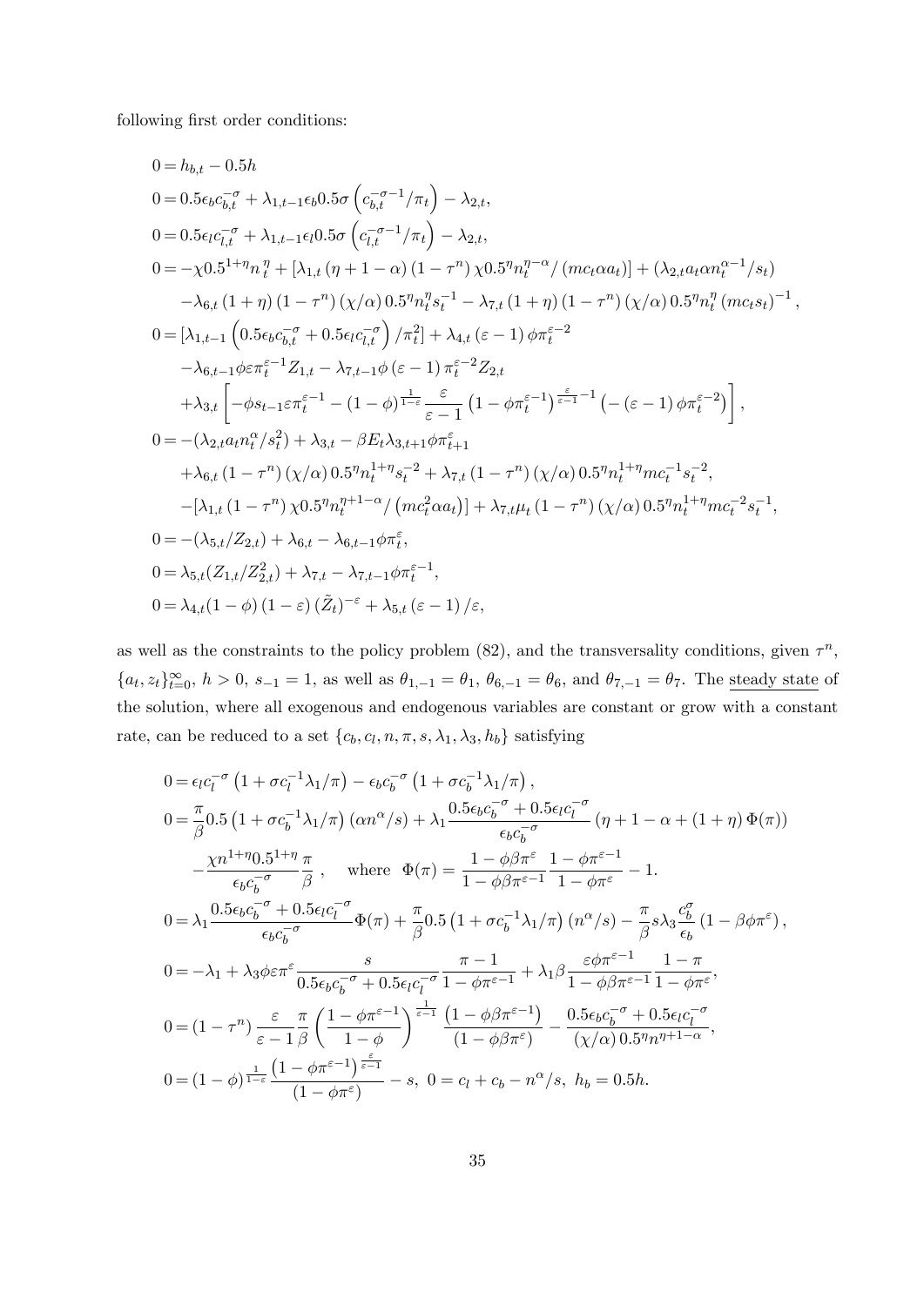following first order conditions:

$$
\begin{aligned}
0 =& \, h_{b,t} - 0.5h \\
0 =& \, 0.5\epsilon_b c_{b,t}^{-\sigma} + \lambda_{1,t-1}\epsilon_b 0.5\sigma\left(c_{b,t}^{-\sigma-1}/\pi_t\right) - \lambda_{2,t}, \\
0 =& \, 0.5\epsilon_l c_{l,t}^{-\sigma} + \lambda_{1,t-1}\epsilon_l 0.5\sigma\left(c_{l,t}^{-\sigma-1}/\pi_t\right) - \lambda_{2,t}, \\
0 =& -\chi 0.5^{1+\eta} n_t^{\,\eta} + \left[\lambda_{1,t}\left(\eta + 1 - \alpha\right)\left(1-\tau^n\right)\chi 0.5^{\eta} n_t^{\eta-\alpha}/\left(mc_t \alpha a_t\right)\right] + \left(\lambda_{2,t} a_t \alpha n_t^{\alpha-1}/s_t\right) \\
& -\lambda_{6,t}\left(1+\eta\right)\left(1-\tau^n\right)\left(\chi/\alpha\right)0.5^{\eta} n_t^{\eta} s_t^{-1} - \lambda_{7,t}\left(1+\eta\right)\left(1-\tau^n\right)\left(\chi/\alpha\right)0.5^{\eta} n_t^{\eta}\left(mc_t s_t\right)^{-1}, \\
0 =& \left[\lambda_{1,t-1}\left(0.5\epsilon_b c_{b,t}^{-\sigma} + 0.5\epsilon_l c_{l,t}^{-\sigma}\right)/\pi_t^2\right] + \lambda_{4,t}\left(\varepsilon - 1\right)\phi\pi_t^{\varepsilon-2} \\
& -\lambda_{6,t-1}\phi\varepsilon\pi_t^{\varepsilon-1}Z_{1,t} - \lambda_{7,t-1}\phi\left(\varepsilon-1\right)\pi_t^{\varepsilon-2}Z_{2,t} \\
& +\lambda_{3,t}\left[-\phi s_{t-1}\varepsilon\pi_t^{\varepsilon-1} - \left(1-\phi\right)^{\frac{1}{1-\varepsilon}}\frac{\varepsilon}{\varepsilon-1}\left(1-\phi\pi_t^{\varepsilon-1}\right)^{\frac{\varepsilon}{\varepsilon-1}-1}\left(-\left(\varepsilon-1\right)\phi\pi_t^{\varepsilon-2}\right)\right], \\
0 =& -\left(\lambda_{2,t} a_t n_t^{\alpha}/s_t^2\right) + \lambda_{3,t} - \beta E_t \lambda_{3,t+1}\phi\pi_{t+1}^{\varepsilon} \\
& +\lambda_{6,t}\left(1-\tau^n\right)\left(\chi/\alpha\right)0.5^{\eta} n_t^{1+\eta} s_t^{-2} + \lambda_{7,t}\left(1-\tau^n\right)\left(\chi/\alpha\right)0.5^{\eta} n_t^{1+\eta} mc_t^{-1} s_t^{-2}, \\
& -\left[\lambda_{1,t}\left(1-\tau^n\right)\chi 0.5^{\eta} n_t^{\eta+1-\alpha}/\left(mc_t^2 \alpha a_t\right)\right] + \lambda_{7,t}\mu_t\left(1-\tau^n\right)\left(\chi/\alpha\right)0.5^{\eta} n_t^{1+\eta} mc_t^{-2} s_t^{-1}, \\
0 =& -\left(\lambda_{5,t}/Z_{2,t}\right) + \lambda_{6,t} - \lambda_{6,t-1}\phi\pi_t^{\varepsilon}, \\
0 =& \, \lambda_{5,t}(Z_{1,t}/Z_{2,t}^2) + \lambda_{7,t} - \lambda_{7,t-1}\phi\pi_t^{\varepsilon-1}, \\
0 =& \, \lambda_{4,t}(1-\phi)\left(1-\varepsilon\right)(\tilde{Z}_t)^{-\varepsilon} + \lambda_{5,t}\left(\varepsilon-1\right)/\varepsilon,
\end{aligned}
$$

as well as the constraints to the policy problem (82), and the transversality conditions, given $\tau^n$, $\{a_t, z_t\}_{t=0}^{\infty}$, $h > 0$, $s_{-1} = 1$, as well as $\theta_{1,-1} = \theta_1$, $\theta_{6,-1} = \theta_6$, and $\theta_{7,-1} = \theta_7$. The steady state of the solution, where all exogenous and endogenous variables are constant or grow with a constant rate, can be reduced to a set $\{c_b, c_l, n, \pi, s, \lambda_1, \lambda_3, h_b\}$ satisfying

$$
\begin{aligned}
0 =& \, \epsilon_l c_l^{-\sigma}\left(1 + \sigma c_l^{-1}\lambda_1/\pi\right) - \epsilon_b c_b^{-\sigma}\left(1 + \sigma c_b^{-1}\lambda_1/\pi\right), \\
0 =& \, \frac{\pi}{\beta}0.5\left(1 + \sigma c_b^{-1}\lambda_1/\pi\right)\left(\alpha n^{\alpha}/s\right) + \lambda_1\frac{0.5\epsilon_b c_b^{-\sigma} + 0.5\epsilon_l c_l^{-\sigma}}{\epsilon_b c_b^{-\sigma}}\left(\eta + 1 - \alpha + \left(1+\eta\right)\Phi(\pi)\right) \\
& -\frac{\chi n^{1+\eta}0.5^{1+\eta}}{\epsilon_b c_b^{-\sigma}}\frac{\pi}{\beta}\,, \quad \text{where } \Phi(\pi) = \frac{1-\phi\beta\pi^{\varepsilon}}{1-\phi\beta\pi^{\varepsilon-1}}\frac{1-\phi\pi^{\varepsilon-1}}{1-\phi\pi^{\varepsilon}} - 1. \\
0 =& \, \lambda_1\frac{0.5\epsilon_b c_b^{-\sigma} + 0.5\epsilon_l c_l^{-\sigma}}{\epsilon_b c_b^{-\sigma}}\Phi(\pi) + \frac{\pi}{\beta}0.5\left(1 + \sigma c_b^{-1}\lambda_1/\pi\right)\left(n^{\alpha}/s\right) - \frac{\pi}{\beta}s\lambda_3\frac{c_b^{\sigma}}{\epsilon_b}\left(1 - \beta\phi\pi^{\varepsilon}\right), \\
0 =& -\lambda_1 + \lambda_3\phi\varepsilon\pi^{\varepsilon}\frac{s}{0.5\epsilon_b c_b^{-\sigma} + 0.5\epsilon_l c_l^{-\sigma}}\frac{\pi - 1}{1-\phi\pi^{\varepsilon-1}} + \lambda_1\beta\frac{\varepsilon\phi\pi^{\varepsilon-1}}{1-\phi\beta\pi^{\varepsilon-1}}\frac{1-\pi}{1-\phi\pi^{\varepsilon}}, \\
0 =& \left(1-\tau^n\right)\frac{\varepsilon}{\varepsilon-1}\frac{\pi}{\beta}\left(\frac{1-\phi\pi^{\varepsilon-1}}{1-\phi}\right)^{\frac{1}{\varepsilon-1}}\frac{\left(1-\phi\beta\pi^{\varepsilon-1}\right)}{\left(1-\phi\beta\pi^{\varepsilon}\right)} - \frac{0.5\epsilon_b c_b^{-\sigma} + 0.5\epsilon_l c_l^{-\sigma}}{\left(\chi/\alpha\right)0.5^{\eta} n^{\eta+1-\alpha}}, \\
0 =& \left(1-\phi\right)^{\frac{1}{1-\varepsilon}}\frac{\left(1-\phi\pi^{\varepsilon-1}\right)^{\frac{\varepsilon}{\varepsilon-1}}}{\left(1-\phi\pi^{\varepsilon}\right)} - s, \;\; 0 = c_l + c_b - n^{\alpha}/s, \;\; h_b = 0.5h.
\end{aligned}
$$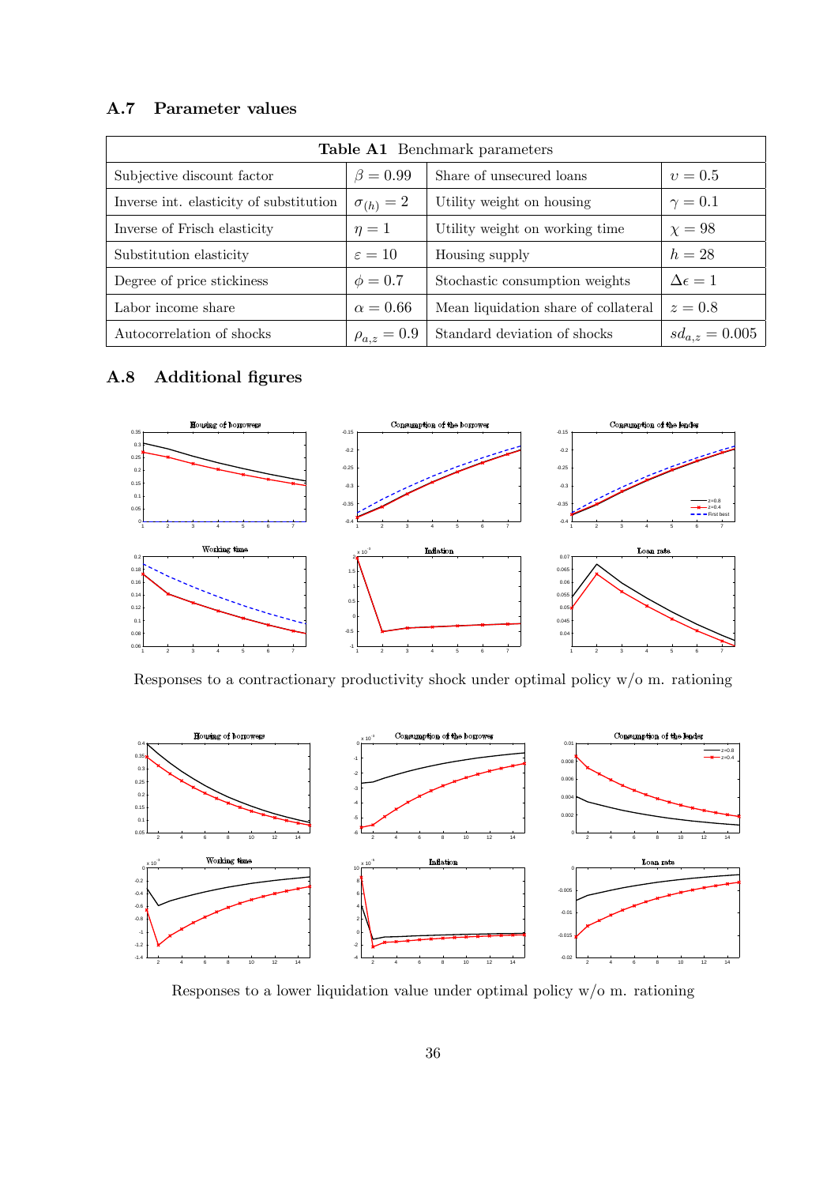## A.7 Parameter values

| **Table A1** Benchmark parameters | | | |
|---|---|---|---|
| Subjective discount factor | $\beta = 0.99$ | Share of unsecured loans | $\upsilon = 0.5$ |
| Inverse int. elasticity of substitution | $\sigma_{(h)} = 2$ | Utility weight on housing | $\gamma = 0.1$ |
| Inverse of Frisch elasticity | $\eta = 1$ | Utility weight on working time | $\chi = 98$ |
| Substitution elasticity | $\varepsilon = 10$ | Housing supply | $h = 28$ |
| Degree of price stickiness | $\phi = 0.7$ | Stochastic consumption weights | $\Delta\epsilon = 1$ |
| Labor income share | $\alpha = 0.66$ | Mean liquidation share of collateral | $z = 0.8$ |
| Autocorrelation of shocks | $\rho_{a,z} = 0.9$ | Standard deviation of shocks | $sd_{a,z} = 0.005$ |

## A.8 Additional figures

Housing of borrowers

Consumption of the borrower

Consumption of the lender

z=0.8
z=0.4
First best

Working time

Inflation

Loan rate

Responses to a contractionary productivity shock under optimal policy w/o m. rationing

Housing of borrowers

Consumption of the borrower

Consumption of the lender

z=0.8
z=0.4

Working time

Inflation

Loan rate

Responses to a lower liquidation value under optimal policy w/o m. rationing